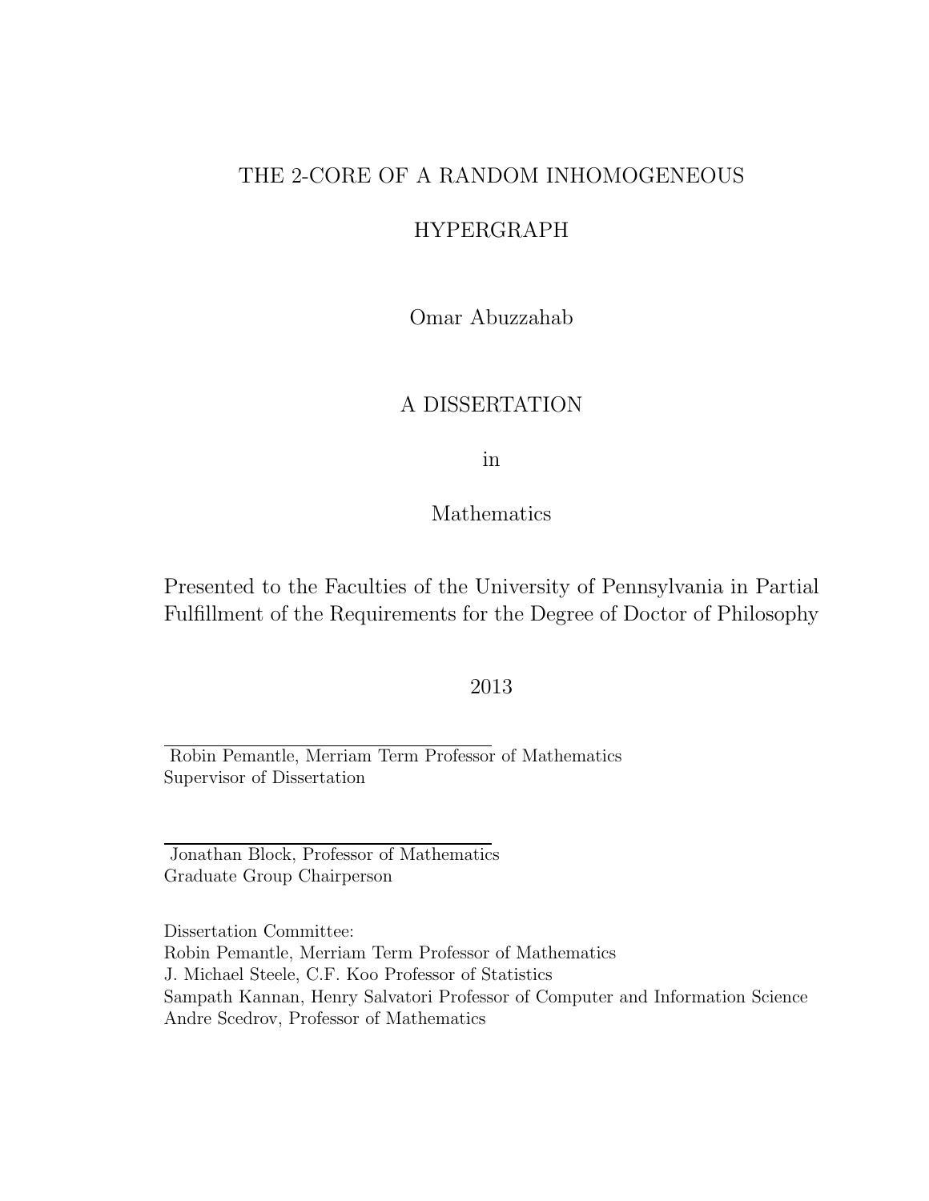# THE 2-CORE OF A RANDOM INHOMOGENEOUS HYPERGRAPH

Omar Abuzzahab

A DISSERTATION

in

Mathematics

Presented to the Faculties of the University of Pennsylvania in Partial Fulfillment of the Requirements for the Degree of Doctor of Philosophy

2013

Robin Pemantle, Merriam Term Professor of Mathematics
Supervisor of Dissertation

Jonathan Block, Professor of Mathematics
Graduate Group Chairperson

Dissertation Committee:
Robin Pemantle, Merriam Term Professor of Mathematics
J. Michael Steele, C.F. Koo Professor of Statistics
Sampath Kannan, Henry Salvatori Professor of Computer and Information Science
Andre Scedrov, Professor of Mathematics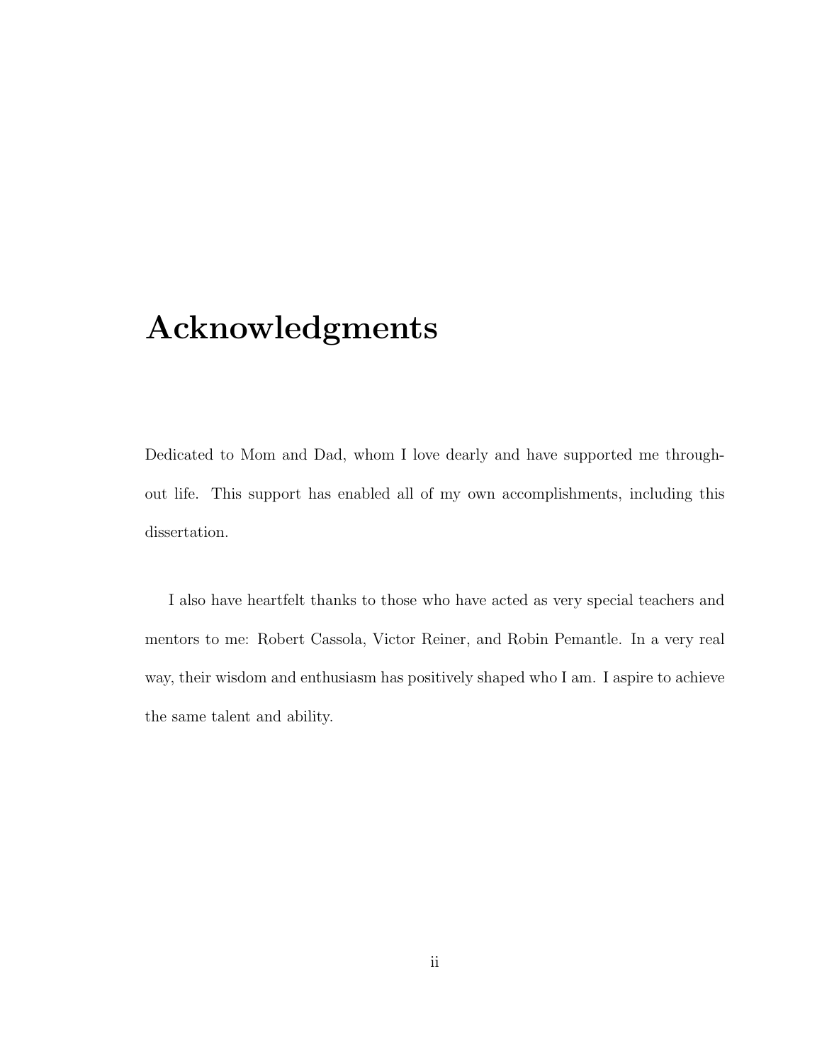# Acknowledgments

Dedicated to Mom and Dad, whom I love dearly and have supported me throughout life. This support has enabled all of my own accomplishments, including this dissertation.

I also have heartfelt thanks to those who have acted as very special teachers and mentors to me: Robert Cassola, Victor Reiner, and Robin Pemantle. In a very real way, their wisdom and enthusiasm has positively shaped who I am. I aspire to achieve the same talent and ability.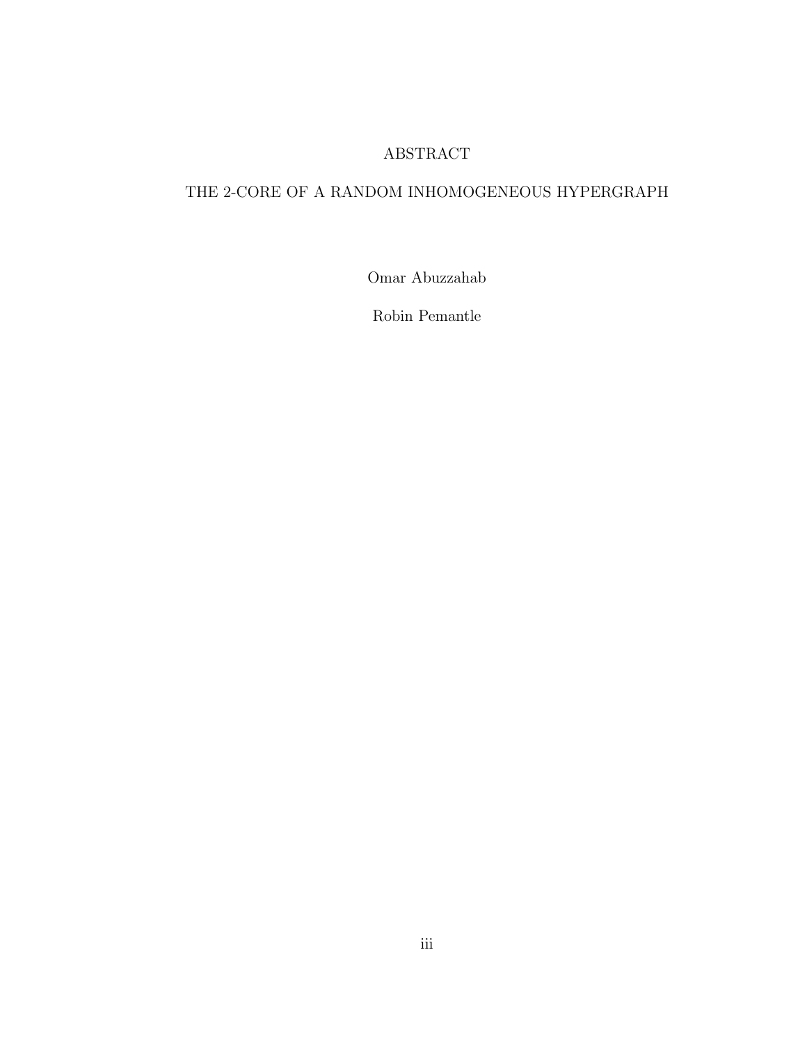# ABSTRACT

## THE 2-CORE OF A RANDOM INHOMOGENEOUS HYPERGRAPH

Omar Abuzzahab

Robin Pemantle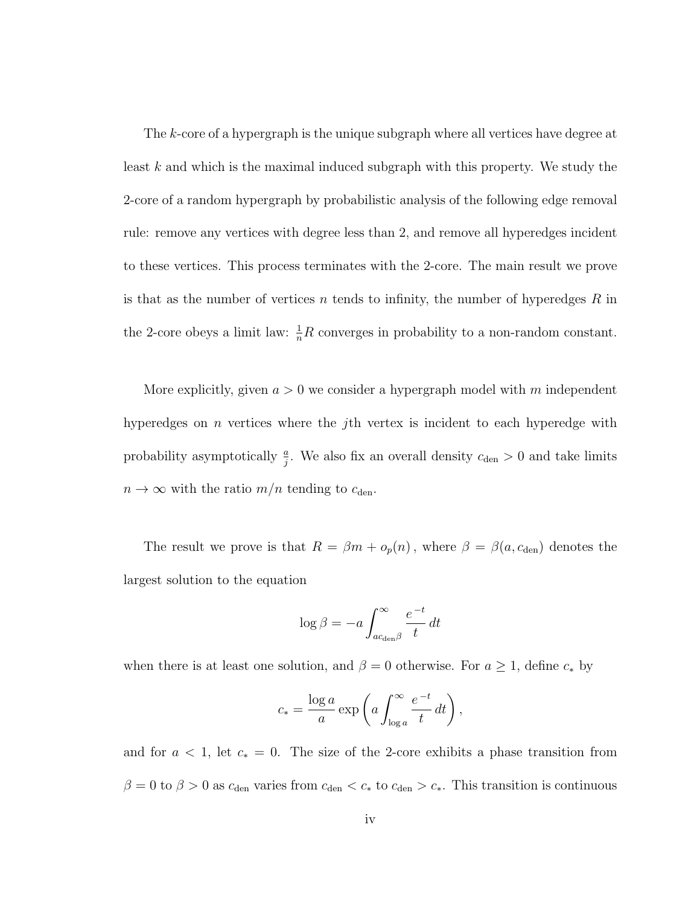The $k$-core of a hypergraph is the unique subgraph where all vertices have degree at least $k$ and which is the maximal induced subgraph with this property. We study the 2-core of a random hypergraph by probabilistic analysis of the following edge removal rule: remove any vertices with degree less than 2, and remove all hyperedges incident to these vertices. This process terminates with the 2-core. The main result we prove is that as the number of vertices $n$ tends to infinity, the number of hyperedges $R$ in the 2-core obeys a limit law: $\frac{1}{n}R$ converges in probability to a non-random constant.

More explicitly, given $a > 0$ we consider a hypergraph model with $m$ independent hyperedges on $n$ vertices where the $j$th vertex is incident to each hyperedge with probability asymptotically $\frac{a}{j}$. We also fix an overall density $c_{\text{den}} > 0$ and take limits $n \to \infty$ with the ratio $m/n$ tending to $c_{\text{den}}$.

The result we prove is that $R = \beta m + o_p(n)$, where $\beta = \beta(a, c_{\text{den}})$ denotes the largest solution to the equation

$$\log \beta = -a \int_{a c_{\text{den}} \beta}^{\infty} \frac{e^{-t}}{t} \, dt$$

when there is at least one solution, and $\beta = 0$ otherwise. For $a \geq 1$, define $c_*$ by

$$c_* = \frac{\log a}{a} \exp\left( a \int_{\log a}^{\infty} \frac{e^{-t}}{t} \, dt \right),$$

and for $a < 1$, let $c_* = 0$. The size of the 2-core exhibits a phase transition from $\beta = 0$ to $\beta > 0$ as $c_{\text{den}}$ varies from $c_{\text{den}} < c_*$ to $c_{\text{den}} > c_*$. This transition is continuous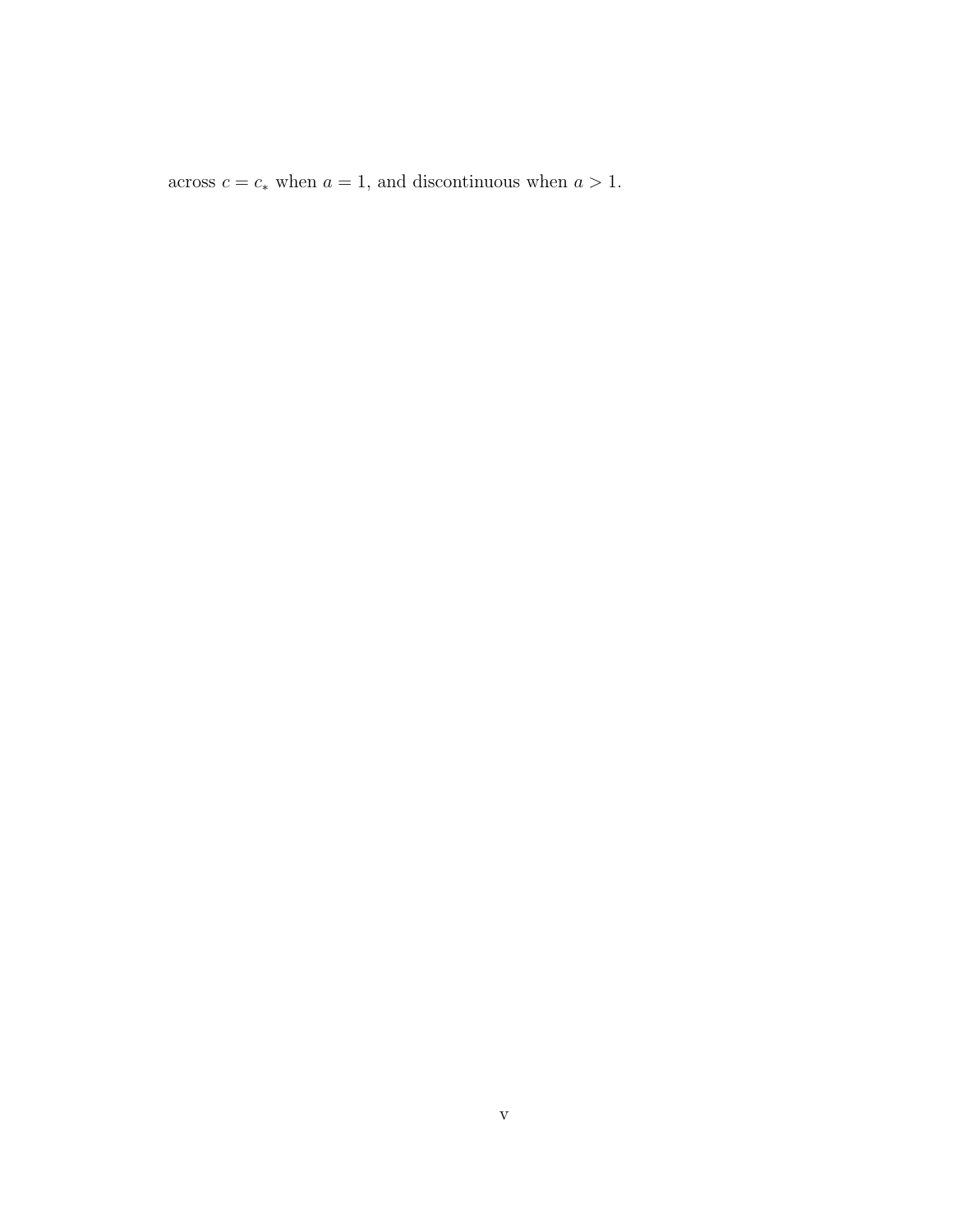across $c = c_*$ when $a = 1$, and discontinuous when $a > 1$.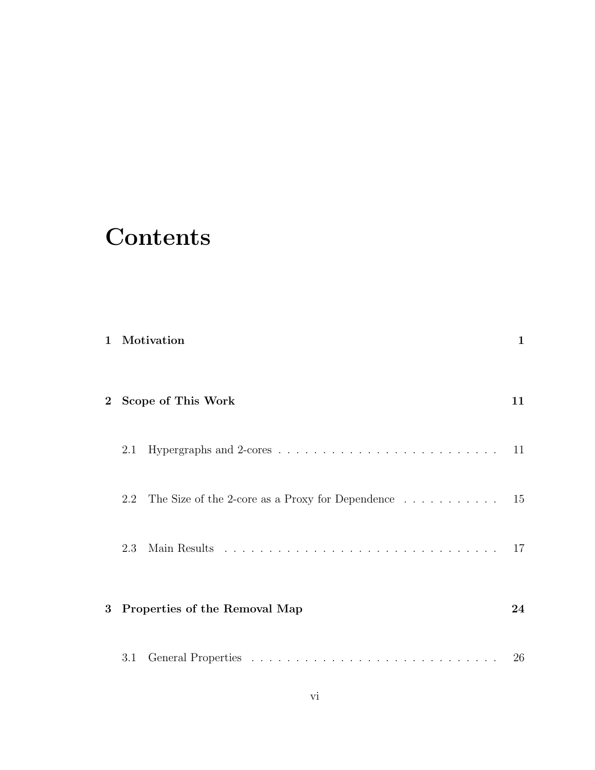# Contents

**1 Motivation** **1**

**2 Scope of This Work** **11**

2.1 Hypergraphs and 2-cores . . . . . . . . . . . . . . . . . . . . . . . . . . 11

2.2 The Size of the 2-core as a Proxy for Dependence . . . . . . . . . . . 15

2.3 Main Results . . . . . . . . . . . . . . . . . . . . . . . . . . . . . . . . . 17

**3 Properties of the Removal Map** **24**

3.1 General Properties . . . . . . . . . . . . . . . . . . . . . . . . . . . . . 26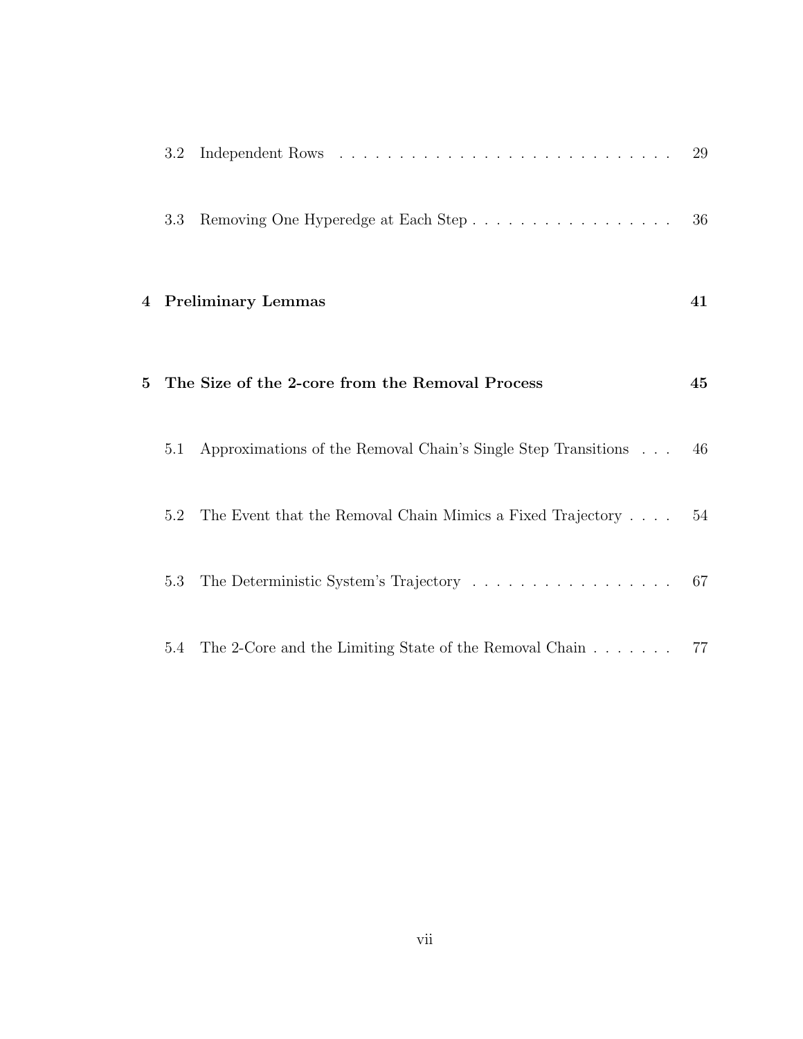3.2 Independent Rows . . . . . . . . . . . . . . . . . . . . . . . . . . . . 29

3.3 Removing One Hyperedge at Each Step . . . . . . . . . . . . . . . . . . 36

**4 Preliminary Lemmas** **41**

**5 The Size of the 2-core from the Removal Process** **45**

5.1 Approximations of the Removal Chain's Single Step Transitions . . . 46

5.2 The Event that the Removal Chain Mimics a Fixed Trajectory . . . . 54

5.3 The Deterministic System's Trajectory . . . . . . . . . . . . . . . . . 67

5.4 The 2-Core and the Limiting State of the Removal Chain . . . . . . . 77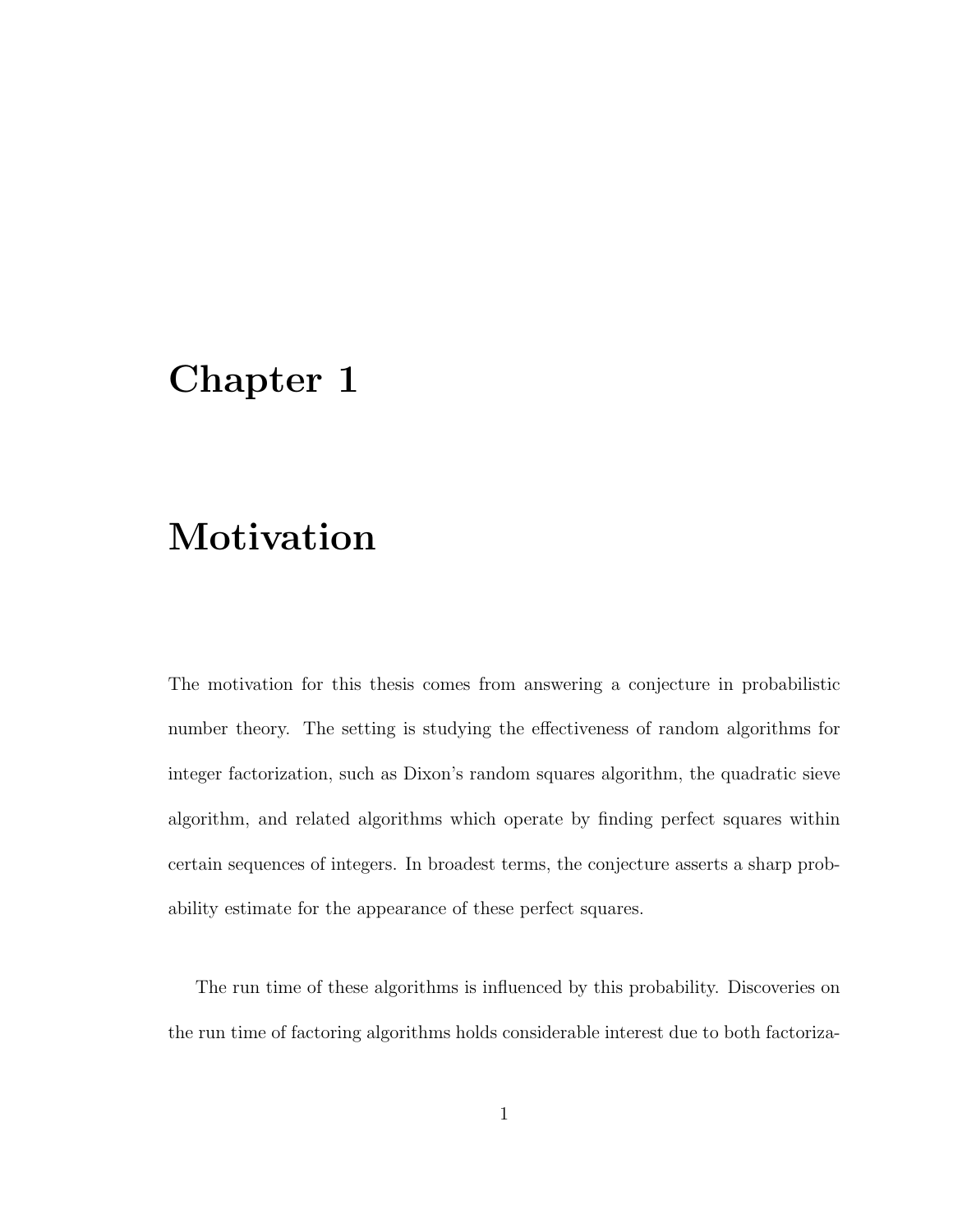# Chapter 1

# Motivation

The motivation for this thesis comes from answering a conjecture in probabilistic number theory. The setting is studying the effectiveness of random algorithms for integer factorization, such as Dixon's random squares algorithm, the quadratic sieve algorithm, and related algorithms which operate by finding perfect squares within certain sequences of integers. In broadest terms, the conjecture asserts a sharp probability estimate for the appearance of these perfect squares.

The run time of these algorithms is influenced by this probability. Discoveries on the run time of factoring algorithms holds considerable interest due to both factoriza-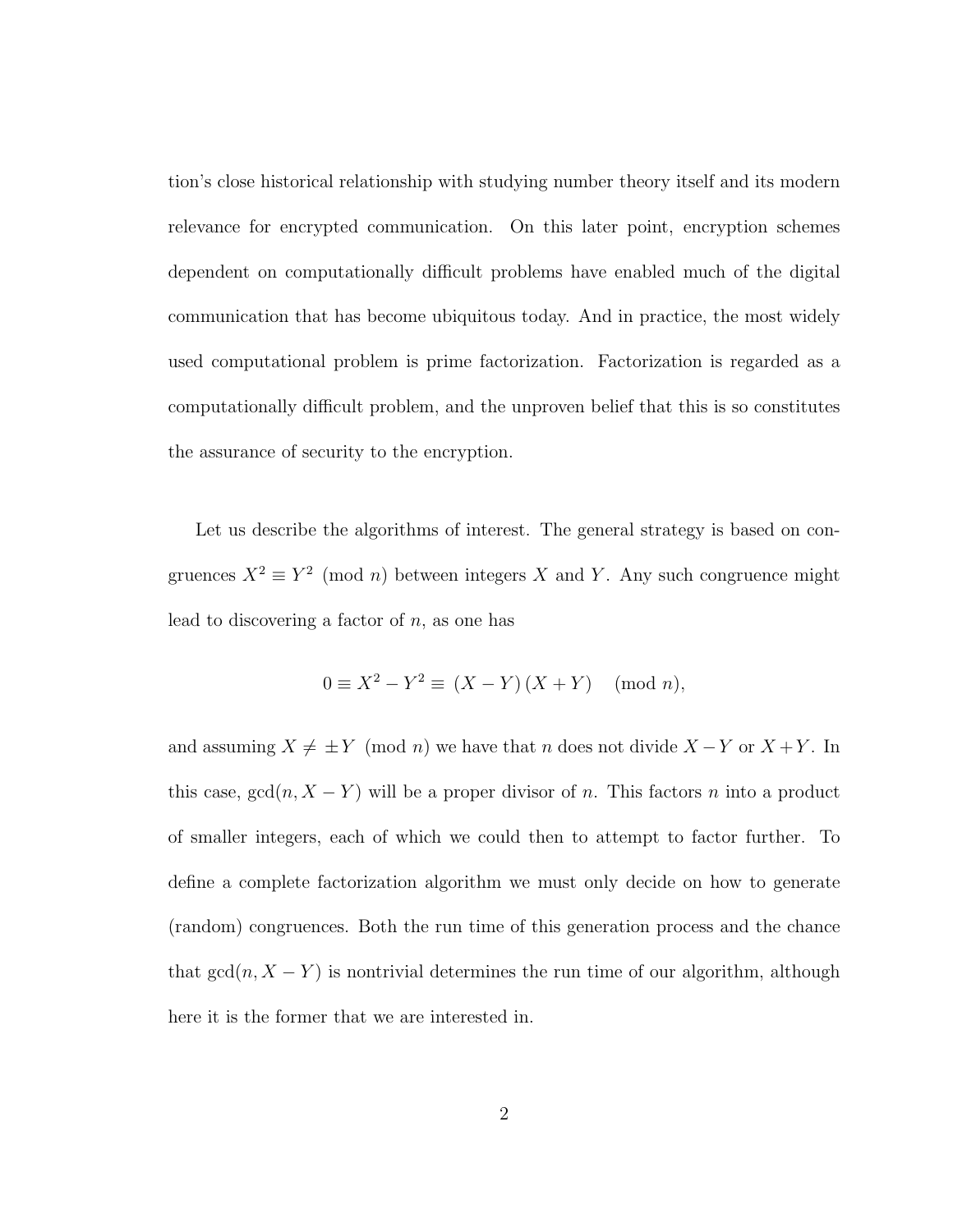tion's close historical relationship with studying number theory itself and its modern relevance for encrypted communication. On this later point, encryption schemes dependent on computationally difficult problems have enabled much of the digital communication that has become ubiquitous today. And in practice, the most widely used computational problem is prime factorization. Factorization is regarded as a computationally difficult problem, and the unproven belief that this is so constitutes the assurance of security to the encryption.

Let us describe the algorithms of interest. The general strategy is based on congruences $X^2 \equiv Y^2 \pmod{n}$ between integers $X$ and $Y$. Any such congruence might lead to discovering a factor of $n$, as one has

$$0 \equiv X^2 - Y^2 \equiv (X - Y)(X + Y) \pmod{n},$$

and assuming $X \not\equiv \pm Y \pmod{n}$ we have that $n$ does not divide $X - Y$ or $X + Y$. In this case, $\gcd(n, X - Y)$ will be a proper divisor of $n$. This factors $n$ into a product of smaller integers, each of which we could then to attempt to factor further. To define a complete factorization algorithm we must only decide on how to generate (random) congruences. Both the run time of this generation process and the chance that $\gcd(n, X - Y)$ is nontrivial determines the run time of our algorithm, although here it is the former that we are interested in.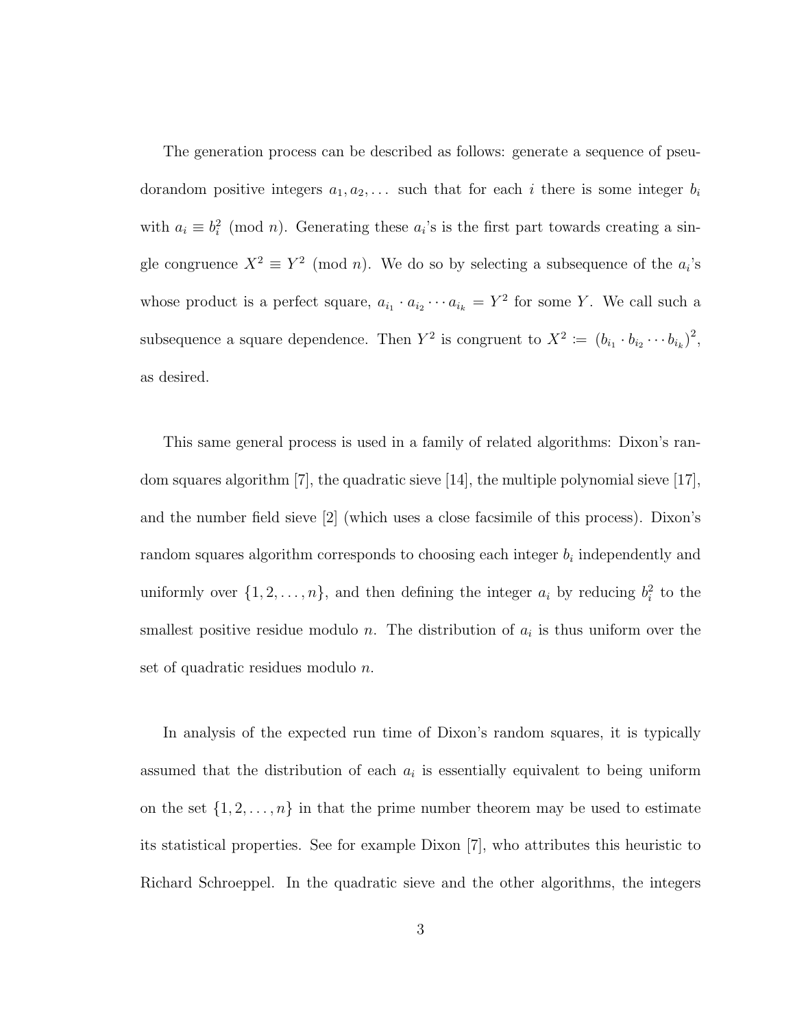The generation process can be described as follows: generate a sequence of pseudorandom positive integers $a_1, a_2, \ldots$ such that for each $i$ there is some integer $b_i$ with $a_i \equiv b_i^2 \pmod{n}$. Generating these $a_i$'s is the first part towards creating a single congruence $X^2 \equiv Y^2 \pmod{n}$. We do so by selecting a subsequence of the $a_i$'s whose product is a perfect square, $a_{i_1} \cdot a_{i_2} \cdots a_{i_k} = Y^2$ for some $Y$. We call such a subsequence a square dependence. Then $Y^2$ is congruent to $X^2 := (b_{i_1} \cdot b_{i_2} \cdots b_{i_k})^2$, as desired.

This same general process is used in a family of related algorithms: Dixon's random squares algorithm [7], the quadratic sieve [14], the multiple polynomial sieve [17], and the number field sieve [2] (which uses a close facsimile of this process). Dixon's random squares algorithm corresponds to choosing each integer $b_i$ independently and uniformly over $\{1, 2, \ldots, n\}$, and then defining the integer $a_i$ by reducing $b_i^2$ to the smallest positive residue modulo $n$. The distribution of $a_i$ is thus uniform over the set of quadratic residues modulo $n$.

In analysis of the expected run time of Dixon's random squares, it is typically assumed that the distribution of each $a_i$ is essentially equivalent to being uniform on the set $\{1, 2, \ldots, n\}$ in that the prime number theorem may be used to estimate its statistical properties. See for example Dixon [7], who attributes this heuristic to Richard Schroeppel. In the quadratic sieve and the other algorithms, the integers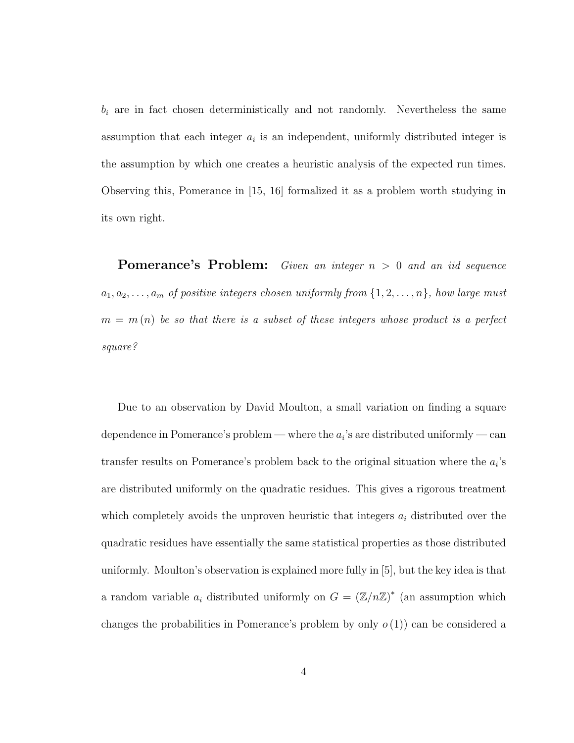$b_i$ are in fact chosen deterministically and not randomly. Nevertheless the same assumption that each integer $a_i$ is an independent, uniformly distributed integer is the assumption by which one creates a heuristic analysis of the expected run times. Observing this, Pomerance in [15, 16] formalized it as a problem worth studying in its own right.

**Pomerance's Problem:** *Given an integer $n > 0$ and an iid sequence $a_1, a_2, \ldots, a_m$ of positive integers chosen uniformly from $\{1, 2, \ldots, n\}$, how large must $m = m(n)$ be so that there is a subset of these integers whose product is a perfect square?*

Due to an observation by David Moulton, a small variation on finding a square dependence in Pomerance's problem — where the $a_i$'s are distributed uniformly — can transfer results on Pomerance's problem back to the original situation where the $a_i$'s are distributed uniformly on the quadratic residues. This gives a rigorous treatment which completely avoids the unproven heuristic that integers $a_i$ distributed over the quadratic residues have essentially the same statistical properties as those distributed uniformly. Moulton's observation is explained more fully in [5], but the key idea is that a random variable $a_i$ distributed uniformly on $G = (\mathbb{Z}/n\mathbb{Z})^*$ (an assumption which changes the probabilities in Pomerance's problem by only $o(1)$) can be considered a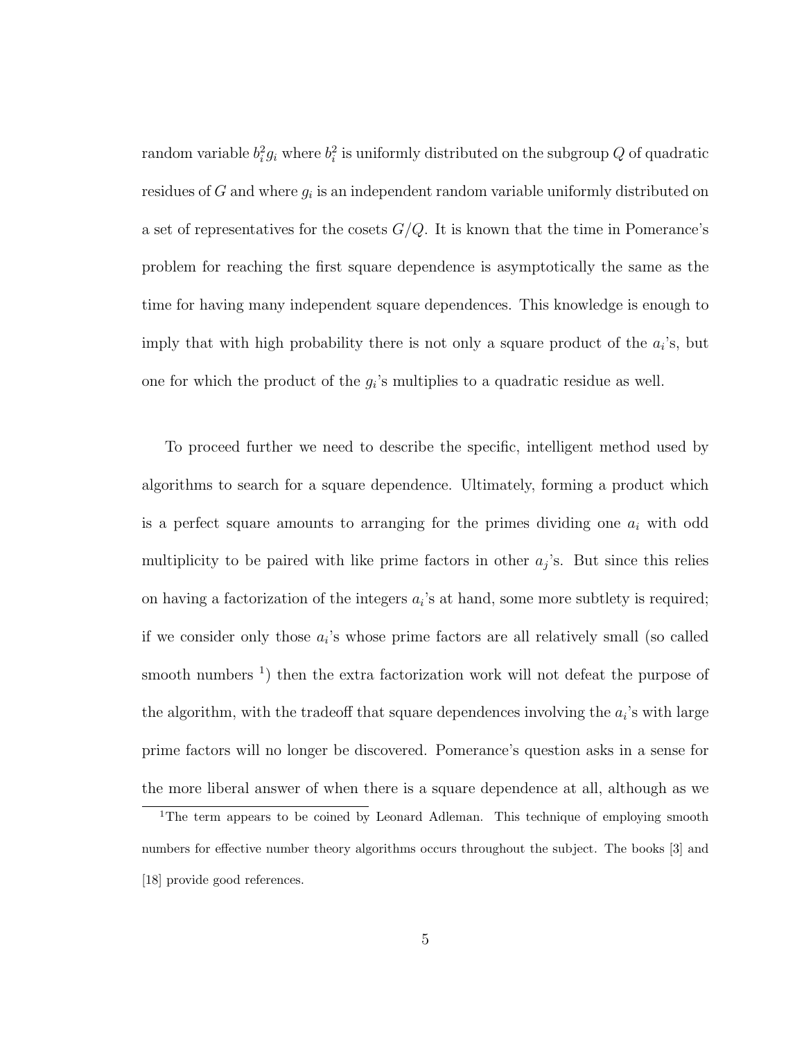random variable $b_i^2 g_i$ where $b_i^2$ is uniformly distributed on the subgroup $Q$ of quadratic residues of $G$ and where $g_i$ is an independent random variable uniformly distributed on a set of representatives for the cosets $G/Q$. It is known that the time in Pomerance's problem for reaching the first square dependence is asymptotically the same as the time for having many independent square dependences. This knowledge is enough to imply that with high probability there is not only a square product of the $a_i$'s, but one for which the product of the $g_i$'s multiplies to a quadratic residue as well.

To proceed further we need to describe the specific, intelligent method used by algorithms to search for a square dependence. Ultimately, forming a product which is a perfect square amounts to arranging for the primes dividing one $a_i$ with odd multiplicity to be paired with like prime factors in other $a_j$'s. But since this relies on having a factorization of the integers $a_i$'s at hand, some more subtlety is required; if we consider only those $a_i$'s whose prime factors are all relatively small (so called smooth numbers [1]) then the extra factorization work will not defeat the purpose of the algorithm, with the tradeoff that square dependences involving the $a_i$'s with large prime factors will no longer be discovered. Pomerance's question asks in a sense for the more liberal answer of when there is a square dependence at all, although as we

[1] The term appears to be coined by Leonard Adleman. This technique of employing smooth numbers for effective number theory algorithms occurs throughout the subject. The books [3] and [18] provide good references.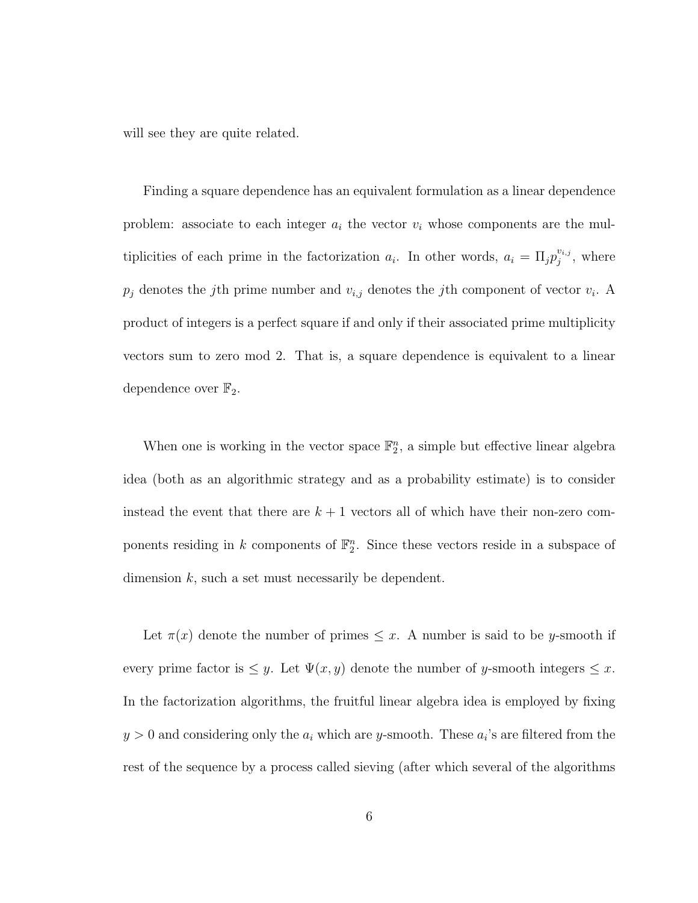will see they are quite related.

Finding a square dependence has an equivalent formulation as a linear dependence problem: associate to each integer $a_i$ the vector $v_i$ whose components are the multiplicities of each prime in the factorization $a_i$. In other words, $a_i = \Pi_j p_j^{v_{i,j}}$, where $p_j$ denotes the $j$th prime number and $v_{i,j}$ denotes the $j$th component of vector $v_i$. A product of integers is a perfect square if and only if their associated prime multiplicity vectors sum to zero mod 2. That is, a square dependence is equivalent to a linear dependence over $\mathbb{F}_2$.

When one is working in the vector space $\mathbb{F}_2^n$, a simple but effective linear algebra idea (both as an algorithmic strategy and as a probability estimate) is to consider instead the event that there are $k+1$ vectors all of which have their non-zero components residing in $k$ components of $\mathbb{F}_2^n$. Since these vectors reside in a subspace of dimension $k$, such a set must necessarily be dependent.

Let $\pi(x)$ denote the number of primes $\leq x$. A number is said to be $y$-smooth if every prime factor is $\leq y$. Let $\Psi(x, y)$ denote the number of $y$-smooth integers $\leq x$. In the factorization algorithms, the fruitful linear algebra idea is employed by fixing $y > 0$ and considering only the $a_i$ which are $y$-smooth. These $a_i$'s are filtered from the rest of the sequence by a process called sieving (after which several of the algorithms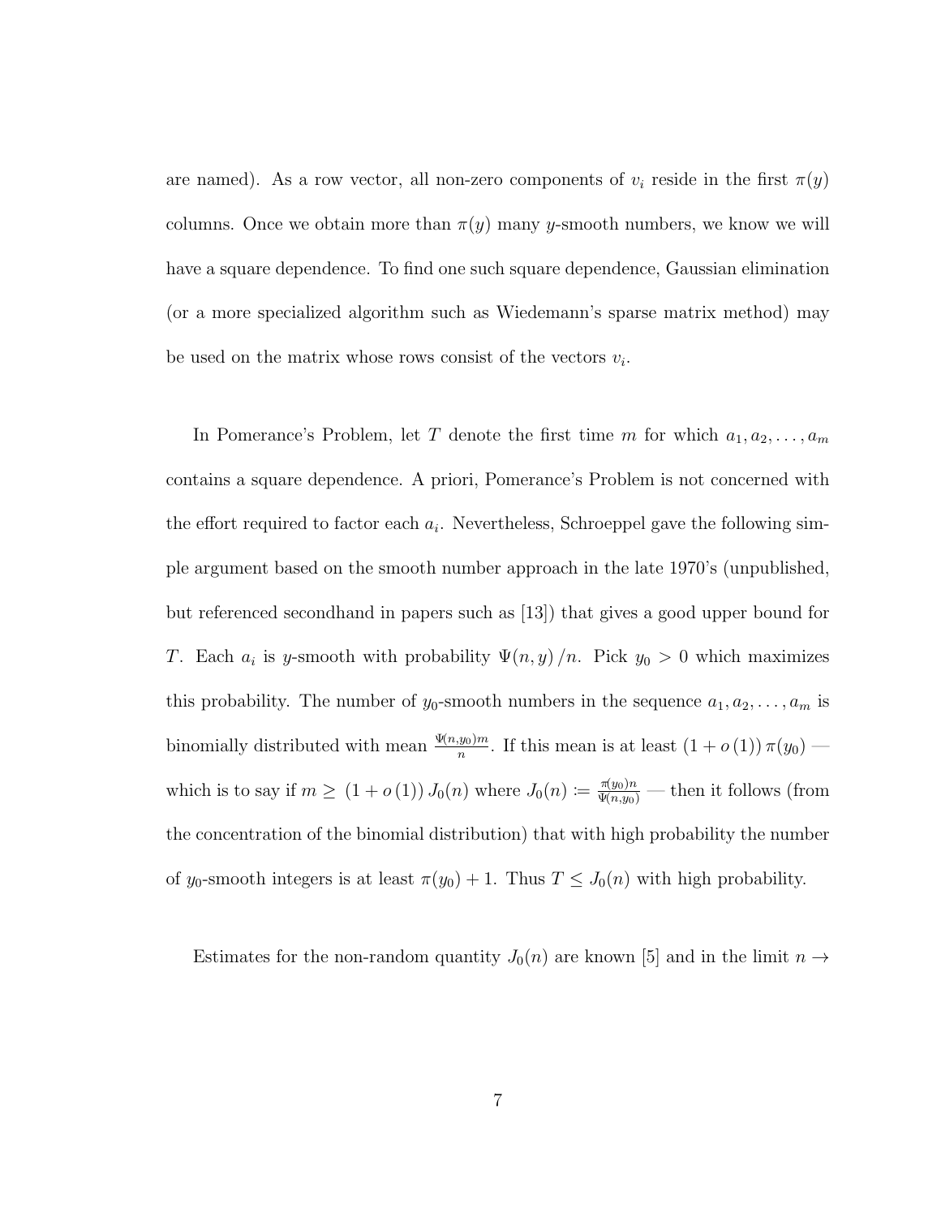are named). As a row vector, all non-zero components of $v_i$ reside in the first $\pi(y)$ columns. Once we obtain more than $\pi(y)$ many $y$-smooth numbers, we know we will have a square dependence. To find one such square dependence, Gaussian elimination (or a more specialized algorithm such as Wiedemann's sparse matrix method) may be used on the matrix whose rows consist of the vectors $v_i$.

In Pomerance's Problem, let $T$ denote the first time $m$ for which $a_1, a_2, \ldots, a_m$ contains a square dependence. A priori, Pomerance's Problem is not concerned with the effort required to factor each $a_i$. Nevertheless, Schroeppel gave the following simple argument based on the smooth number approach in the late 1970's (unpublished, but referenced secondhand in papers such as [13]) that gives a good upper bound for $T$. Each $a_i$ is $y$-smooth with probability $\Psi(n, y)/n$. Pick $y_0 > 0$ which maximizes this probability. The number of $y_0$-smooth numbers in the sequence $a_1, a_2, \ldots, a_m$ is binomially distributed with mean $\frac{\Psi(n,y_0)m}{n}$. If this mean is at least $(1 + o(1))\,\pi(y_0)$ — which is to say if $m \geq (1 + o(1))\,J_0(n)$ where $J_0(n) := \frac{\pi(y_0)n}{\Psi(n,y_0)}$ — then it follows (from the concentration of the binomial distribution) that with high probability the number of $y_0$-smooth integers is at least $\pi(y_0) + 1$. Thus $T \leq J_0(n)$ with high probability.

Estimates for the non-random quantity $J_0(n)$ are known [5] and in the limit $n \to$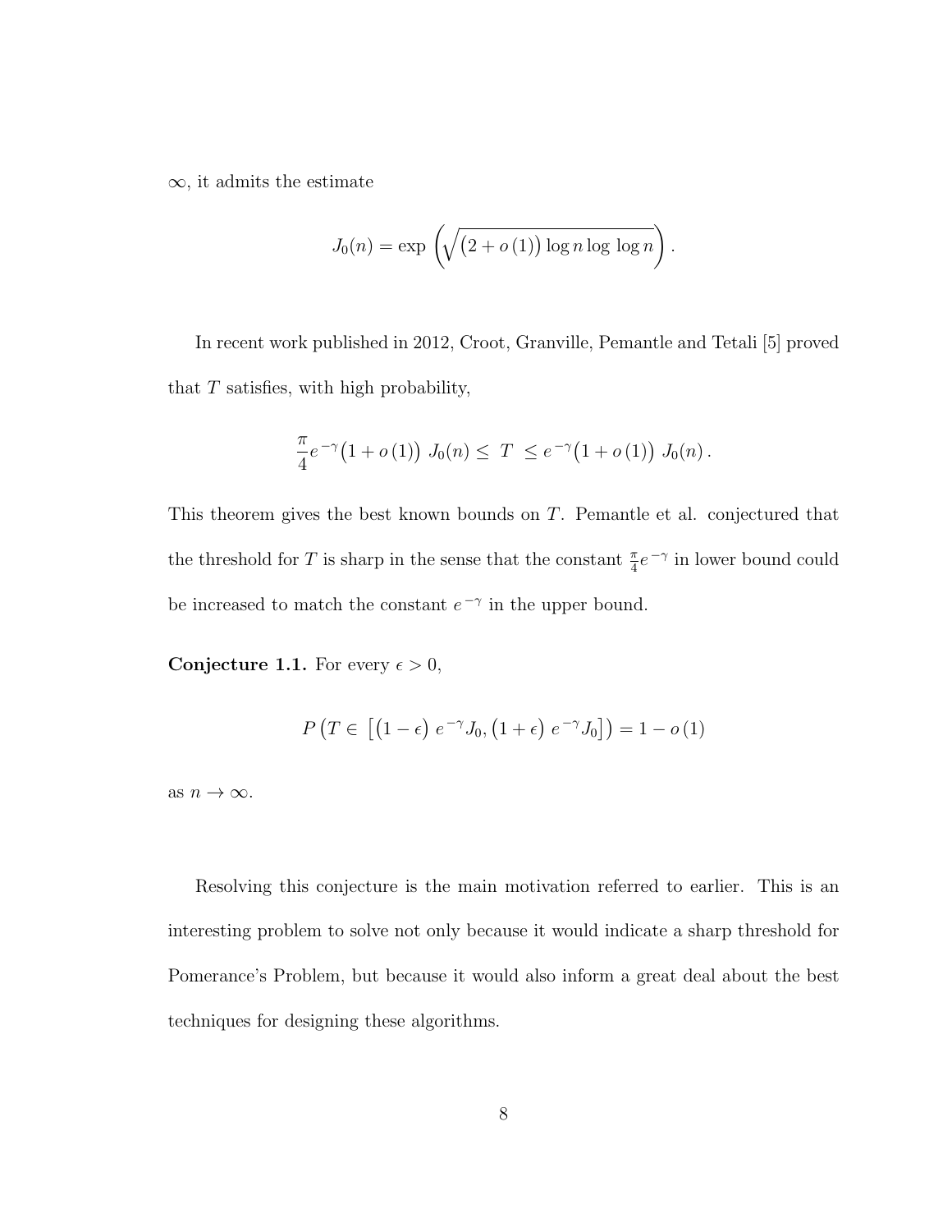$\infty$, it admits the estimate

$$J_0(n) = \exp\left(\sqrt{\big(2 + o\left(1\right)\big)\log n \log\, \log n}\right).$$

In recent work published in 2012, Croot, Granville, Pemantle and Tetali [5] proved that $T$ satisfies, with high probability,

$$\frac{\pi}{4} e^{-\gamma}\big(1 + o\left(1\right)\big)\; J_0(n) \leq\; T\; \leq e^{-\gamma}\big(1 + o\left(1\right)\big)\; J_0(n)\,.$$

This theorem gives the best known bounds on $T$. Pemantle et al. conjectured that the threshold for $T$ is sharp in the sense that the constant $\frac{\pi}{4} e^{-\gamma}$ in lower bound could be increased to match the constant $e^{-\gamma}$ in the upper bound.

**Conjecture 1.1.** For every $\epsilon > 0$,

$$P\left(T \in \left[\big(1 - \epsilon\big)\; e^{-\gamma} J_0, \big(1 + \epsilon\big)\; e^{-\gamma} J_0\right]\right) = 1 - o\left(1\right)$$

as $n \to \infty$.

Resolving this conjecture is the main motivation referred to earlier. This is an interesting problem to solve not only because it would indicate a sharp threshold for Pomerance's Problem, but because it would also inform a great deal about the best techniques for designing these algorithms.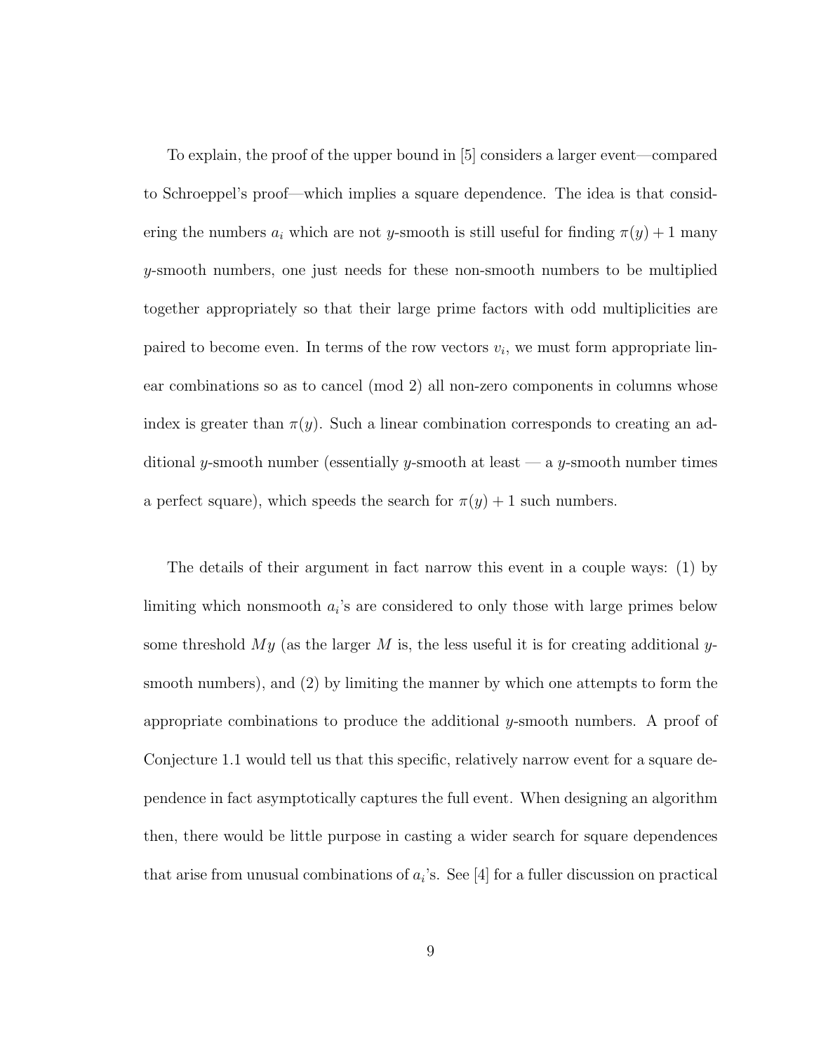To explain, the proof of the upper bound in [5] considers a larger event—compared to Schroeppel's proof—which implies a square dependence. The idea is that considering the numbers $a_i$ which are not $y$-smooth is still useful for finding $\pi(y) + 1$ many $y$-smooth numbers, one just needs for these non-smooth numbers to be multiplied together appropriately so that their large prime factors with odd multiplicities are paired to become even. In terms of the row vectors $v_i$, we must form appropriate linear combinations so as to cancel (mod 2) all non-zero components in columns whose index is greater than $\pi(y)$. Such a linear combination corresponds to creating an additional $y$-smooth number (essentially $y$-smooth at least — a $y$-smooth number times a perfect square), which speeds the search for $\pi(y) + 1$ such numbers.

The details of their argument in fact narrow this event in a couple ways: (1) by limiting which nonsmooth $a_i$'s are considered to only those with large primes below some threshold $My$ (as the larger $M$ is, the less useful it is for creating additional $y$-smooth numbers), and (2) by limiting the manner by which one attempts to form the appropriate combinations to produce the additional $y$-smooth numbers. A proof of Conjecture 1.1 would tell us that this specific, relatively narrow event for a square dependence in fact asymptotically captures the full event. When designing an algorithm then, there would be little purpose in casting a wider search for square dependences that arise from unusual combinations of $a_i$'s. See [4] for a fuller discussion on practical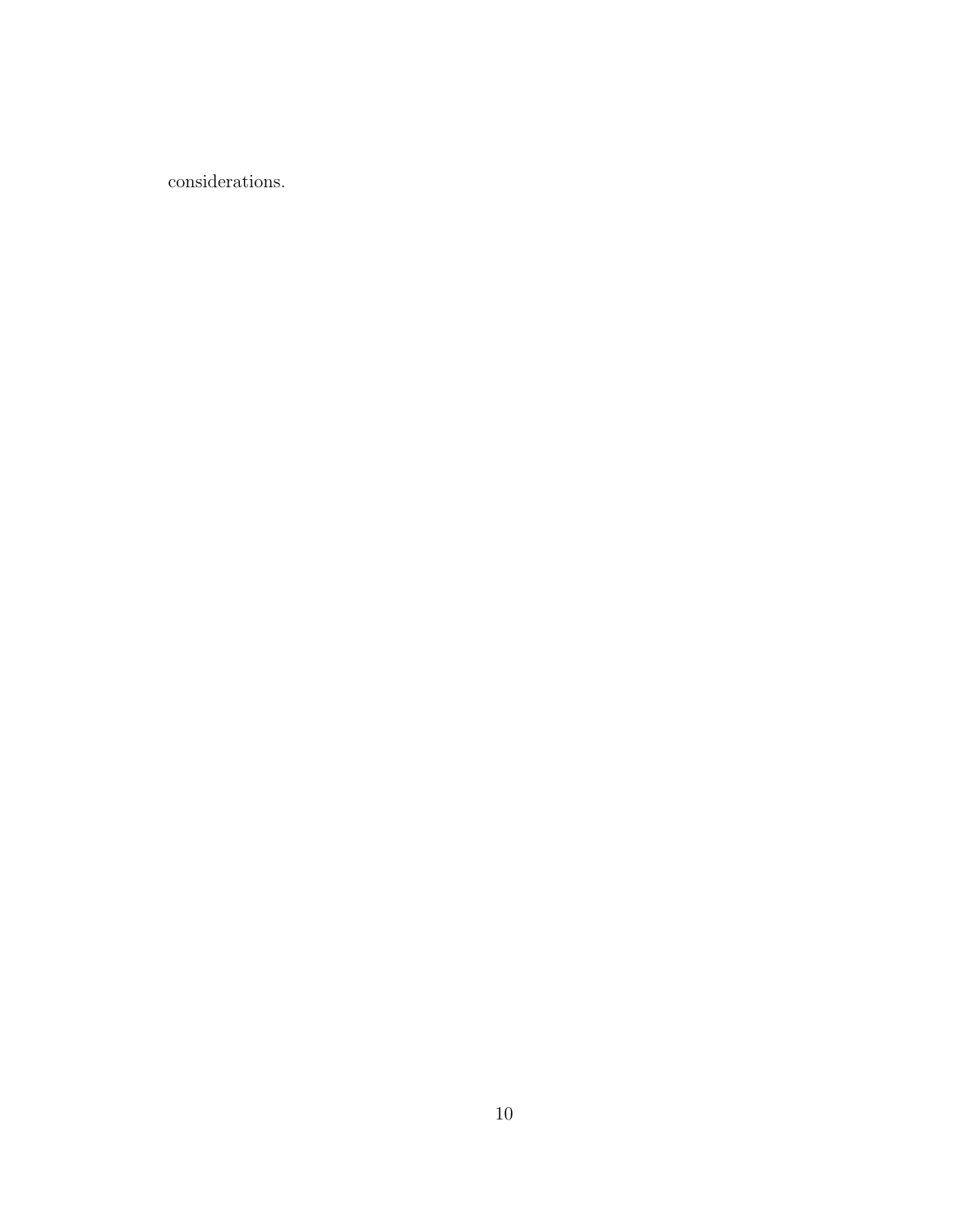considerations.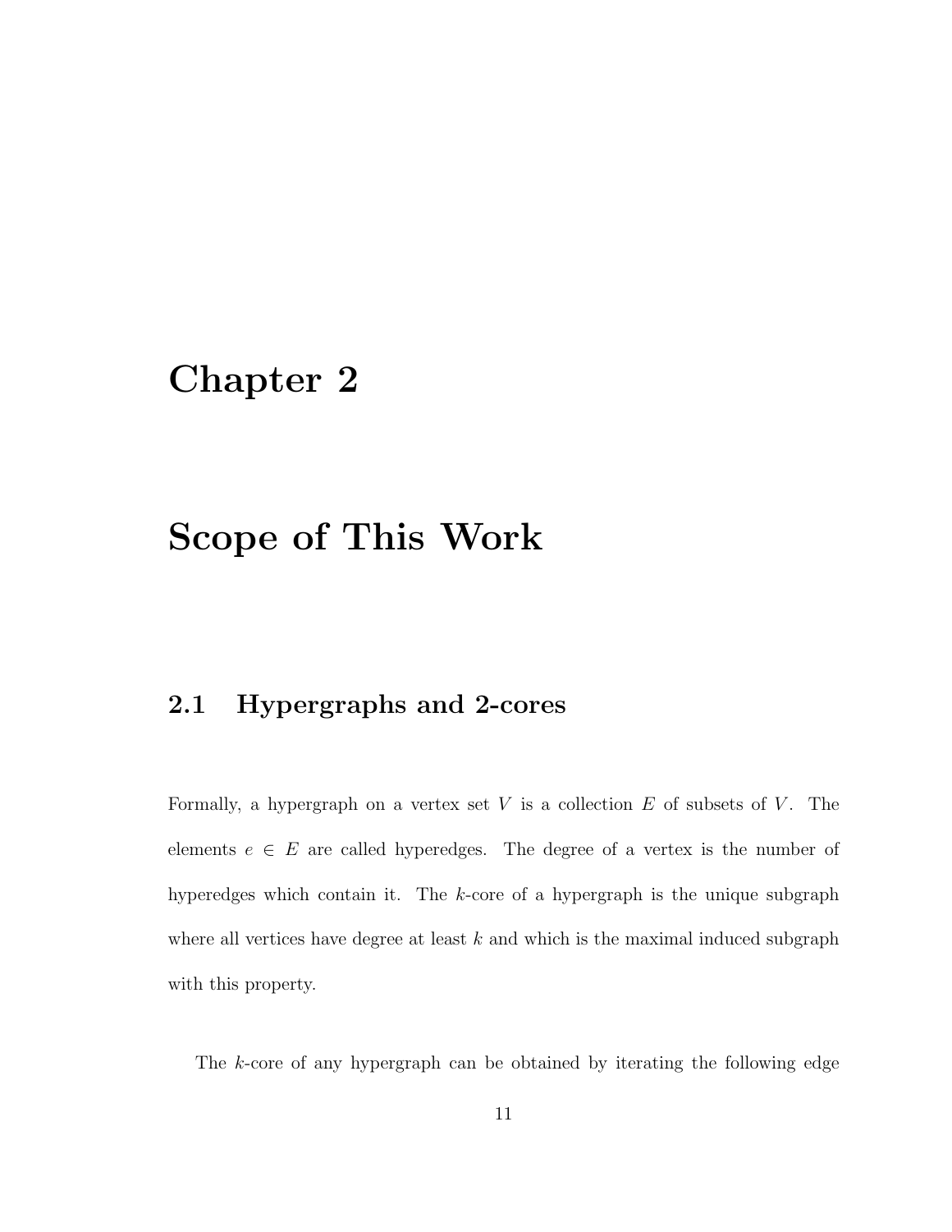# Chapter 2

# Scope of This Work

## 2.1 Hypergraphs and 2-cores

Formally, a hypergraph on a vertex set $V$ is a collection $E$ of subsets of $V$. The elements $e \in E$ are called hyperedges. The degree of a vertex is the number of hyperedges which contain it. The $k$-core of a hypergraph is the unique subgraph where all vertices have degree at least $k$ and which is the maximal induced subgraph with this property.

The $k$-core of any hypergraph can be obtained by iterating the following edge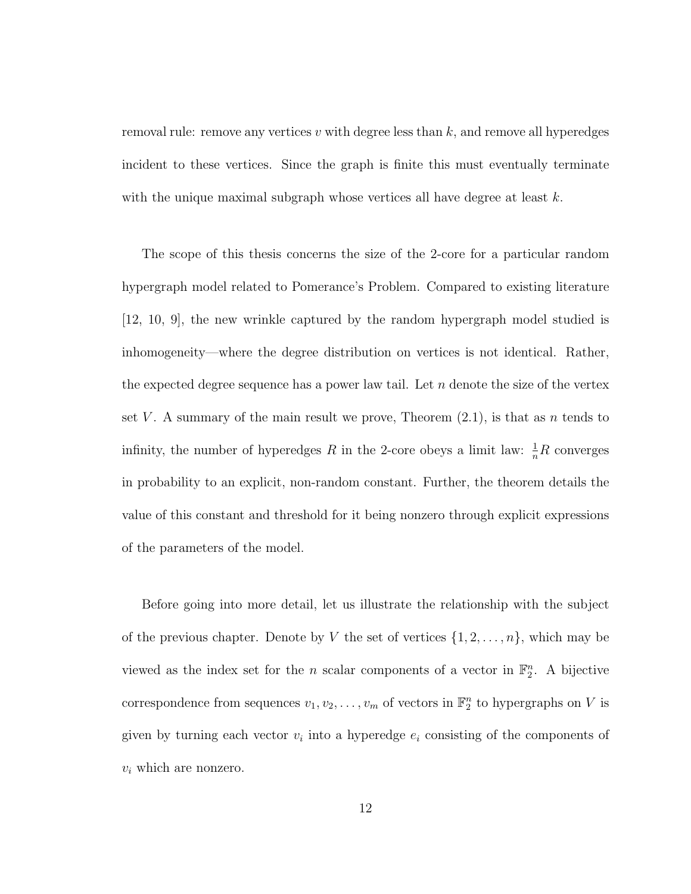removal rule: remove any vertices $v$ with degree less than $k$, and remove all hyperedges incident to these vertices. Since the graph is finite this must eventually terminate with the unique maximal subgraph whose vertices all have degree at least $k$.

The scope of this thesis concerns the size of the 2-core for a particular random hypergraph model related to Pomerance's Problem. Compared to existing literature [12, 10, 9], the new wrinkle captured by the random hypergraph model studied is inhomogeneity—where the degree distribution on vertices is not identical. Rather, the expected degree sequence has a power law tail. Let $n$ denote the size of the vertex set $V$. A summary of the main result we prove, Theorem (2.1), is that as $n$ tends to infinity, the number of hyperedges $R$ in the 2-core obeys a limit law: $\frac{1}{n}R$ converges in probability to an explicit, non-random constant. Further, the theorem details the value of this constant and threshold for it being nonzero through explicit expressions of the parameters of the model.

Before going into more detail, let us illustrate the relationship with the subject of the previous chapter. Denote by $V$ the set of vertices $\{1, 2, \ldots, n\}$, which may be viewed as the index set for the $n$ scalar components of a vector in $\mathbb{F}_2^n$. A bijective correspondence from sequences $v_1, v_2, \ldots, v_m$ of vectors in $\mathbb{F}_2^n$ to hypergraphs on $V$ is given by turning each vector $v_i$ into a hyperedge $e_i$ consisting of the components of $v_i$ which are nonzero.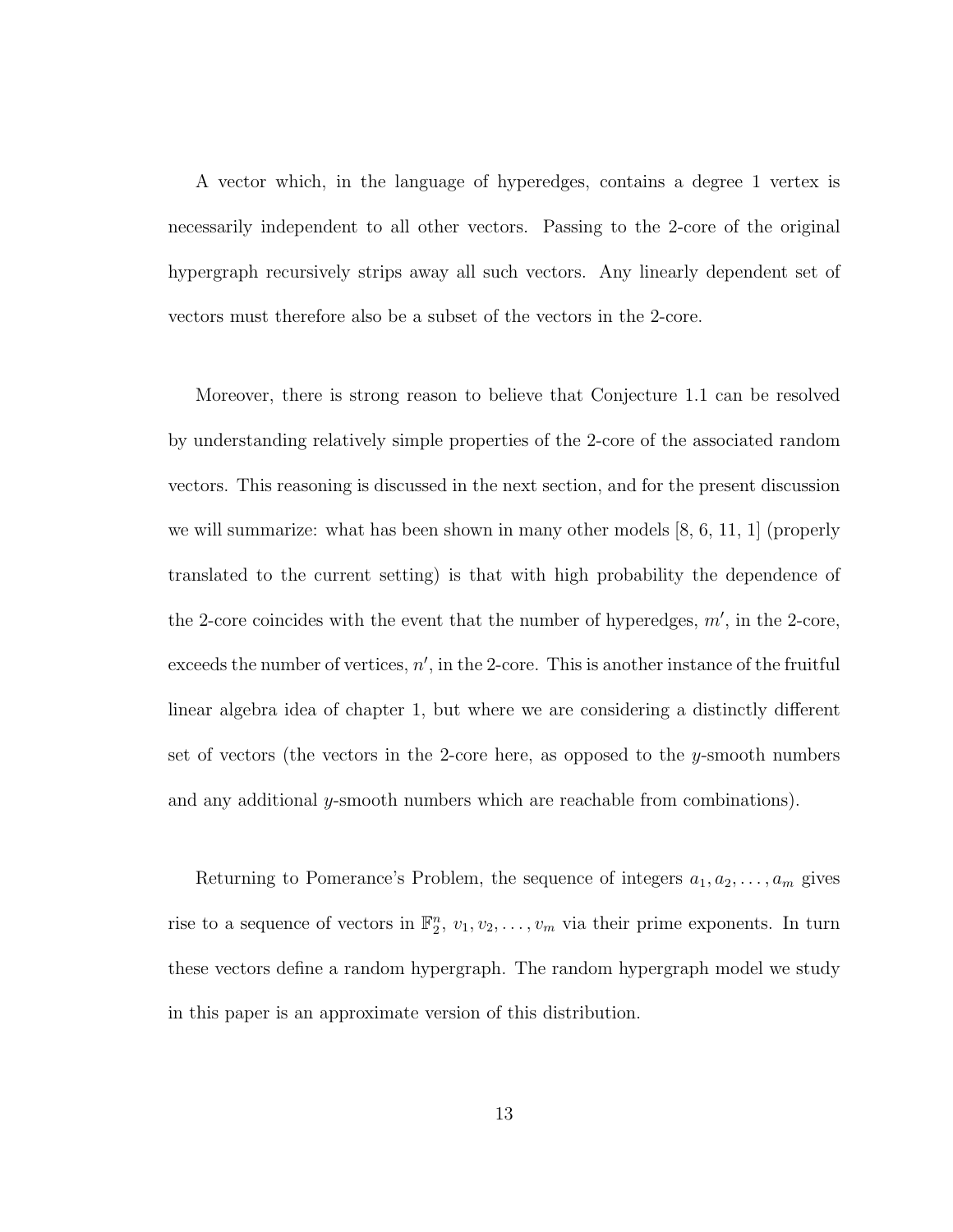A vector which, in the language of hyperedges, contains a degree 1 vertex is necessarily independent to all other vectors. Passing to the 2-core of the original hypergraph recursively strips away all such vectors. Any linearly dependent set of vectors must therefore also be a subset of the vectors in the 2-core.

Moreover, there is strong reason to believe that Conjecture 1.1 can be resolved by understanding relatively simple properties of the 2-core of the associated random vectors. This reasoning is discussed in the next section, and for the present discussion we will summarize: what has been shown in many other models [8, 6, 11, 1] (properly translated to the current setting) is that with high probability the dependence of the 2-core coincides with the event that the number of hyperedges, $m'$, in the 2-core, exceeds the number of vertices, $n'$, in the 2-core. This is another instance of the fruitful linear algebra idea of chapter 1, but where we are considering a distinctly different set of vectors (the vectors in the 2-core here, as opposed to the $y$-smooth numbers and any additional $y$-smooth numbers which are reachable from combinations).

Returning to Pomerance's Problem, the sequence of integers $a_1, a_2, \ldots, a_m$ gives rise to a sequence of vectors in $\mathbb{F}_2^n$, $v_1, v_2, \ldots, v_m$ via their prime exponents. In turn these vectors define a random hypergraph. The random hypergraph model we study in this paper is an approximate version of this distribution.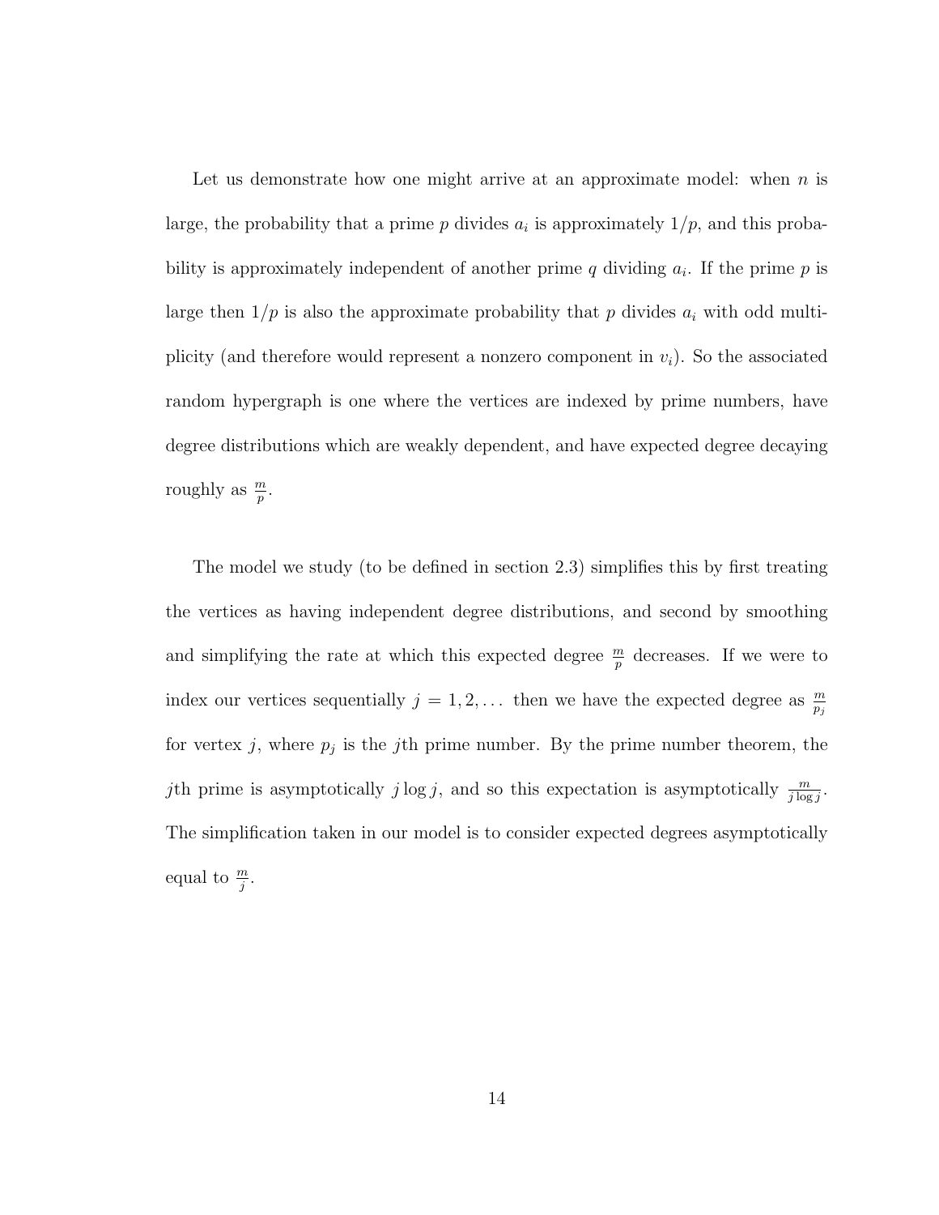Let us demonstrate how one might arrive at an approximate model: when $n$ is large, the probability that a prime $p$ divides $a_i$ is approximately $1/p$, and this probability is approximately independent of another prime $q$ dividing $a_i$. If the prime $p$ is large then $1/p$ is also the approximate probability that $p$ divides $a_i$ with odd multiplicity (and therefore would represent a nonzero component in $v_i$). So the associated random hypergraph is one where the vertices are indexed by prime numbers, have degree distributions which are weakly dependent, and have expected degree decaying roughly as $\frac{m}{p}$.

The model we study (to be defined in section 2.3) simplifies this by first treating the vertices as having independent degree distributions, and second by smoothing and simplifying the rate at which this expected degree $\frac{m}{p}$ decreases. If we were to index our vertices sequentially $j = 1, 2, \ldots$ then we have the expected degree as $\frac{m}{p_j}$ for vertex $j$, where $p_j$ is the $j$th prime number. By the prime number theorem, the $j$th prime is asymptotically $j \log j$, and so this expectation is asymptotically $\frac{m}{j \log j}$. The simplification taken in our model is to consider expected degrees asymptotically equal to $\frac{m}{j}$.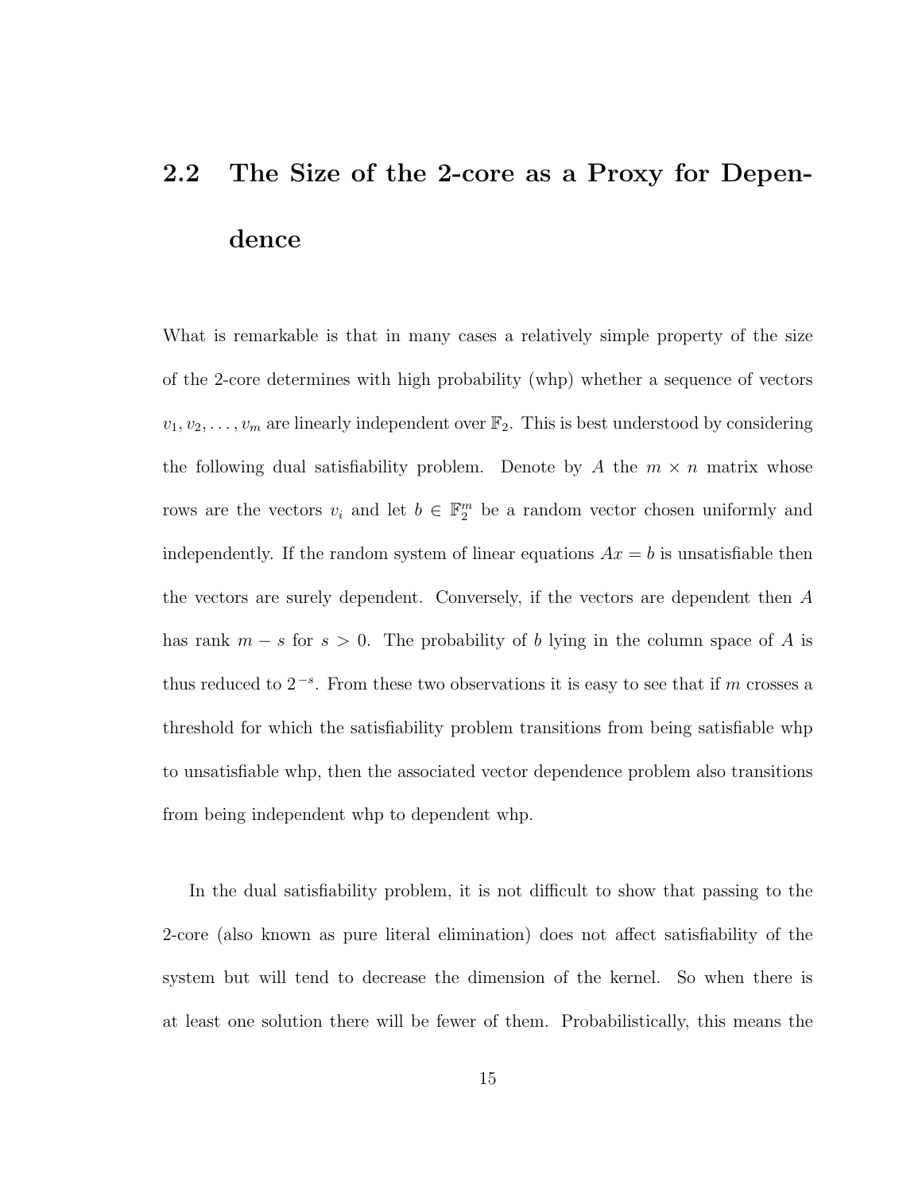## 2.2 The Size of the 2-core as a Proxy for Dependence

What is remarkable is that in many cases a relatively simple property of the size of the 2-core determines with high probability (whp) whether a sequence of vectors $v_1, v_2, \ldots, v_m$ are linearly independent over $\mathbb{F}_2$. This is best understood by considering the following dual satisfiability problem. Denote by $A$ the $m \times n$ matrix whose rows are the vectors $v_i$ and let $b \in \mathbb{F}_2^m$ be a random vector chosen uniformly and independently. If the random system of linear equations $Ax = b$ is unsatisfiable then the vectors are surely dependent. Conversely, if the vectors are dependent then $A$ has rank $m - s$ for $s > 0$. The probability of $b$ lying in the column space of $A$ is thus reduced to $2^{-s}$. From these two observations it is easy to see that if $m$ crosses a threshold for which the satisfiability problem transitions from being satisfiable whp to unsatisfiable whp, then the associated vector dependence problem also transitions from being independent whp to dependent whp.

In the dual satisfiability problem, it is not difficult to show that passing to the 2-core (also known as pure literal elimination) does not affect satisfiability of the system but will tend to decrease the dimension of the kernel. So when there is at least one solution there will be fewer of them. Probabilistically, this means the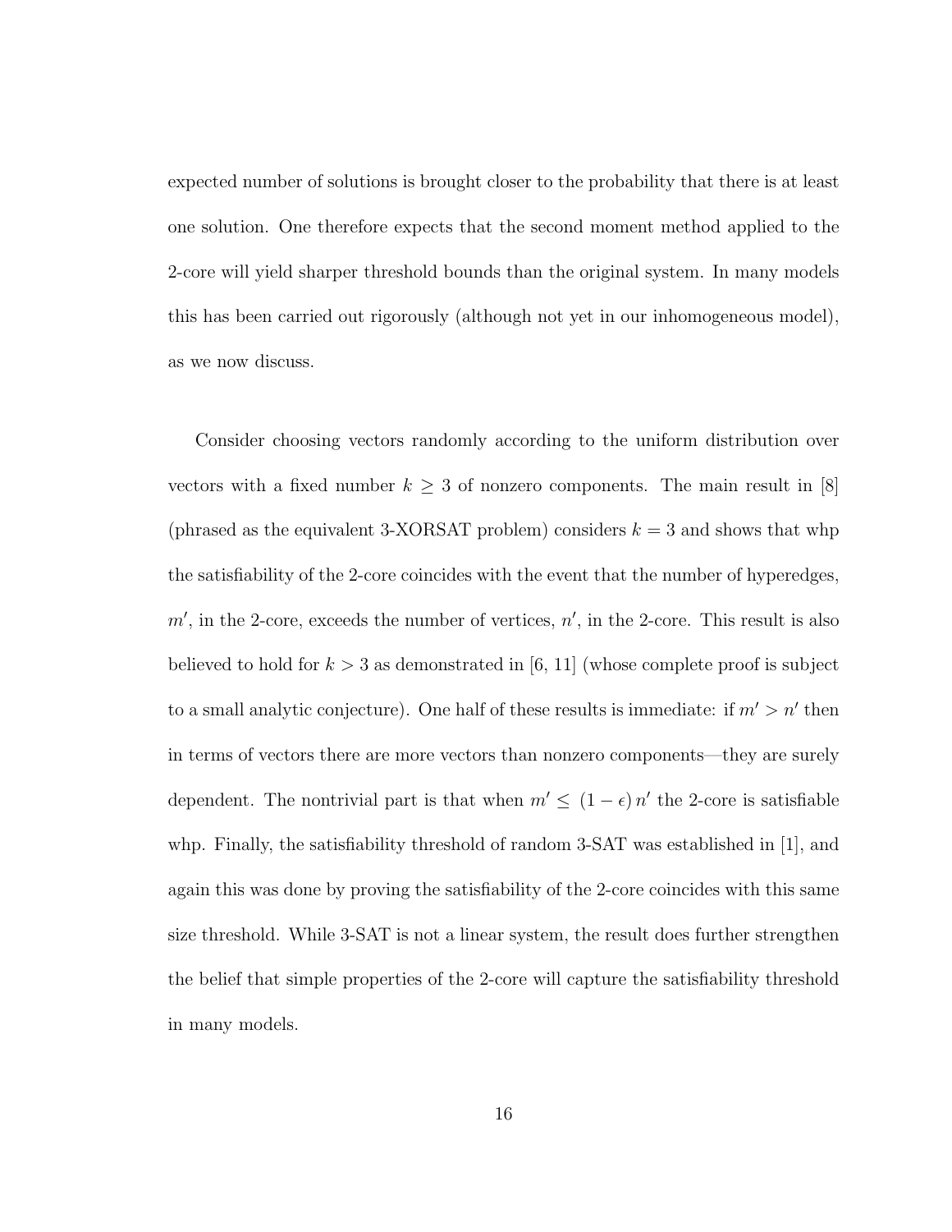expected number of solutions is brought closer to the probability that there is at least one solution. One therefore expects that the second moment method applied to the 2-core will yield sharper threshold bounds than the original system. In many models this has been carried out rigorously (although not yet in our inhomogeneous model), as we now discuss.

Consider choosing vectors randomly according to the uniform distribution over vectors with a fixed number $k \geq 3$ of nonzero components. The main result in [8] (phrased as the equivalent 3-XORSAT problem) considers $k = 3$ and shows that whp the satisfiability of the 2-core coincides with the event that the number of hyperedges, $m'$, in the 2-core, exceeds the number of vertices, $n'$, in the 2-core. This result is also believed to hold for $k > 3$ as demonstrated in [6, 11] (whose complete proof is subject to a small analytic conjecture). One half of these results is immediate: if $m' > n'$ then in terms of vectors there are more vectors than nonzero components—they are surely dependent. The nontrivial part is that when $m' \leq (1 - \epsilon)\, n'$ the 2-core is satisfiable whp. Finally, the satisfiability threshold of random 3-SAT was established in [1], and again this was done by proving the satisfiability of the 2-core coincides with this same size threshold. While 3-SAT is not a linear system, the result does further strengthen the belief that simple properties of the 2-core will capture the satisfiability threshold in many models.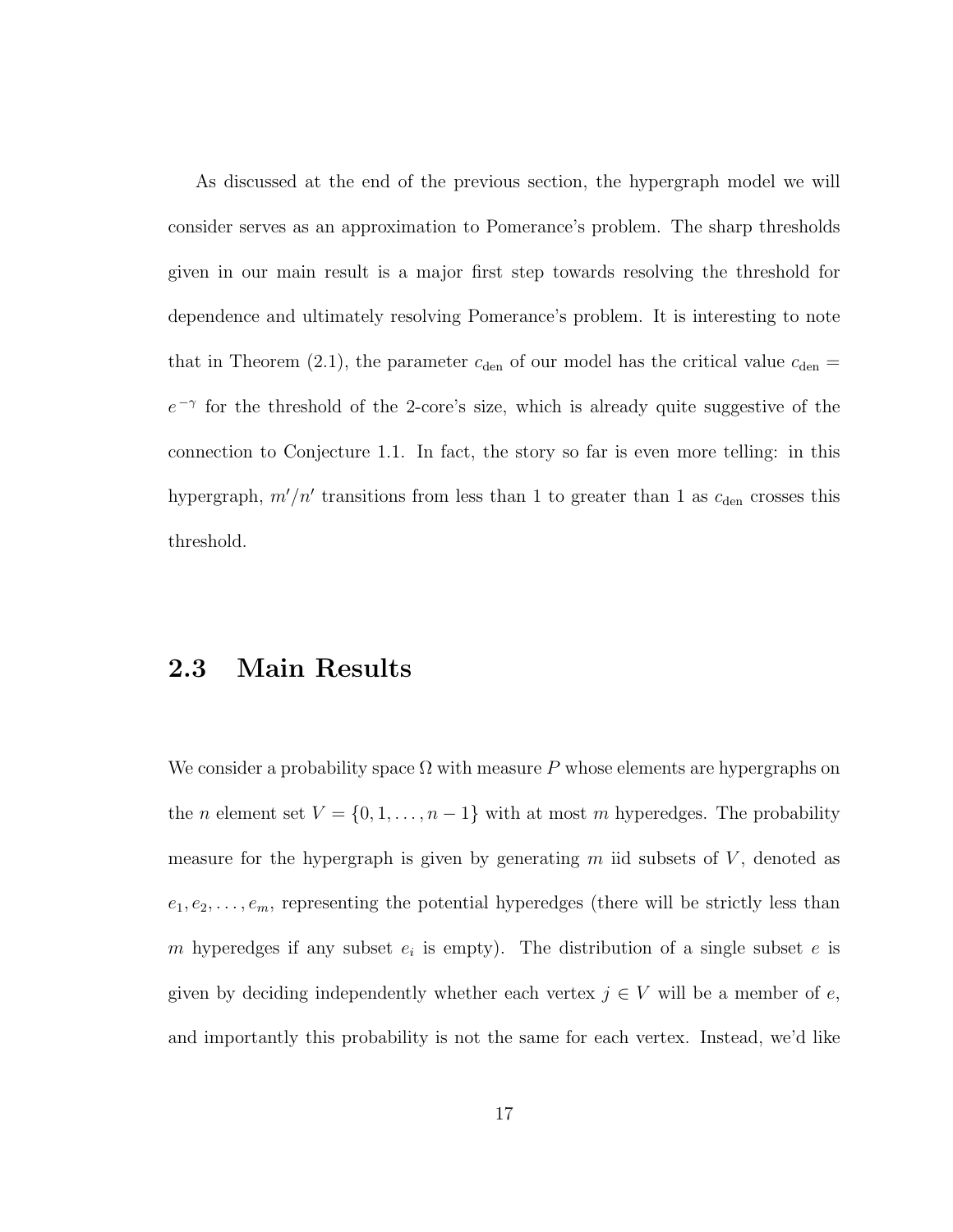As discussed at the end of the previous section, the hypergraph model we will consider serves as an approximation to Pomerance's problem. The sharp thresholds given in our main result is a major first step towards resolving the threshold for dependence and ultimately resolving Pomerance's problem. It is interesting to note that in Theorem (2.1), the parameter $c_{\text{den}}$ of our model has the critical value $c_{\text{den}} = e^{-\gamma}$ for the threshold of the 2-core's size, which is already quite suggestive of the connection to Conjecture 1.1. In fact, the story so far is even more telling: in this hypergraph, $m'/n'$ transitions from less than 1 to greater than 1 as $c_{\text{den}}$ crosses this threshold.

## 2.3 Main Results

We consider a probability space $\Omega$ with measure $P$ whose elements are hypergraphs on the $n$ element set $V = \{0, 1, \ldots, n-1\}$ with at most $m$ hyperedges. The probability measure for the hypergraph is given by generating $m$ iid subsets of $V$, denoted as $e_1, e_2, \ldots, e_m$, representing the potential hyperedges (there will be strictly less than $m$ hyperedges if any subset $e_i$ is empty). The distribution of a single subset $e$ is given by deciding independently whether each vertex $j \in V$ will be a member of $e$, and importantly this probability is not the same for each vertex. Instead, we'd like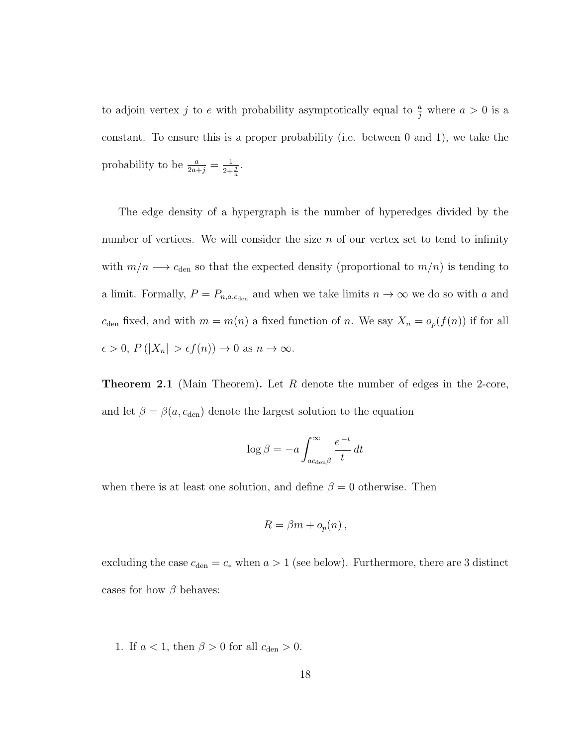to adjoin vertex $j$ to $e$ with probability asymptotically equal to $\frac{a}{j}$ where $a > 0$ is a constant. To ensure this is a proper probability (i.e. between 0 and 1), we take the probability to be $\frac{a}{2a+j} = \frac{1}{2+\frac{j}{a}}$.

The edge density of a hypergraph is the number of hyperedges divided by the number of vertices. We will consider the size $n$ of our vertex set to tend to infinity with $m/n \longrightarrow c_{\text{den}}$ so that the expected density (proportional to $m/n$) is tending to a limit. Formally, $P = P_{n,a,c_{\text{den}}}$ and when we take limits $n \to \infty$ we do so with $a$ and $c_{\text{den}}$ fixed, and with $m = m(n)$ a fixed function of $n$. We say $X_n = o_p(f(n))$ if for all $\epsilon > 0$, $P(|X_n| > \epsilon f(n)) \to 0$ as $n \to \infty$.

**Theorem 2.1** (Main Theorem)**.** Let $R$ denote the number of edges in the 2-core, and let $\beta = \beta(a, c_{\text{den}})$ denote the largest solution to the equation

$$\log \beta = -a \int_{ac_{\text{den}}\beta}^{\infty} \frac{e^{-t}}{t}\, dt$$

when there is at least one solution, and define $\beta = 0$ otherwise. Then

$$R = \beta m + o_p(n)\,,$$

excluding the case $c_{\text{den}} = c_*$ when $a > 1$ (see below). Furthermore, there are 3 distinct cases for how $\beta$ behaves:

1. If $a < 1$, then $\beta > 0$ for all $c_{\text{den}} > 0$.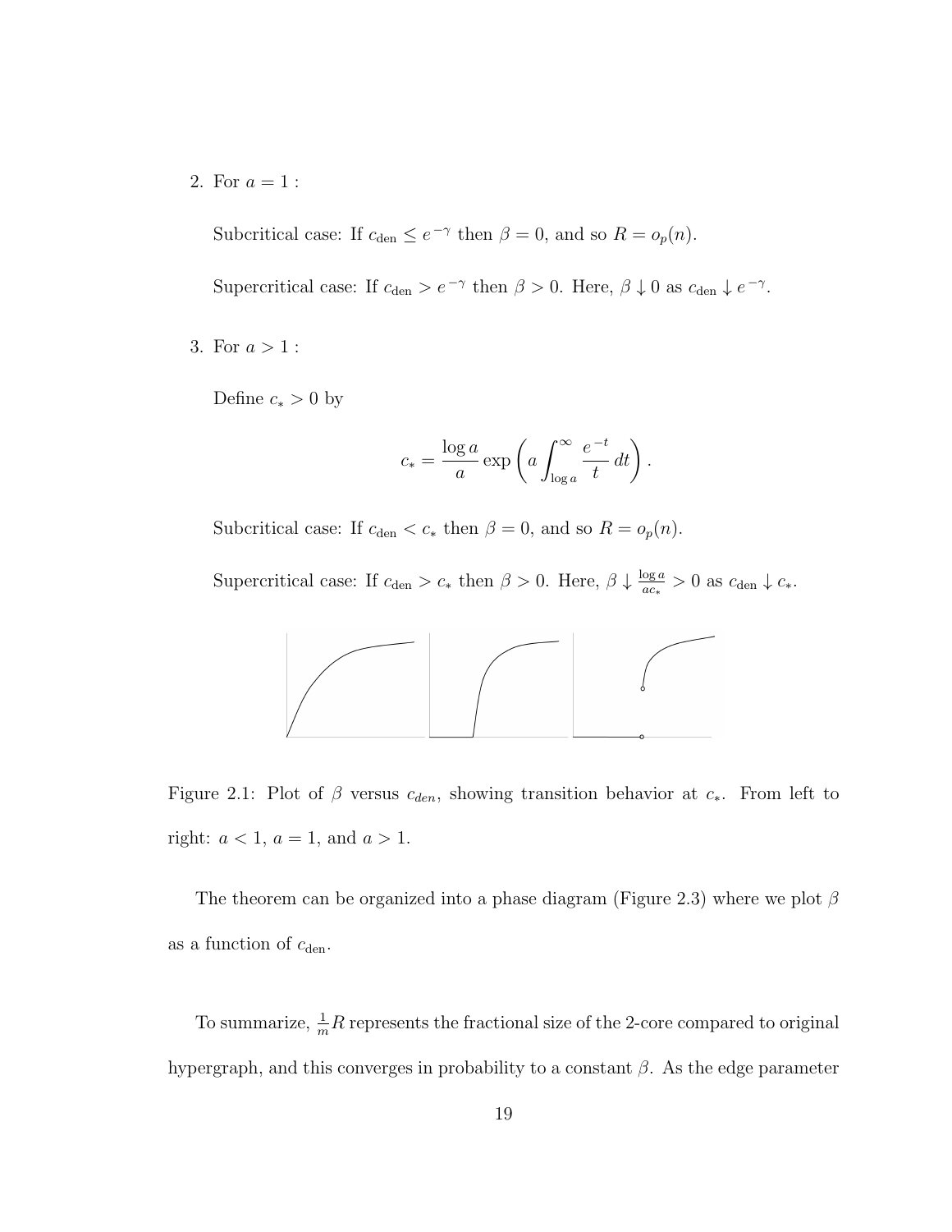2. For $a = 1$ :

   Subcritical case: If $c_{\text{den}} \leq e^{-\gamma}$ then $\beta = 0$, and so $R = o_p(n)$.

   Supercritical case: If $c_{\text{den}} > e^{-\gamma}$ then $\beta > 0$. Here, $\beta \downarrow 0$ as $c_{\text{den}} \downarrow e^{-\gamma}$.

3. For $a > 1$ :

   Define $c_* > 0$ by

$$c_* = \frac{\log a}{a} \exp\left( a \int_{\log a}^{\infty} \frac{e^{-t}}{t} \, dt \right).$$

   Subcritical case: If $c_{\text{den}} < c_*$ then $\beta = 0$, and so $R = o_p(n)$.

   Supercritical case: If $c_{\text{den}} > c_*$ then $\beta > 0$. Here, $\beta \downarrow \frac{\log a}{ac_*} > 0$ as $c_{\text{den}} \downarrow c_*$.

Figure 2.1: Plot of $\beta$ versus $c_{den}$, showing transition behavior at $c_*$. From left to right: $a < 1$, $a = 1$, and $a > 1$.

The theorem can be organized into a phase diagram (Figure 2.3) where we plot $\beta$ as a function of $c_{\text{den}}$.

To summarize, $\frac{1}{m}R$ represents the fractional size of the 2-core compared to original hypergraph, and this converges in probability to a constant $\beta$. As the edge parameter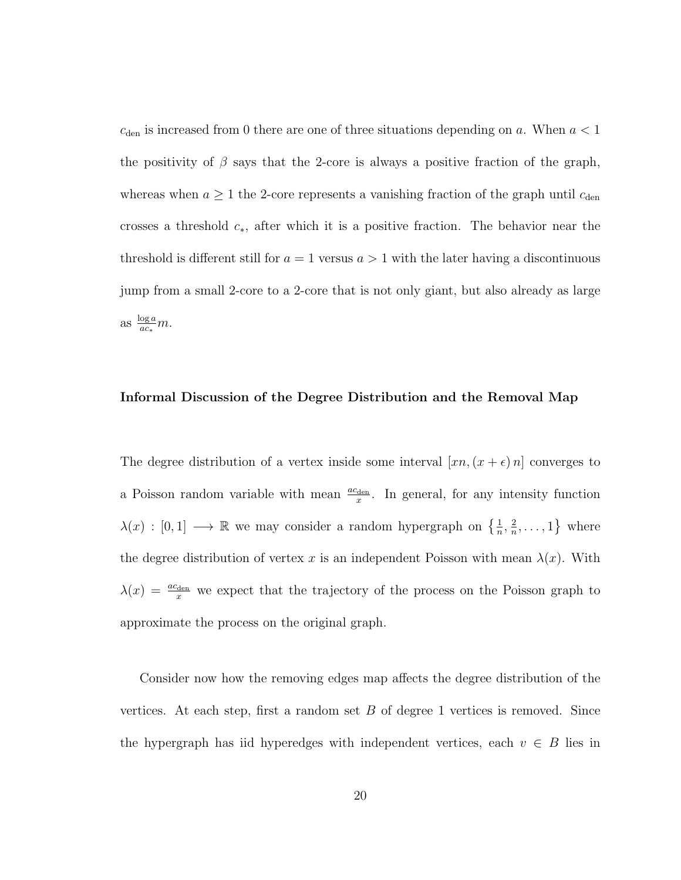$c_{\text{den}}$ is increased from 0 there are one of three situations depending on $a$. When $a < 1$ the positivity of $\beta$ says that the 2-core is always a positive fraction of the graph, whereas when $a \geq 1$ the 2-core represents a vanishing fraction of the graph until $c_{\text{den}}$ crosses a threshold $c_*$, after which it is a positive fraction. The behavior near the threshold is different still for $a = 1$ versus $a > 1$ with the later having a discontinuous jump from a small 2-core to a 2-core that is not only giant, but also already as large as $\frac{\log a}{ac_*}m$.

#### Informal Discussion of the Degree Distribution and the Removal Map

The degree distribution of a vertex inside some interval $[xn, (x+\epsilon)\,n]$ converges to a Poisson random variable with mean $\frac{ac_{\text{den}}}{x}$. In general, for any intensity function $\lambda(x) : [0,1] \longrightarrow \mathbb{R}$ we may consider a random hypergraph on $\left\{\frac{1}{n}, \frac{2}{n}, \ldots, 1\right\}$ where the degree distribution of vertex $x$ is an independent Poisson with mean $\lambda(x)$. With $\lambda(x) = \frac{ac_{\text{den}}}{x}$ we expect that the trajectory of the process on the Poisson graph to approximate the process on the original graph.

Consider now how the removing edges map affects the degree distribution of the vertices. At each step, first a random set $B$ of degree 1 vertices is removed. Since the hypergraph has iid hyperedges with independent vertices, each $v \in B$ lies in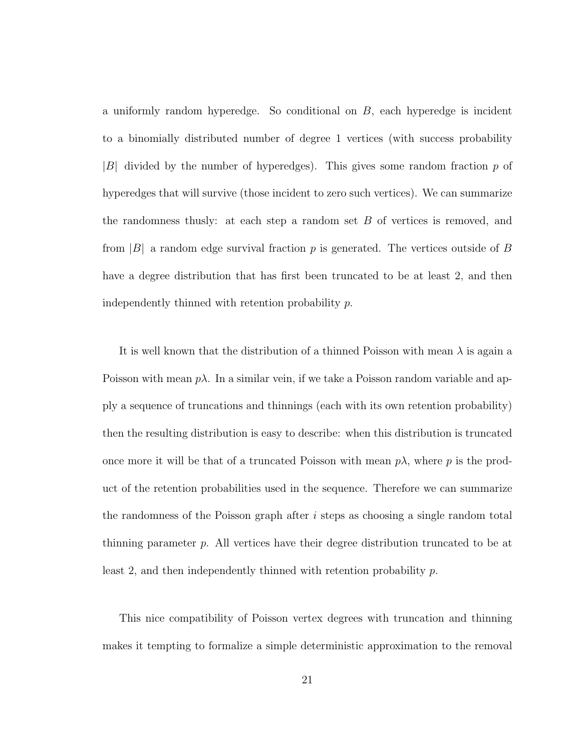a uniformly random hyperedge. So conditional on $B$, each hyperedge is incident to a binomially distributed number of degree 1 vertices (with success probability $|B|$ divided by the number of hyperedges). This gives some random fraction $p$ of hyperedges that will survive (those incident to zero such vertices). We can summarize the randomness thusly: at each step a random set $B$ of vertices is removed, and from $|B|$ a random edge survival fraction $p$ is generated. The vertices outside of $B$ have a degree distribution that has first been truncated to be at least 2, and then independently thinned with retention probability $p$.

It is well known that the distribution of a thinned Poisson with mean $\lambda$ is again a Poisson with mean $p\lambda$. In a similar vein, if we take a Poisson random variable and apply a sequence of truncations and thinnings (each with its own retention probability) then the resulting distribution is easy to describe: when this distribution is truncated once more it will be that of a truncated Poisson with mean $p\lambda$, where $p$ is the product of the retention probabilities used in the sequence. Therefore we can summarize the randomness of the Poisson graph after $i$ steps as choosing a single random total thinning parameter $p$. All vertices have their degree distribution truncated to be at least 2, and then independently thinned with retention probability $p$.

This nice compatibility of Poisson vertex degrees with truncation and thinning makes it tempting to formalize a simple deterministic approximation to the removal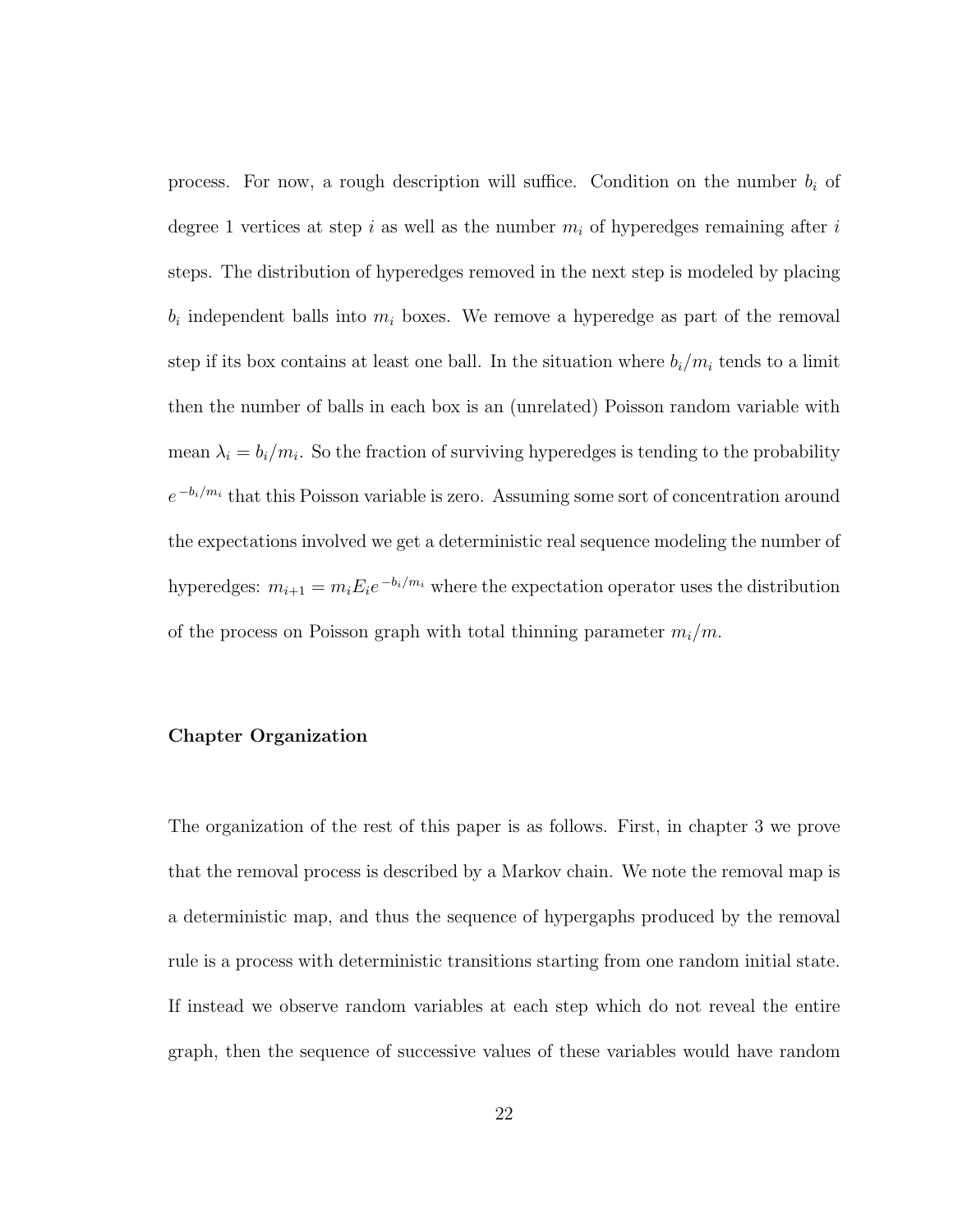process. For now, a rough description will suffice. Condition on the number $b_i$ of degree 1 vertices at step $i$ as well as the number $m_i$ of hyperedges remaining after $i$ steps. The distribution of hyperedges removed in the next step is modeled by placing $b_i$ independent balls into $m_i$ boxes. We remove a hyperedge as part of the removal step if its box contains at least one ball. In the situation where $b_i/m_i$ tends to a limit then the number of balls in each box is an (unrelated) Poisson random variable with mean $\lambda_i = b_i/m_i$. So the fraction of surviving hyperedges is tending to the probability $e^{-b_i/m_i}$ that this Poisson variable is zero. Assuming some sort of concentration around the expectations involved we get a deterministic real sequence modeling the number of hyperedges: $m_{i+1} = m_i E_i e^{-b_i/m_i}$ where the expectation operator uses the distribution of the process on Poisson graph with total thinning parameter $m_i/m$.

### Chapter Organization

The organization of the rest of this paper is as follows. First, in chapter 3 we prove that the removal process is described by a Markov chain. We note the removal map is a deterministic map, and thus the sequence of hypergaphs produced by the removal rule is a process with deterministic transitions starting from one random initial state. If instead we observe random variables at each step which do not reveal the entire graph, then the sequence of successive values of these variables would have random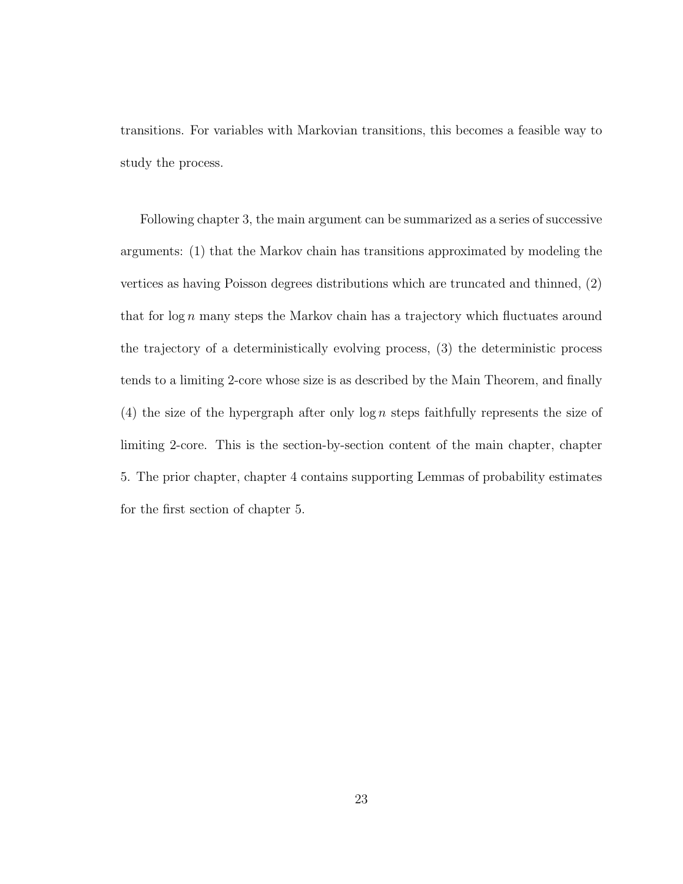transitions. For variables with Markovian transitions, this becomes a feasible way to study the process.

Following chapter 3, the main argument can be summarized as a series of successive arguments: (1) that the Markov chain has transitions approximated by modeling the vertices as having Poisson degrees distributions which are truncated and thinned, (2) that for $\log n$ many steps the Markov chain has a trajectory which fluctuates around the trajectory of a deterministically evolving process, (3) the deterministic process tends to a limiting 2-core whose size is as described by the Main Theorem, and finally (4) the size of the hypergraph after only $\log n$ steps faithfully represents the size of limiting 2-core. This is the section-by-section content of the main chapter, chapter 5. The prior chapter, chapter 4 contains supporting Lemmas of probability estimates for the first section of chapter 5.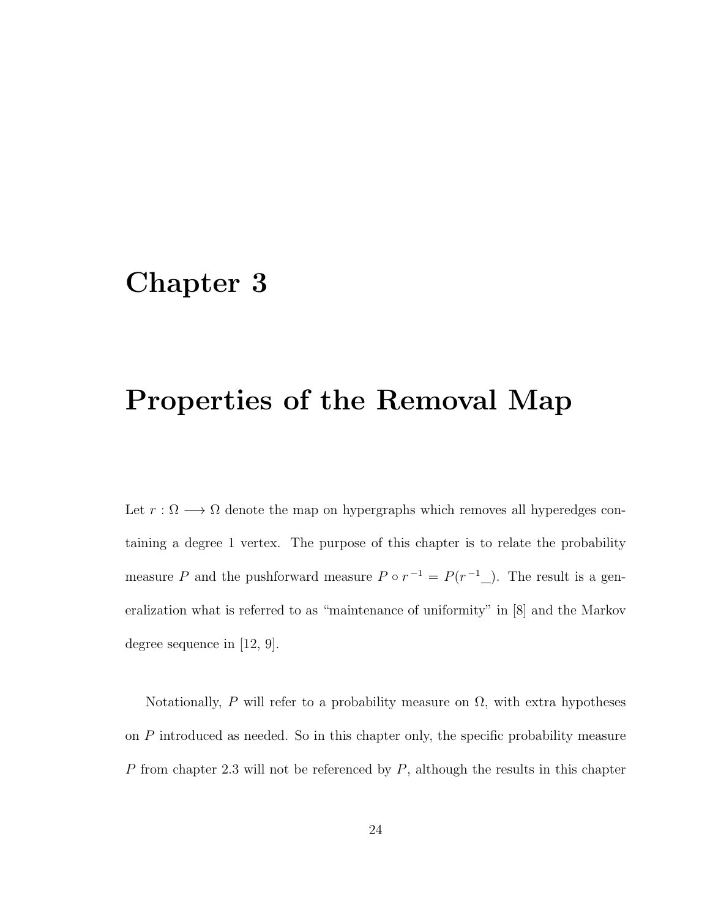# Chapter 3

# Properties of the Removal Map

Let $r : \Omega \longrightarrow \Omega$ denote the map on hypergraphs which removes all hyperedges containing a degree 1 vertex. The purpose of this chapter is to relate the probability measure $P$ and the pushforward measure $P \circ r^{-1} = P(r^{-1}\_)$. The result is a generalization what is referred to as "maintenance of uniformity" in [8] and the Markov degree sequence in [12, 9].

Notationally, $P$ will refer to a probability measure on $\Omega$, with extra hypotheses on $P$ introduced as needed. So in this chapter only, the specific probability measure $P$ from chapter 2.3 will not be referenced by $P$, although the results in this chapter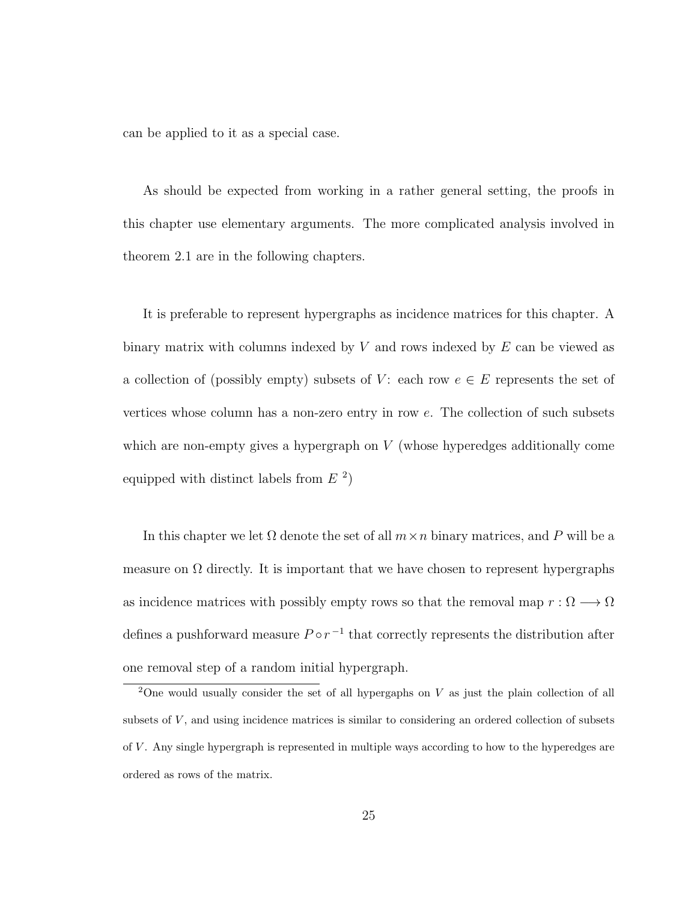can be applied to it as a special case.

As should be expected from working in a rather general setting, the proofs in this chapter use elementary arguments. The more complicated analysis involved in theorem 2.1 are in the following chapters.

It is preferable to represent hypergraphs as incidence matrices for this chapter. A binary matrix with columns indexed by $V$ and rows indexed by $E$ can be viewed as a collection of (possibly empty) subsets of $V$: each row $e \in E$ represents the set of vertices whose column has a non-zero entry in row $e$. The collection of such subsets which are non-empty gives a hypergraph on $V$ (whose hyperedges additionally come equipped with distinct labels from $E$ [2])

In this chapter we let $\Omega$ denote the set of all $m \times n$ binary matrices, and $P$ will be a measure on $\Omega$ directly. It is important that we have chosen to represent hypergraphs as incidence matrices with possibly empty rows so that the removal map $r : \Omega \longrightarrow \Omega$ defines a pushforward measure $P \circ r^{-1}$ that correctly represents the distribution after one removal step of a random initial hypergraph.

[2] One would usually consider the set of all hypergaphs on $V$ as just the plain collection of all subsets of $V$, and using incidence matrices is similar to considering an ordered collection of subsets of $V$. Any single hypergraph is represented in multiple ways according to how to the hyperedges are ordered as rows of the matrix.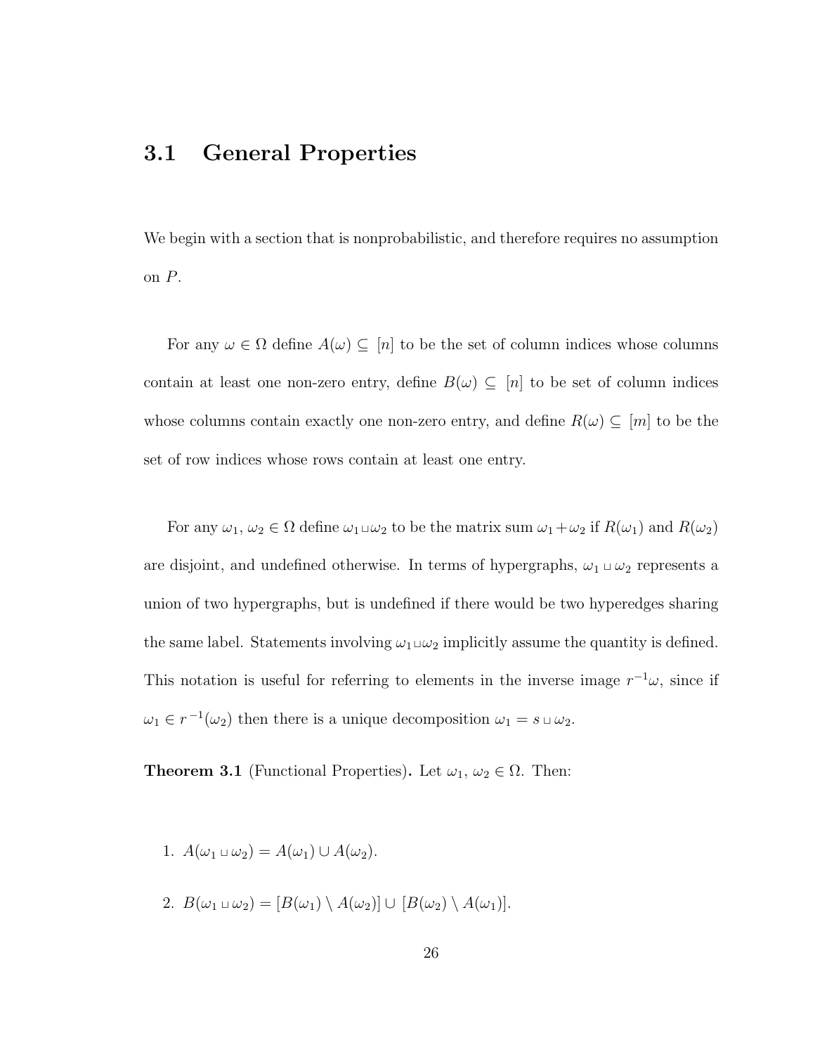## 3.1 General Properties

We begin with a section that is nonprobabilistic, and therefore requires no assumption on $P$.

For any $\omega \in \Omega$ define $A(\omega) \subseteq [n]$ to be the set of column indices whose columns contain at least one non-zero entry, define $B(\omega) \subseteq [n]$ to be set of column indices whose columns contain exactly one non-zero entry, and define $R(\omega) \subseteq [m]$ to be the set of row indices whose rows contain at least one entry.

For any $\omega_1, \omega_2 \in \Omega$ define $\omega_1 \sqcup \omega_2$ to be the matrix sum $\omega_1 + \omega_2$ if $R(\omega_1)$ and $R(\omega_2)$ are disjoint, and undefined otherwise. In terms of hypergraphs, $\omega_1 \sqcup \omega_2$ represents a union of two hypergraphs, but is undefined if there would be two hyperedges sharing the same label. Statements involving $\omega_1 \sqcup \omega_2$ implicitly assume the quantity is defined. This notation is useful for referring to elements in the inverse image $r^{-1}\omega$, since if $\omega_1 \in r^{-1}(\omega_2)$ then there is a unique decomposition $\omega_1 = s \sqcup \omega_2$.

**Theorem 3.1** (Functional Properties)**.** Let $\omega_1, \omega_2 \in \Omega$. Then:

1. $A(\omega_1 \sqcup \omega_2) = A(\omega_1) \cup A(\omega_2)$.
2. $B(\omega_1 \sqcup \omega_2) = [B(\omega_1) \setminus A(\omega_2)] \cup [B(\omega_2) \setminus A(\omega_1)]$.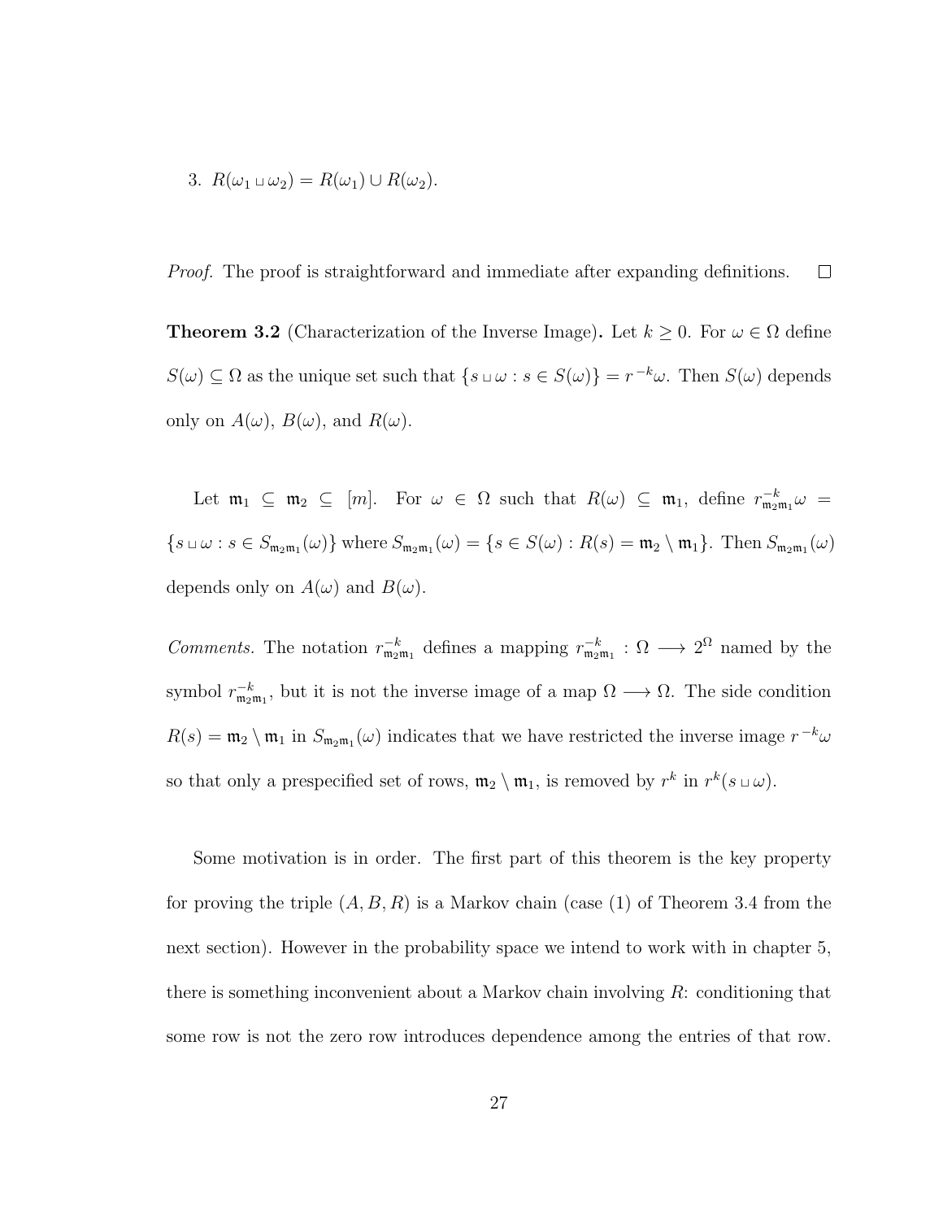3. $R(\omega_1 \sqcup \omega_2) = R(\omega_1) \cup R(\omega_2)$.

*Proof.* The proof is straightforward and immediate after expanding definitions. $\square$

**Theorem 3.2** (Characterization of the Inverse Image)**.** Let $k \geq 0$. For $\omega \in \Omega$ define $S(\omega) \subseteq \Omega$ as the unique set such that $\{s \sqcup \omega : s \in S(\omega)\} = r^{-k}\omega$. Then $S(\omega)$ depends only on $A(\omega)$, $B(\omega)$, and $R(\omega)$.

Let $\mathfrak{m}_1 \subseteq \mathfrak{m}_2 \subseteq [m]$. For $\omega \in \Omega$ such that $R(\omega) \subseteq \mathfrak{m}_1$, define $r^{-k}_{\mathfrak{m}_2\mathfrak{m}_1}\omega = \{s \sqcup \omega : s \in S_{\mathfrak{m}_2\mathfrak{m}_1}(\omega)\}$ where $S_{\mathfrak{m}_2\mathfrak{m}_1}(\omega) = \{s \in S(\omega) : R(s) = \mathfrak{m}_2 \setminus \mathfrak{m}_1\}$. Then $S_{\mathfrak{m}_2\mathfrak{m}_1}(\omega)$ depends only on $A(\omega)$ and $B(\omega)$.

*Comments.* The notation $r^{-k}_{\mathfrak{m}_2\mathfrak{m}_1}$ defines a mapping $r^{-k}_{\mathfrak{m}_2\mathfrak{m}_1} : \Omega \longrightarrow 2^{\Omega}$ named by the symbol $r^{-k}_{\mathfrak{m}_2\mathfrak{m}_1}$, but it is not the inverse image of a map $\Omega \longrightarrow \Omega$. The side condition $R(s) = \mathfrak{m}_2 \setminus \mathfrak{m}_1$ in $S_{\mathfrak{m}_2\mathfrak{m}_1}(\omega)$ indicates that we have restricted the inverse image $r^{-k}\omega$ so that only a prespecified set of rows, $\mathfrak{m}_2 \setminus \mathfrak{m}_1$, is removed by $r^k$ in $r^k(s \sqcup \omega)$.

Some motivation is in order. The first part of this theorem is the key property for proving the triple $(A, B, R)$ is a Markov chain (case (1) of Theorem 3.4 from the next section). However in the probability space we intend to work with in chapter 5, there is something inconvenient about a Markov chain involving $R$: conditioning that some row is not the zero row introduces dependence among the entries of that row.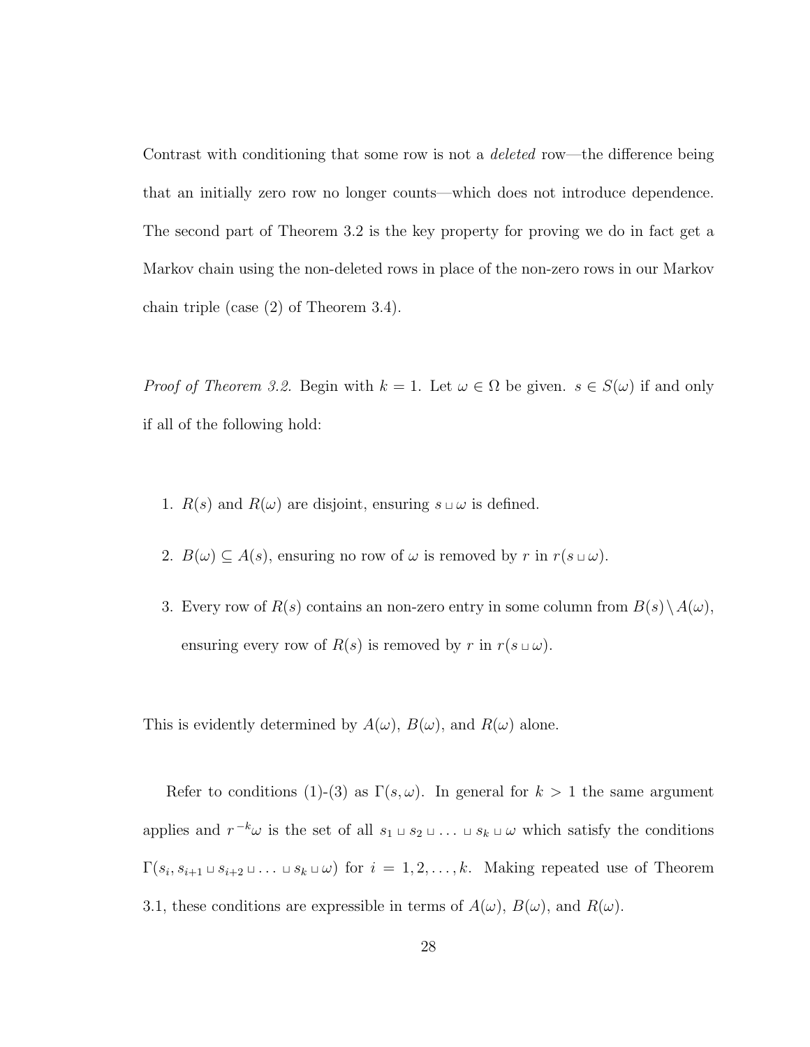Contrast with conditioning that some row is not a *deleted* row—the difference being that an initially zero row no longer counts—which does not introduce dependence. The second part of Theorem 3.2 is the key property for proving we do in fact get a Markov chain using the non-deleted rows in place of the non-zero rows in our Markov chain triple (case (2) of Theorem 3.4).

*Proof of Theorem 3.2.* Begin with $k = 1$. Let $\omega \in \Omega$ be given. $s \in S(\omega)$ if and only if all of the following hold:

1. $R(s)$ and $R(\omega)$ are disjoint, ensuring $s \sqcup \omega$ is defined.
2. $B(\omega) \subseteq A(s)$, ensuring no row of $\omega$ is removed by $r$ in $r(s \sqcup \omega)$.
3. Every row of $R(s)$ contains an non-zero entry in some column from $B(s) \setminus A(\omega)$, ensuring every row of $R(s)$ is removed by $r$ in $r(s \sqcup \omega)$.

This is evidently determined by $A(\omega)$, $B(\omega)$, and $R(\omega)$ alone.

Refer to conditions (1)-(3) as $\Gamma(s, \omega)$. In general for $k > 1$ the same argument applies and $r^{-k}\omega$ is the set of all $s_1 \sqcup s_2 \sqcup \ldots \sqcup s_k \sqcup \omega$ which satisfy the conditions $\Gamma(s_i, s_{i+1} \sqcup s_{i+2} \sqcup \ldots \sqcup s_k \sqcup \omega)$ for $i = 1, 2, \ldots, k$. Making repeated use of Theorem 3.1, these conditions are expressible in terms of $A(\omega)$, $B(\omega)$, and $R(\omega)$.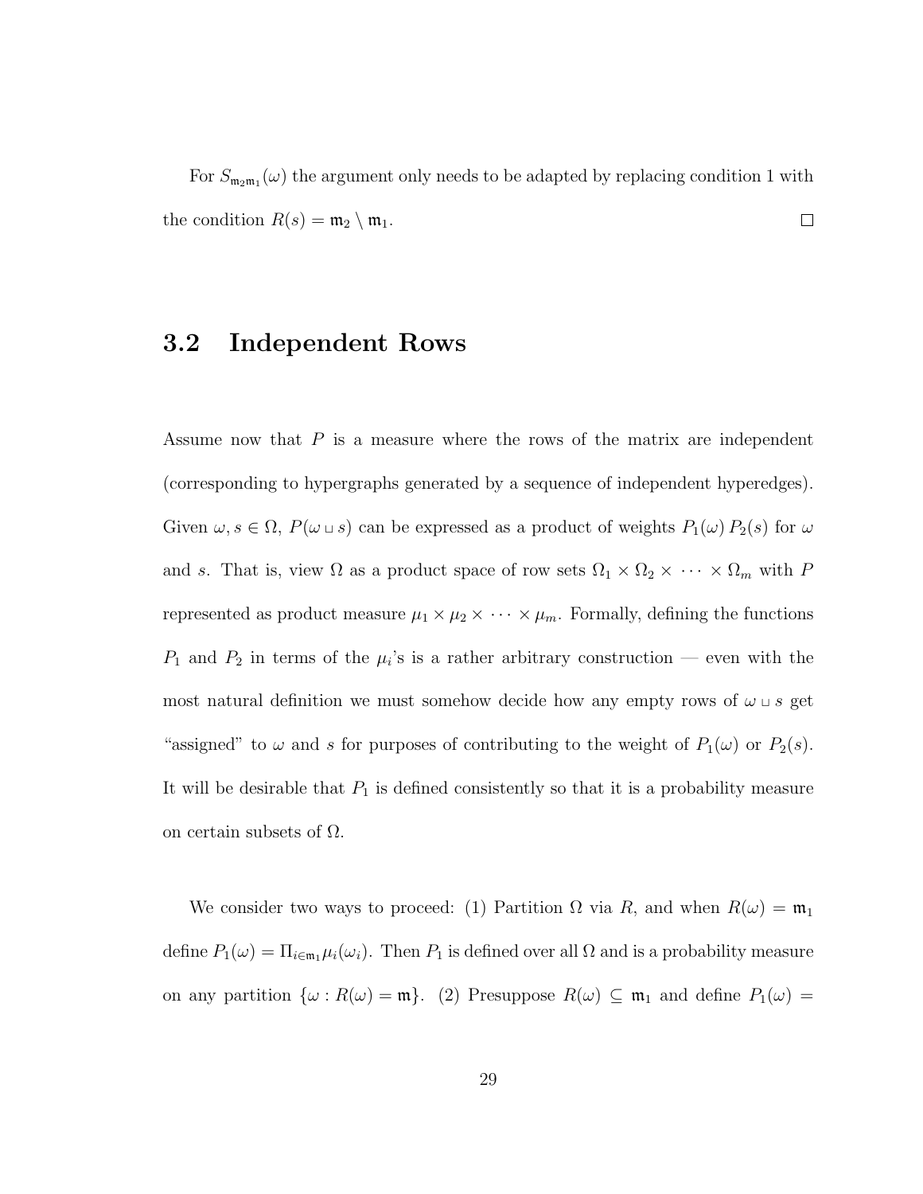For $S_{\mathfrak{m}_2\mathfrak{m}_1}(\omega)$ the argument only needs to be adapted by replacing condition 1 with the condition $R(s) = \mathfrak{m}_2 \setminus \mathfrak{m}_1$. □

## 3.2 Independent Rows

Assume now that $P$ is a measure where the rows of the matrix are independent (corresponding to hypergraphs generated by a sequence of independent hyperedges). Given $\omega, s \in \Omega$, $P(\omega \sqcup s)$ can be expressed as a product of weights $P_1(\omega)\, P_2(s)$ for $\omega$ and $s$. That is, view $\Omega$ as a product space of row sets $\Omega_1 \times \Omega_2 \times \cdots \times \Omega_m$ with $P$ represented as product measure $\mu_1 \times \mu_2 \times \cdots \times \mu_m$. Formally, defining the functions $P_1$ and $P_2$ in terms of the $\mu_i$'s is a rather arbitrary construction — even with the most natural definition we must somehow decide how any empty rows of $\omega \sqcup s$ get "assigned" to $\omega$ and $s$ for purposes of contributing to the weight of $P_1(\omega)$ or $P_2(s)$. It will be desirable that $P_1$ is defined consistently so that it is a probability measure on certain subsets of $\Omega$.

We consider two ways to proceed: (1) Partition $\Omega$ via $R$, and when $R(\omega) = \mathfrak{m}_1$ define $P_1(\omega) = \Pi_{i \in \mathfrak{m}_1} \mu_i(\omega_i)$. Then $P_1$ is defined over all $\Omega$ and is a probability measure on any partition $\{\omega : R(\omega) = \mathfrak{m}\}$. (2) Presuppose $R(\omega) \subseteq \mathfrak{m}_1$ and define $P_1(\omega) =$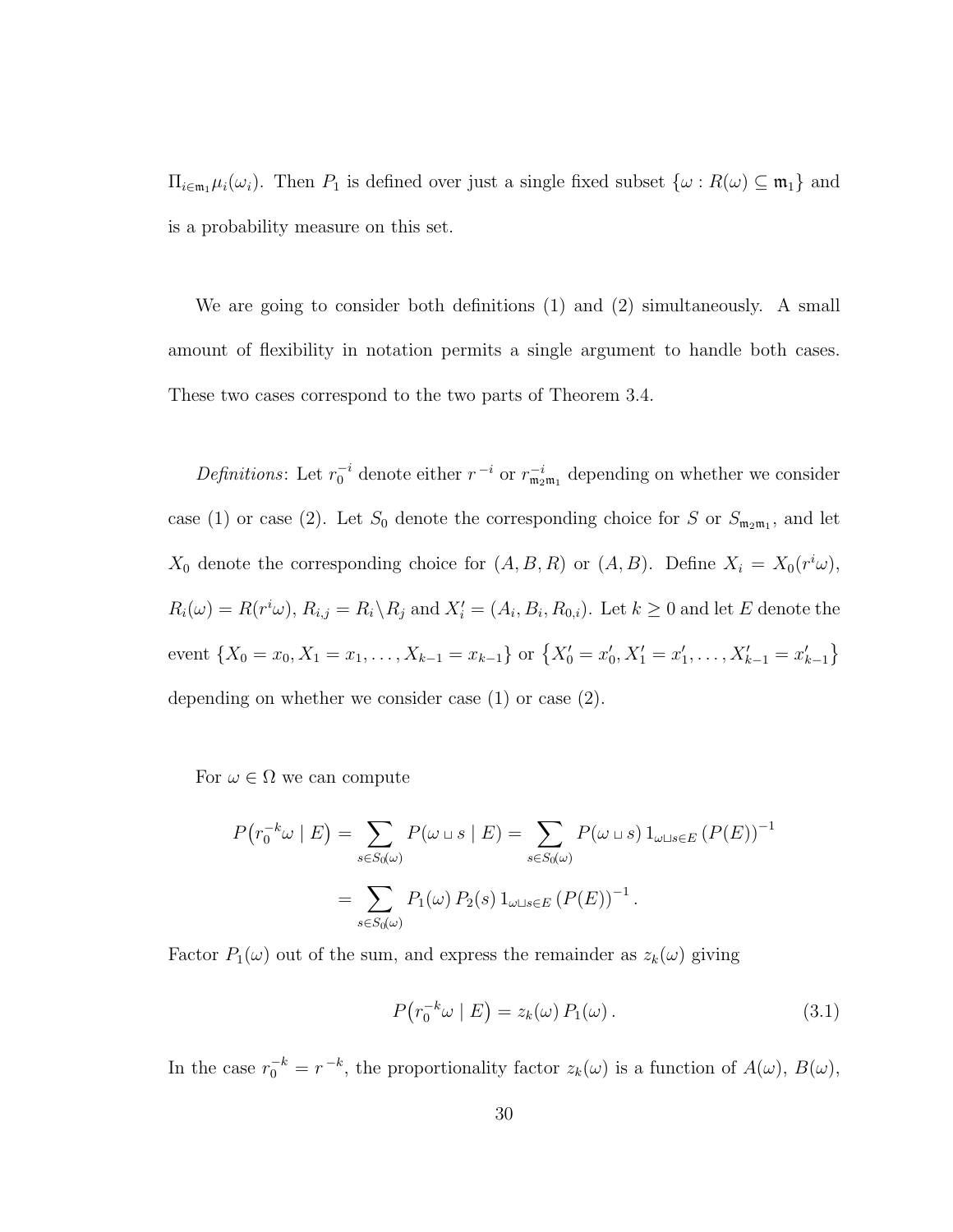$\Pi_{i\in\mathfrak{m}_1}\mu_i(\omega_i)$. Then $P_1$ is defined over just a single fixed subset $\{\omega : R(\omega) \subseteq \mathfrak{m}_1\}$ and is a probability measure on this set.

We are going to consider both definitions (1) and (2) simultaneously. A small amount of flexibility in notation permits a single argument to handle both cases. These two cases correspond to the two parts of Theorem 3.4.

*Definitions*: Let $r_0^{-i}$ denote either $r^{-i}$ or $r_{\mathfrak{m}_2\mathfrak{m}_1}^{-i}$ depending on whether we consider case (1) or case (2). Let $S_0$ denote the corresponding choice for $S$ or $S_{\mathfrak{m}_2\mathfrak{m}_1}$, and let $X_0$ denote the corresponding choice for $(A, B, R)$ or $(A, B)$. Define $X_i = X_0(r^i\omega)$, $R_i(\omega) = R(r^i\omega)$, $R_{i,j} = R_i \backslash R_j$ and $X_i' = (A_i, B_i, R_{0,i})$. Let $k \geq 0$ and let $E$ denote the event $\{X_0 = x_0, X_1 = x_1, \ldots, X_{k-1} = x_{k-1}\}$ or $\{X_0' = x_0', X_1' = x_1', \ldots, X_{k-1}' = x_{k-1}'\}$ depending on whether we consider case (1) or case (2).

For $\omega \in \Omega$ we can compute

$$P\big(r_0^{-k}\omega \mid E\big) = \sum_{s\in S_0(\omega)} P(\omega \sqcup s \mid E) = \sum_{s\in S_0(\omega)} P(\omega \sqcup s)\, 1_{\omega\sqcup s\in E}\, (P(E))^{-1}$$

$$= \sum_{s\in S_0(\omega)} P_1(\omega)\, P_2(s)\, 1_{\omega\sqcup s\in E}\, (P(E))^{-1}\,.$$

Factor $P_1(\omega)$ out of the sum, and express the remainder as $z_k(\omega)$ giving

$$P\big(r_0^{-k}\omega \mid E\big) = z_k(\omega)\, P_1(\omega)\,. \tag{3.1}$$

In the case $r_0^{-k} = r^{-k}$, the proportionality factor $z_k(\omega)$ is a function of $A(\omega)$, $B(\omega)$,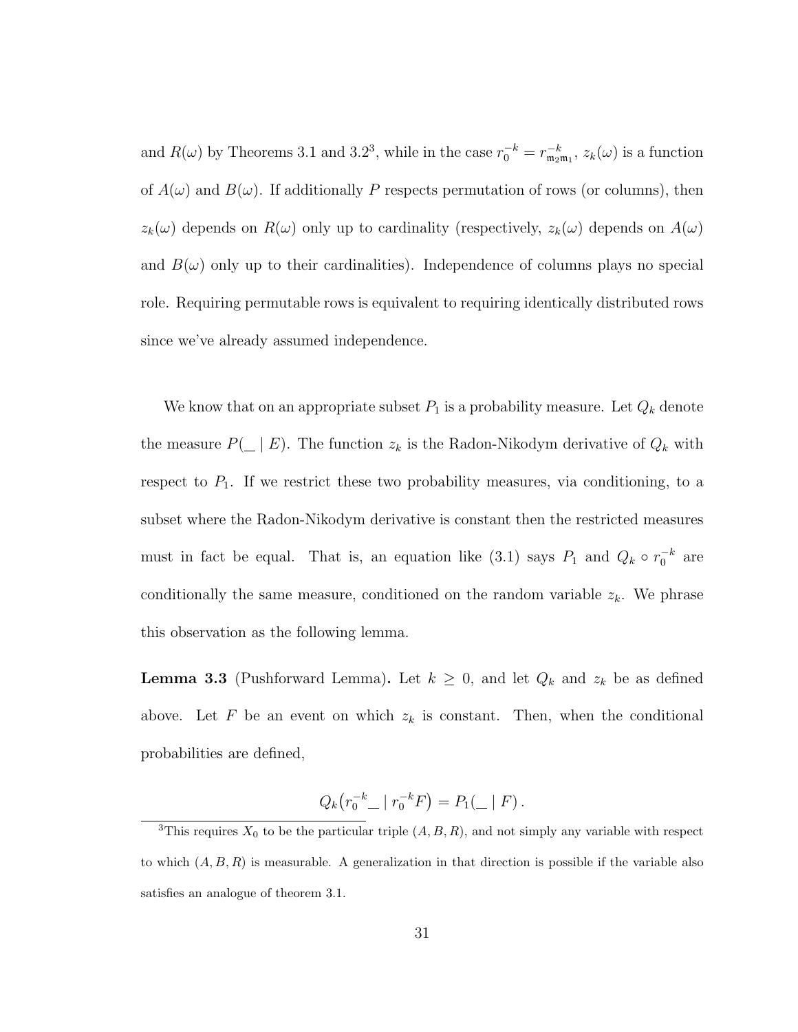and $R(\omega)$ by Theorems 3.1 and 3.2[3], while in the case $r_0^{-k} = r_{\mathfrak{m}_2\mathfrak{m}_1}^{-k}$, $z_k(\omega)$ is a function of $A(\omega)$ and $B(\omega)$. If additionally $P$ respects permutation of rows (or columns), then $z_k(\omega)$ depends on $R(\omega)$ only up to cardinality (respectively, $z_k(\omega)$ depends on $A(\omega)$ and $B(\omega)$ only up to their cardinalities). Independence of columns plays no special role. Requiring permutable rows is equivalent to requiring identically distributed rows since we've already assumed independence.

We know that on an appropriate subset $P_1$ is a probability measure. Let $Q_k$ denote the measure $P(\_ \mid E)$. The function $z_k$ is the Radon-Nikodym derivative of $Q_k$ with respect to $P_1$. If we restrict these two probability measures, via conditioning, to a subset where the Radon-Nikodym derivative is constant then the restricted measures must in fact be equal. That is, an equation like (3.1) says $P_1$ and $Q_k \circ r_0^{-k}$ are conditionally the same measure, conditioned on the random variable $z_k$. We phrase this observation as the following lemma.

**Lemma 3.3** (Pushforward Lemma)**.** Let $k \geq 0$, and let $Q_k$ and $z_k$ be as defined above. Let $F$ be an event on which $z_k$ is constant. Then, when the conditional probabilities are defined,

$$Q_k\big(r_0^{-k}\_ \mid r_0^{-k}F\big) = P_1(\_ \mid F)\,.$$

[3] This requires $X_0$ to be the particular triple $(A, B, R)$, and not simply any variable with respect to which $(A, B, R)$ is measurable. A generalization in that direction is possible if the variable also satisfies an analogue of theorem 3.1.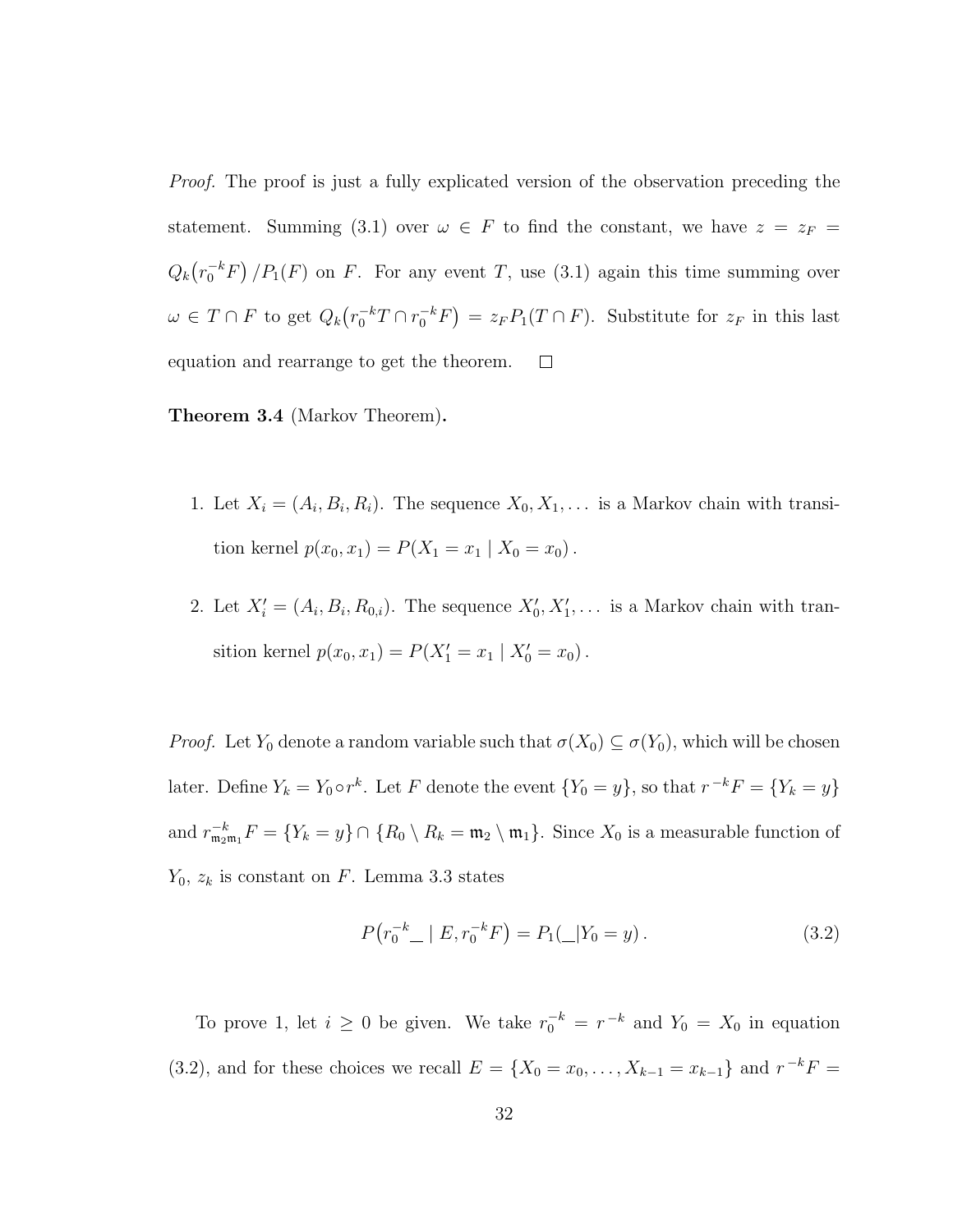*Proof.* The proof is just a fully explicated version of the observation preceding the statement. Summing (3.1) over $\omega \in F$ to find the constant, we have $z = z_F = Q_k\big(r_0^{-k}F\big)/P_1(F)$ on $F$. For any event $T$, use (3.1) again this time summing over $\omega \in T \cap F$ to get $Q_k\big(r_0^{-k}T \cap r_0^{-k}F\big) = z_F P_1(T \cap F)$. Substitute for $z_F$ in this last equation and rearrange to get the theorem. $\square$

**Theorem 3.4** (Markov Theorem)**.**

1. Let $X_i = (A_i, B_i, R_i)$. The sequence $X_0, X_1, \ldots$ is a Markov chain with transition kernel $p(x_0, x_1) = P(X_1 = x_1 \mid X_0 = x_0)$.

2. Let $X_i' = (A_i, B_i, R_{0,i})$. The sequence $X_0', X_1', \ldots$ is a Markov chain with transition kernel $p(x_0, x_1) = P(X_1' = x_1 \mid X_0' = x_0)$.

*Proof.* Let $Y_0$ denote a random variable such that $\sigma(X_0) \subseteq \sigma(Y_0)$, which will be chosen later. Define $Y_k = Y_0 \circ r^k$. Let $F$ denote the event $\{Y_0 = y\}$, so that $r^{-k}F = \{Y_k = y\}$ and $r^{-k}_{\mathfrak{m}_2\mathfrak{m}_1}F = \{Y_k = y\} \cap \{R_0 \setminus R_k = \mathfrak{m}_2 \setminus \mathfrak{m}_1\}$. Since $X_0$ is a measurable function of $Y_0$, $z_k$ is constant on $F$. Lemma 3.3 states

$$P\big(r_0^{-k}\_\ \mid E, r_0^{-k}F\big) = P_1(\_|Y_0 = y)\,. \tag{3.2}$$

To prove 1, let $i \geq 0$ be given. We take $r_0^{-k} = r^{-k}$ and $Y_0 = X_0$ in equation (3.2), and for these choices we recall $E = \{X_0 = x_0, \ldots, X_{k-1} = x_{k-1}\}$ and $r^{-k}F =$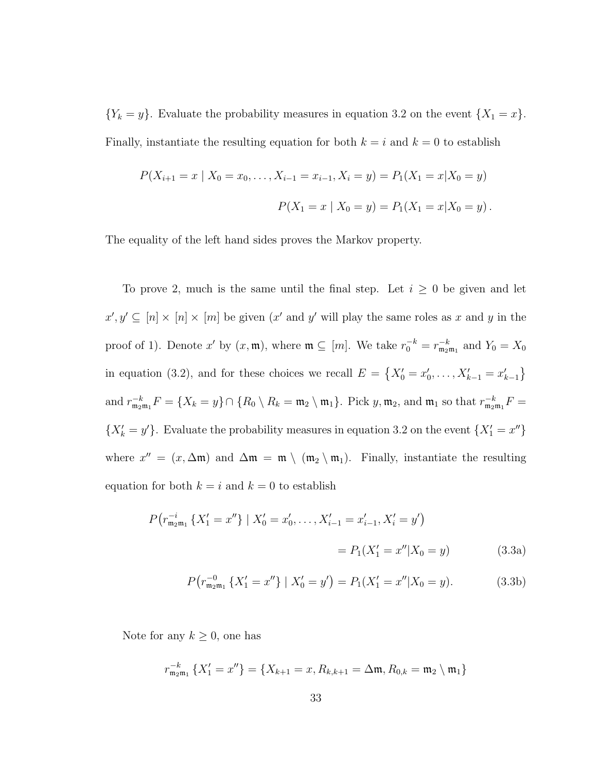$\{Y_k = y\}$. Evaluate the probability measures in equation 3.2 on the event $\{X_1 = x\}$. Finally, instantiate the resulting equation for both $k = i$ and $k = 0$ to establish

$$P(X_{i+1} = x \mid X_0 = x_0, \ldots, X_{i-1} = x_{i-1}, X_i = y) = P_1(X_1 = x | X_0 = y)$$

$$P(X_1 = x \mid X_0 = y) = P_1(X_1 = x | X_0 = y)\,.$$

The equality of the left hand sides proves the Markov property.

To prove 2, much is the same until the final step. Let $i \geq 0$ be given and let $x', y' \subseteq [n] \times [n] \times [m]$ be given ($x'$ and $y'$ will play the same roles as $x$ and $y$ in the proof of 1). Denote $x'$ by $(x, \mathfrak{m})$, where $\mathfrak{m} \subseteq [m]$. We take $r_0^{-k} = r_{\mathfrak{m}_2\mathfrak{m}_1}^{-k}$ and $Y_0 = X_0$ in equation (3.2), and for these choices we recall $E = \left\{X'_0 = x'_0, \ldots, X'_{k-1} = x'_{k-1}\right\}$ and $r_{\mathfrak{m}_2\mathfrak{m}_1}^{-k} F = \{X_k = y\} \cap \{R_0 \setminus R_k = \mathfrak{m}_2 \setminus \mathfrak{m}_1\}$. Pick $y, \mathfrak{m}_2$, and $\mathfrak{m}_1$ so that $r_{\mathfrak{m}_2\mathfrak{m}_1}^{-k} F = \{X'_k = y'\}$. Evaluate the probability measures in equation 3.2 on the event $\{X'_1 = x''\}$ where $x'' = (x, \Delta\mathfrak{m})$ and $\Delta\mathfrak{m} = \mathfrak{m} \setminus (\mathfrak{m}_2 \setminus \mathfrak{m}_1)$. Finally, instantiate the resulting equation for both $k = i$ and $k = 0$ to establish

$$P\big(r_{\mathfrak{m}_2\mathfrak{m}_1}^{-i} \{X'_1 = x''\} \mid X'_0 = x'_0, \ldots, X'_{i-1} = x'_{i-1}, X'_i = y'\big)$$
$$= P_1(X'_1 = x'' | X_0 = y) \qquad (3.3a)$$

$$P\big(r_{\mathfrak{m}_2\mathfrak{m}_1}^{-0} \{X'_1 = x''\} \mid X'_0 = y'\big) = P_1(X'_1 = x'' | X_0 = y). \qquad (3.3b)$$

Note for any $k \geq 0$, one has

$$r_{\mathfrak{m}_2\mathfrak{m}_1}^{-k} \{X'_1 = x''\} = \{X_{k+1} = x, R_{k,k+1} = \Delta\mathfrak{m}, R_{0,k} = \mathfrak{m}_2 \setminus \mathfrak{m}_1\}$$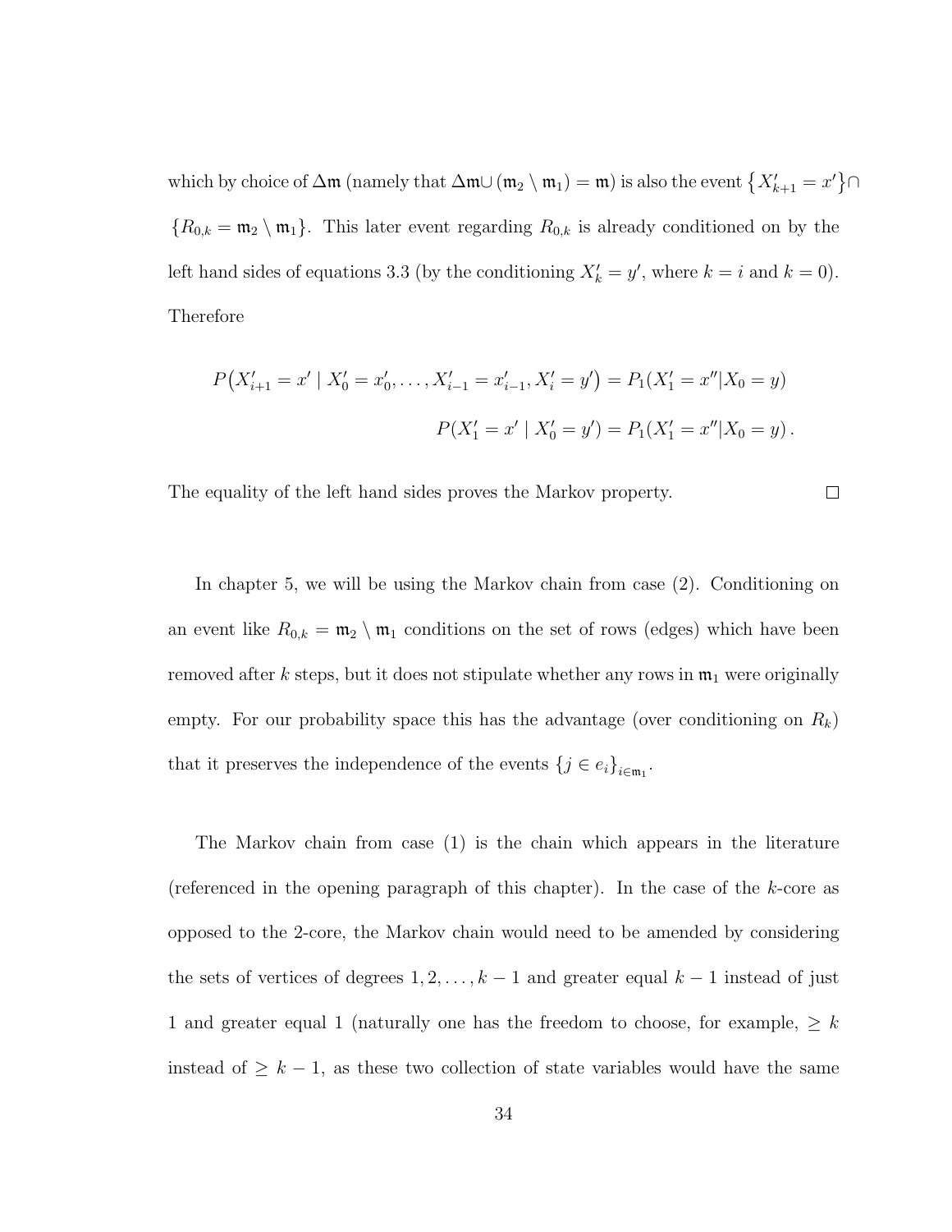which by choice of $\Delta\mathfrak{m}$ (namely that $\Delta\mathfrak{m} \cup (\mathfrak{m}_2 \setminus \mathfrak{m}_1) = \mathfrak{m}$) is also the event $\{X'_{k+1} = x'\} \cap \{R_{0,k} = \mathfrak{m}_2 \setminus \mathfrak{m}_1\}$. This later event regarding $R_{0,k}$ is already conditioned on by the left hand sides of equations 3.3 (by the conditioning $X'_k = y'$, where $k = i$ and $k = 0$). Therefore

$$
\begin{aligned}
P\big(X'_{i+1} = x' \mid X'_0 = x'_0, \ldots, X'_{i-1} = x'_{i-1}, X'_i = y'\big) &= P_1(X'_1 = x'' | X_0 = y) \\
P(X'_1 = x' \mid X'_0 = y') &= P_1(X'_1 = x'' | X_0 = y) \,.
\end{aligned}
$$

The equality of the left hand sides proves the Markov property. □

In chapter 5, we will be using the Markov chain from case (2). Conditioning on an event like $R_{0,k} = \mathfrak{m}_2 \setminus \mathfrak{m}_1$ conditions on the set of rows (edges) which have been removed after $k$ steps, but it does not stipulate whether any rows in $\mathfrak{m}_1$ were originally empty. For our probability space this has the advantage (over conditioning on $R_k$) that it preserves the independence of the events $\{j \in e_i\}_{i \in \mathfrak{m}_1}$.

The Markov chain from case (1) is the chain which appears in the literature (referenced in the opening paragraph of this chapter). In the case of the $k$-core as opposed to the 2-core, the Markov chain would need to be amended by considering the sets of vertices of degrees $1, 2, \ldots, k-1$ and greater equal $k-1$ instead of just 1 and greater equal 1 (naturally one has the freedom to choose, for example, $\geq k$ instead of $\geq k-1$, as these two collection of state variables would have the same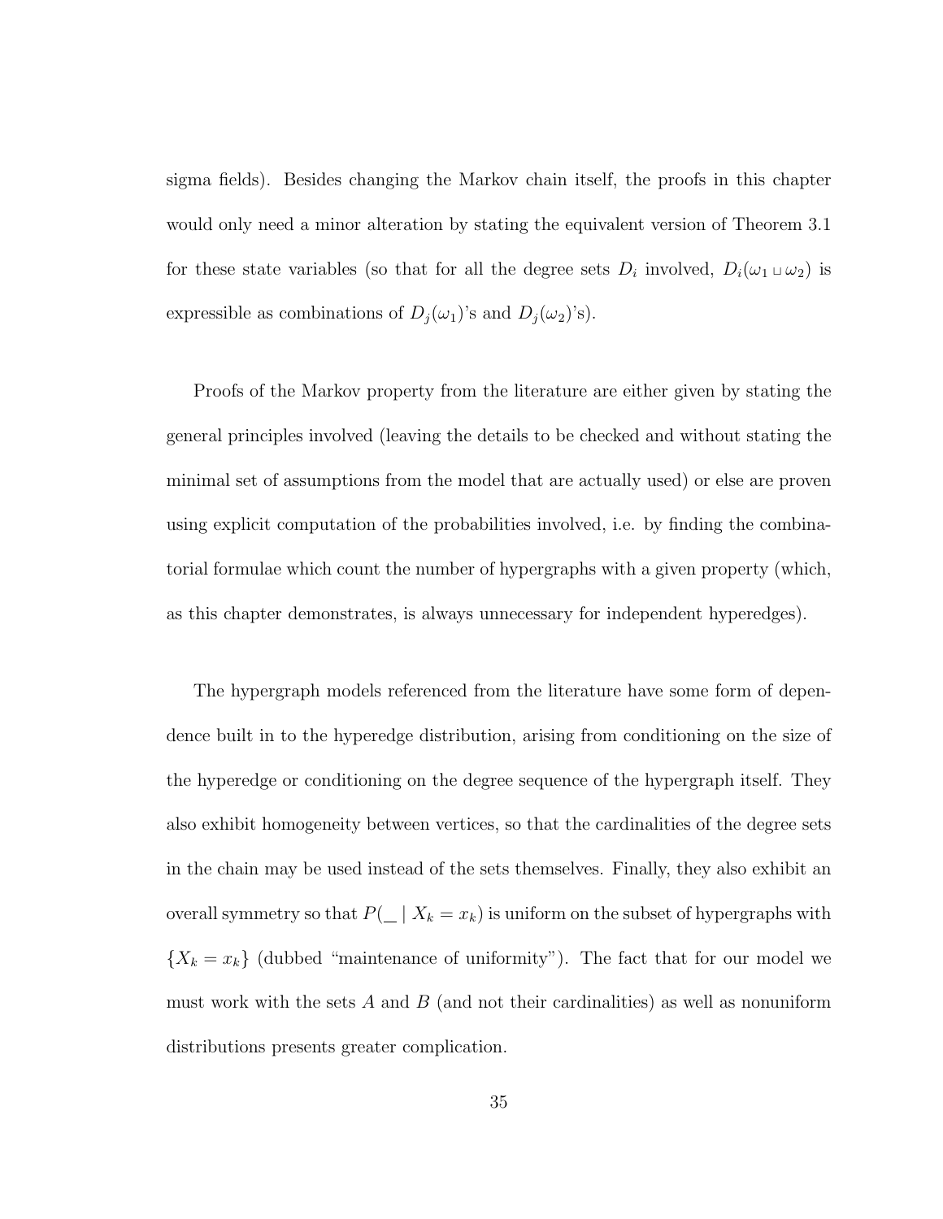sigma fields). Besides changing the Markov chain itself, the proofs in this chapter would only need a minor alteration by stating the equivalent version of Theorem 3.1 for these state variables (so that for all the degree sets $D_i$ involved, $D_i(\omega_1 \sqcup \omega_2)$ is expressible as combinations of $D_j(\omega_1)$'s and $D_j(\omega_2)$'s).

Proofs of the Markov property from the literature are either given by stating the general principles involved (leaving the details to be checked and without stating the minimal set of assumptions from the model that are actually used) or else are proven using explicit computation of the probabilities involved, i.e. by finding the combinatorial formulae which count the number of hypergraphs with a given property (which, as this chapter demonstrates, is always unnecessary for independent hyperedges).

The hypergraph models referenced from the literature have some form of dependence built in to the hyperedge distribution, arising from conditioning on the size of the hyperedge or conditioning on the degree sequence of the hypergraph itself. They also exhibit homogeneity between vertices, so that the cardinalities of the degree sets in the chain may be used instead of the sets themselves. Finally, they also exhibit an overall symmetry so that $P(\_\_ \mid X_k = x_k)$ is uniform on the subset of hypergraphs with $\{X_k = x_k\}$ (dubbed "maintenance of uniformity"). The fact that for our model we must work with the sets $A$ and $B$ (and not their cardinalities) as well as nonuniform distributions presents greater complication.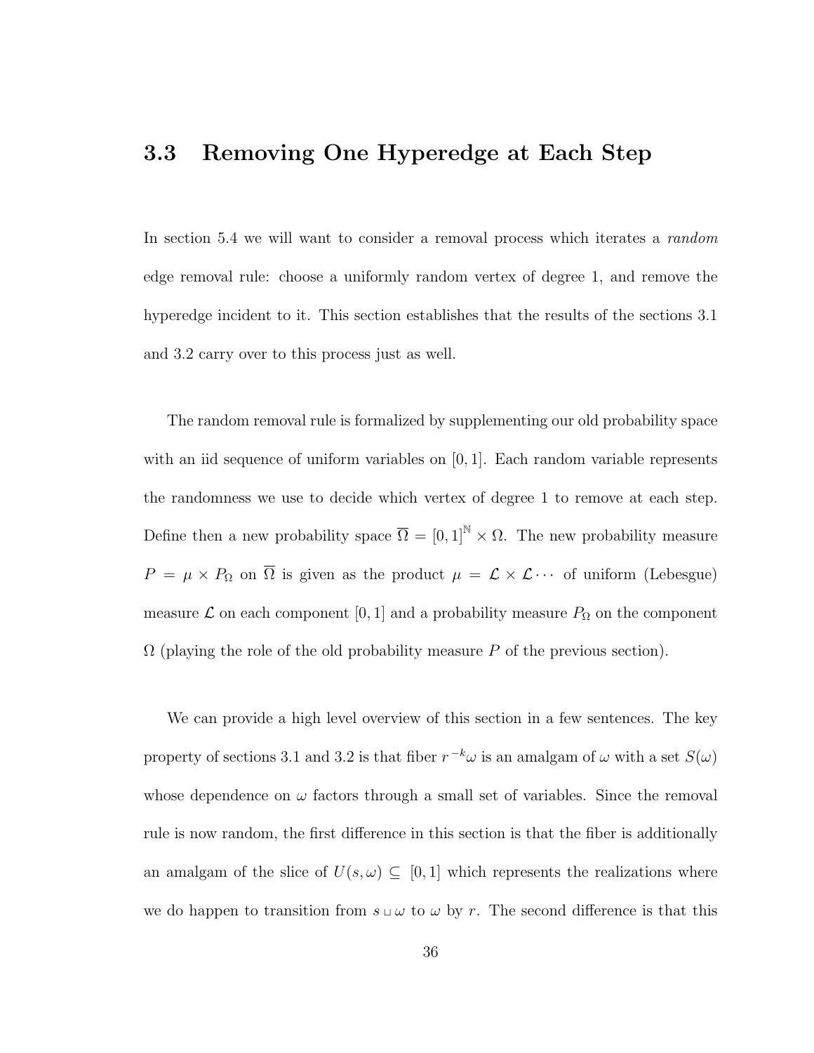## 3.3 Removing One Hyperedge at Each Step

In section 5.4 we will want to consider a removal process which iterates a *random* edge removal rule: choose a uniformly random vertex of degree 1, and remove the hyperedge incident to it. This section establishes that the results of the sections 3.1 and 3.2 carry over to this process just as well.

The random removal rule is formalized by supplementing our old probability space with an iid sequence of uniform variables on $[0, 1]$. Each random variable represents the randomness we use to decide which vertex of degree 1 to remove at each step. Define then a new probability space $\overline{\Omega} = [0, 1]^{\mathbb{N}} \times \Omega$. The new probability measure $P = \mu \times P_\Omega$ on $\overline{\Omega}$ is given as the product $\mu = \mathcal{L} \times \mathcal{L} \cdots$ of uniform (Lebesgue) measure $\mathcal{L}$ on each component $[0, 1]$ and a probability measure $P_\Omega$ on the component $\Omega$ (playing the role of the old probability measure $P$ of the previous section).

We can provide a high level overview of this section in a few sentences. The key property of sections 3.1 and 3.2 is that fiber $r^{-k}\omega$ is an amalgam of $\omega$ with a set $S(\omega)$ whose dependence on $\omega$ factors through a small set of variables. Since the removal rule is now random, the first difference in this section is that the fiber is additionally an amalgam of the slice of $U(s, \omega) \subseteq [0, 1]$ which represents the realizations where we do happen to transition from $s \sqcup \omega$ to $\omega$ by $r$. The second difference is that this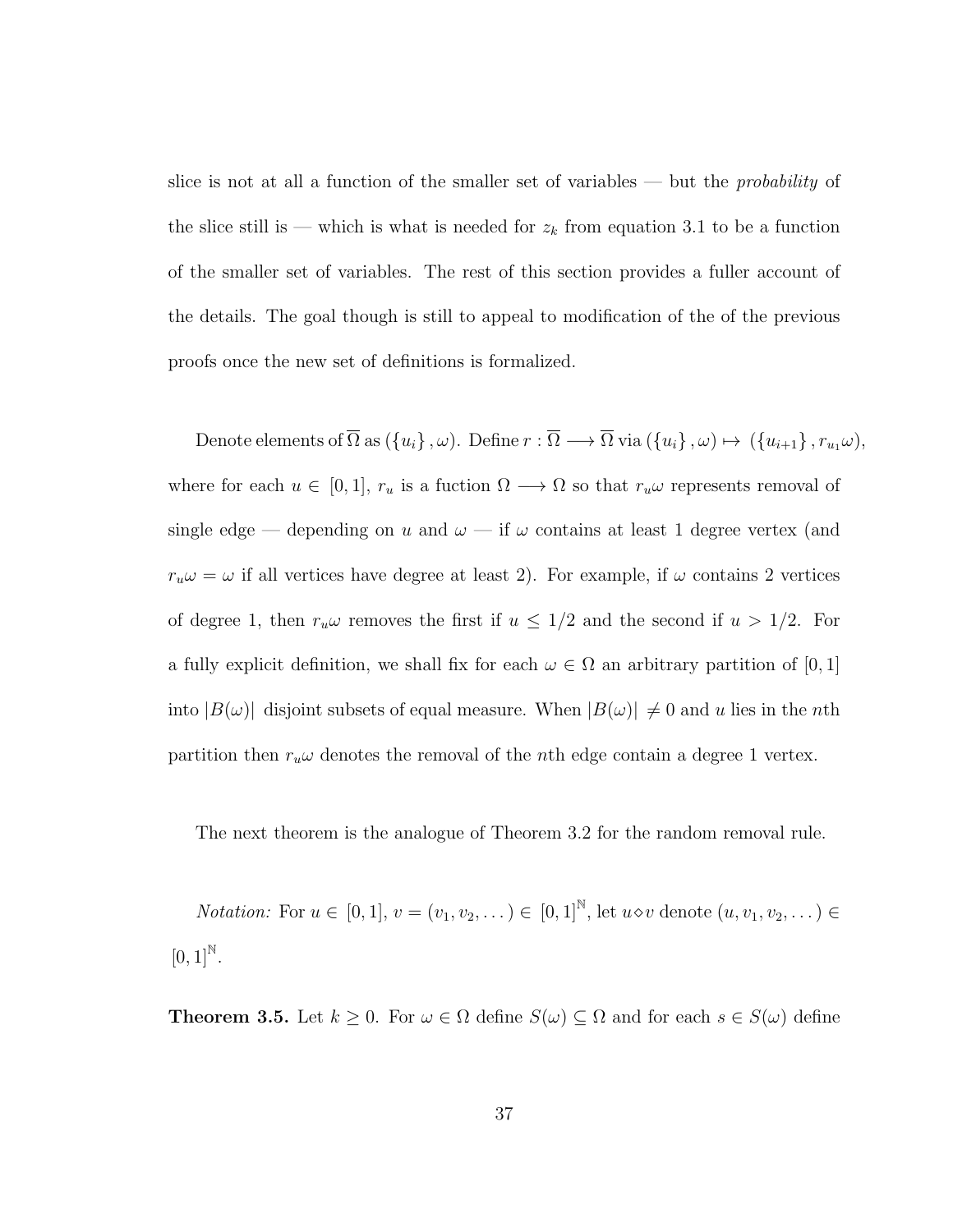slice is not at all a function of the smaller set of variables — but the *probability* of the slice still is — which is what is needed for $z_k$ from equation 3.1 to be a function of the smaller set of variables. The rest of this section provides a fuller account of the details. The goal though is still to appeal to modification of the of the previous proofs once the new set of definitions is formalized.

Denote elements of $\overline{\Omega}$ as $(\{u_i\}, \omega)$. Define $r : \overline{\Omega} \longrightarrow \overline{\Omega}$ via $(\{u_i\}, \omega) \mapsto (\{u_{i+1}\}, r_{u_1}\omega)$, where for each $u \in [0, 1]$, $r_u$ is a fuction $\Omega \longrightarrow \Omega$ so that $r_u\omega$ represents removal of single edge — depending on $u$ and $\omega$ — if $\omega$ contains at least 1 degree vertex (and $r_u\omega = \omega$ if all vertices have degree at least 2). For example, if $\omega$ contains 2 vertices of degree 1, then $r_u\omega$ removes the first if $u \leq 1/2$ and the second if $u > 1/2$. For a fully explicit definition, we shall fix for each $\omega \in \Omega$ an arbitrary partition of $[0, 1]$ into $|B(\omega)|$ disjoint subsets of equal measure. When $|B(\omega)| \neq 0$ and $u$ lies in the $n$th partition then $r_u\omega$ denotes the removal of the $n$th edge contain a degree 1 vertex.

The next theorem is the analogue of Theorem 3.2 for the random removal rule.

*Notation:* For $u \in [0, 1]$, $v = (v_1, v_2, \dots) \in [0, 1]^{\mathbb{N}}$, let $u \diamond v$ denote $(u, v_1, v_2, \dots) \in [0, 1]^{\mathbb{N}}$.

**Theorem 3.5.** Let $k \geq 0$. For $\omega \in \Omega$ define $S(\omega) \subseteq \Omega$ and for each $s \in S(\omega)$ define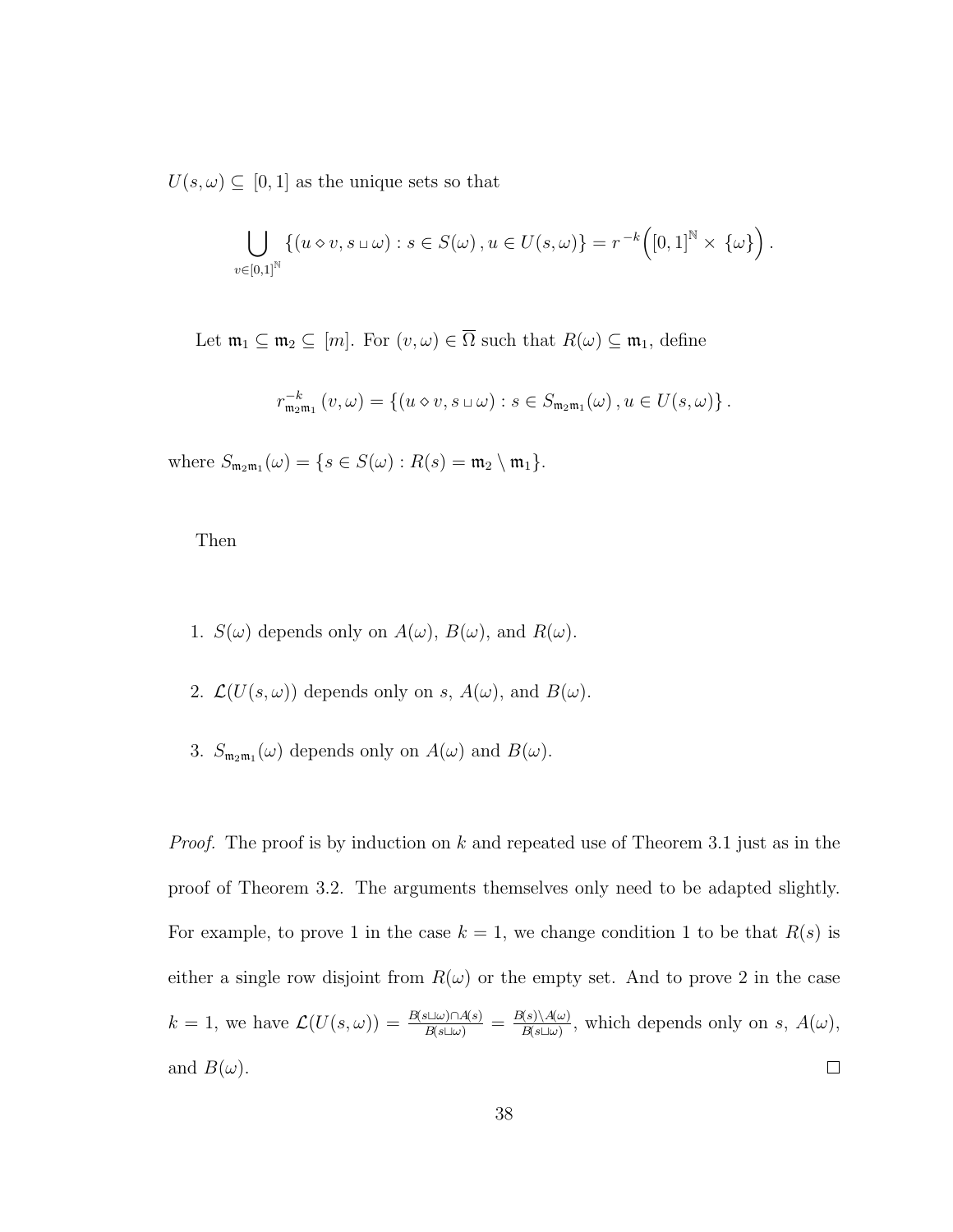$U(s, \omega) \subseteq [0,1]$ as the unique sets so that

$$\bigcup_{v \in [0,1]^{\mathbb{N}}} \{(u \diamond v, s \sqcup \omega) : s \in S(\omega), u \in U(s, \omega)\} = r^{-k}\Big([0,1]^{\mathbb{N}} \times \{\omega\}\Big).$$

Let $\mathfrak{m}_1 \subseteq \mathfrak{m}_2 \subseteq [m]$. For $(v, \omega) \in \overline{\Omega}$ such that $R(\omega) \subseteq \mathfrak{m}_1$, define

$$r^{-k}_{\mathfrak{m}_2\mathfrak{m}_1}(v, \omega) = \{(u \diamond v, s \sqcup \omega) : s \in S_{\mathfrak{m}_2\mathfrak{m}_1}(\omega), u \in U(s, \omega)\}.$$

where $S_{\mathfrak{m}_2\mathfrak{m}_1}(\omega) = \{s \in S(\omega) : R(s) = \mathfrak{m}_2 \setminus \mathfrak{m}_1\}$.

Then

1. $S(\omega)$ depends only on $A(\omega)$, $B(\omega)$, and $R(\omega)$.
2. $\mathcal{L}(U(s, \omega))$ depends only on $s$, $A(\omega)$, and $B(\omega)$.
3. $S_{\mathfrak{m}_2\mathfrak{m}_1}(\omega)$ depends only on $A(\omega)$ and $B(\omega)$.

*Proof.* The proof is by induction on $k$ and repeated use of Theorem 3.1 just as in the proof of Theorem 3.2. The arguments themselves only need to be adapted slightly. For example, to prove 1 in the case $k = 1$, we change condition 1 to be that $R(s)$ is either a single row disjoint from $R(\omega)$ or the empty set. And to prove 2 in the case $k = 1$, we have $\mathcal{L}(U(s, \omega)) = \frac{B(s \sqcup \omega) \cap A(s)}{B(s \sqcup \omega)} = \frac{B(s) \setminus A(\omega)}{B(s \sqcup \omega)}$, which depends only on $s$, $A(\omega)$, and $B(\omega)$. $\square$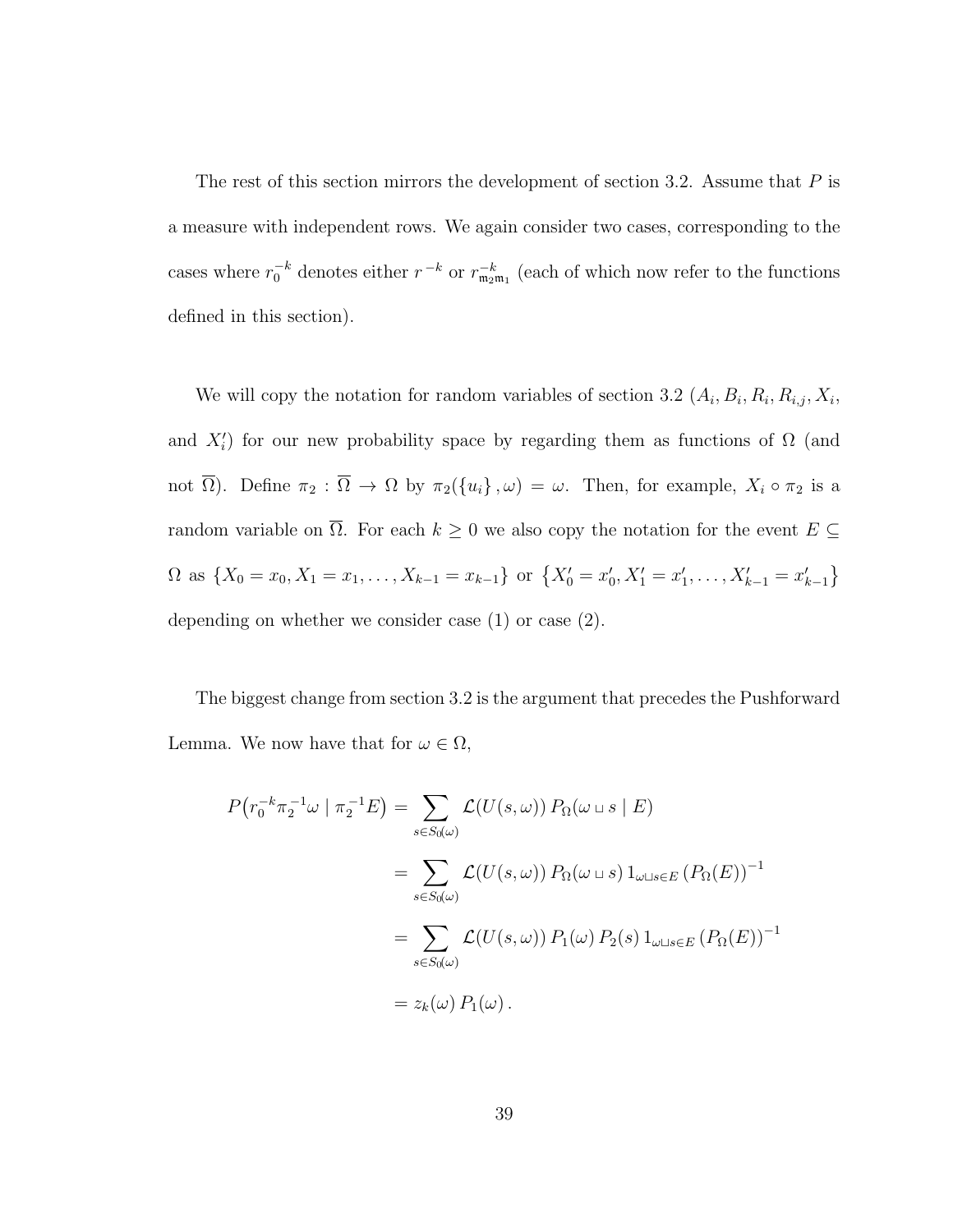The rest of this section mirrors the development of section 3.2. Assume that $P$ is a measure with independent rows. We again consider two cases, corresponding to the cases where $r_0^{-k}$ denotes either $r^{-k}$ or $r_{\mathfrak{m}_2\mathfrak{m}_1}^{-k}$ (each of which now refer to the functions defined in this section).

We will copy the notation for random variables of section 3.2 ($A_i, B_i, R_i, R_{i,j}, X_i$, and $X_i'$) for our new probability space by regarding them as functions of $\Omega$ (and not $\overline{\Omega}$). Define $\pi_2 : \overline{\Omega} \to \Omega$ by $\pi_2(\{u_i\}, \omega) = \omega$. Then, for example, $X_i \circ \pi_2$ is a random variable on $\overline{\Omega}$. For each $k \geq 0$ we also copy the notation for the event $E \subseteq \Omega$ as $\{X_0 = x_0, X_1 = x_1, \ldots, X_{k-1} = x_{k-1}\}$ or $\{X_0' = x_0', X_1' = x_1', \ldots, X_{k-1}' = x_{k-1}'\}$ depending on whether we consider case (1) or case (2).

The biggest change from section 3.2 is the argument that precedes the Pushforward Lemma. We now have that for $\omega \in \Omega$,

$$
\begin{aligned}
P\big(r_0^{-k}\pi_2^{-1}\omega \mid \pi_2^{-1}E\big) &= \sum_{s \in S_0(\omega)} \mathcal{L}(U(s,\omega))\, P_\Omega(\omega \sqcup s \mid E) \\
&= \sum_{s \in S_0(\omega)} \mathcal{L}(U(s,\omega))\, P_\Omega(\omega \sqcup s)\, 1_{\omega \sqcup s \in E}\, (P_\Omega(E))^{-1} \\
&= \sum_{s \in S_0(\omega)} \mathcal{L}(U(s,\omega))\, P_1(\omega)\, P_2(s)\, 1_{\omega \sqcup s \in E}\, (P_\Omega(E))^{-1} \\
&= z_k(\omega)\, P_1(\omega)\,.
\end{aligned}
$$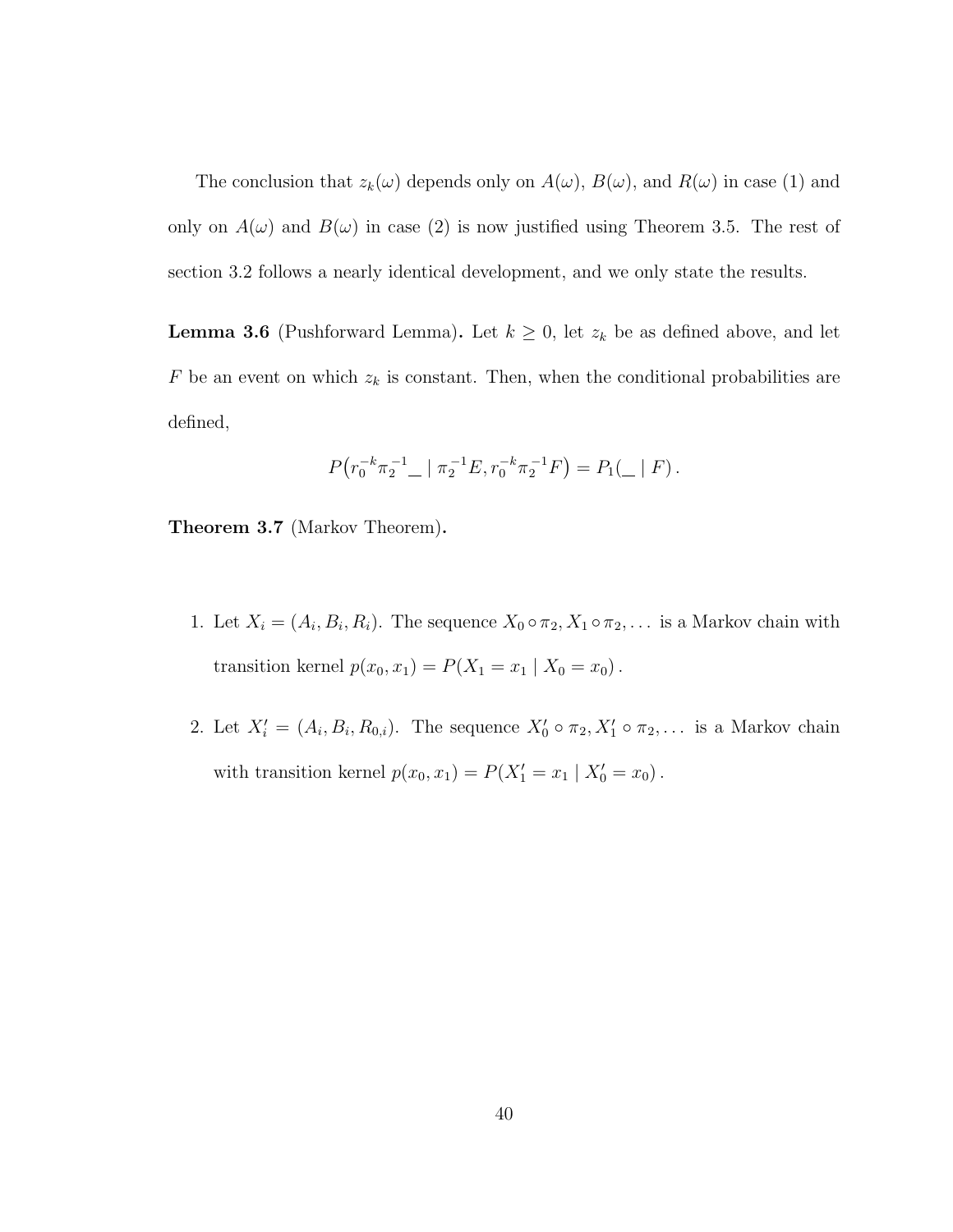The conclusion that $z_k(\omega)$ depends only on $A(\omega)$, $B(\omega)$, and $R(\omega)$ in case (1) and only on $A(\omega)$ and $B(\omega)$ in case (2) is now justified using Theorem 3.5. The rest of section 3.2 follows a nearly identical development, and we only state the results.

**Lemma 3.6** (Pushforward Lemma)**.** Let $k \geq 0$, let $z_k$ be as defined above, and let $F$ be an event on which $z_k$ is constant. Then, when the conditional probabilities are defined,

$$P\big(r_0^{-k}\pi_2^{-1}\_\_ \mid \pi_2^{-1}E, r_0^{-k}\pi_2^{-1}F\big) = P_1(\_\_ \mid F)\,.$$

**Theorem 3.7** (Markov Theorem)**.**

1. Let $X_i = (A_i, B_i, R_i)$. The sequence $X_0 \circ \pi_2, X_1 \circ \pi_2, \ldots$ is a Markov chain with transition kernel $p(x_0, x_1) = P(X_1 = x_1 \mid X_0 = x_0)\,.$

2. Let $X'_i = (A_i, B_i, R_{0,i})$. The sequence $X'_0 \circ \pi_2, X'_1 \circ \pi_2, \ldots$ is a Markov chain with transition kernel $p(x_0, x_1) = P(X'_1 = x_1 \mid X'_0 = x_0)\,.$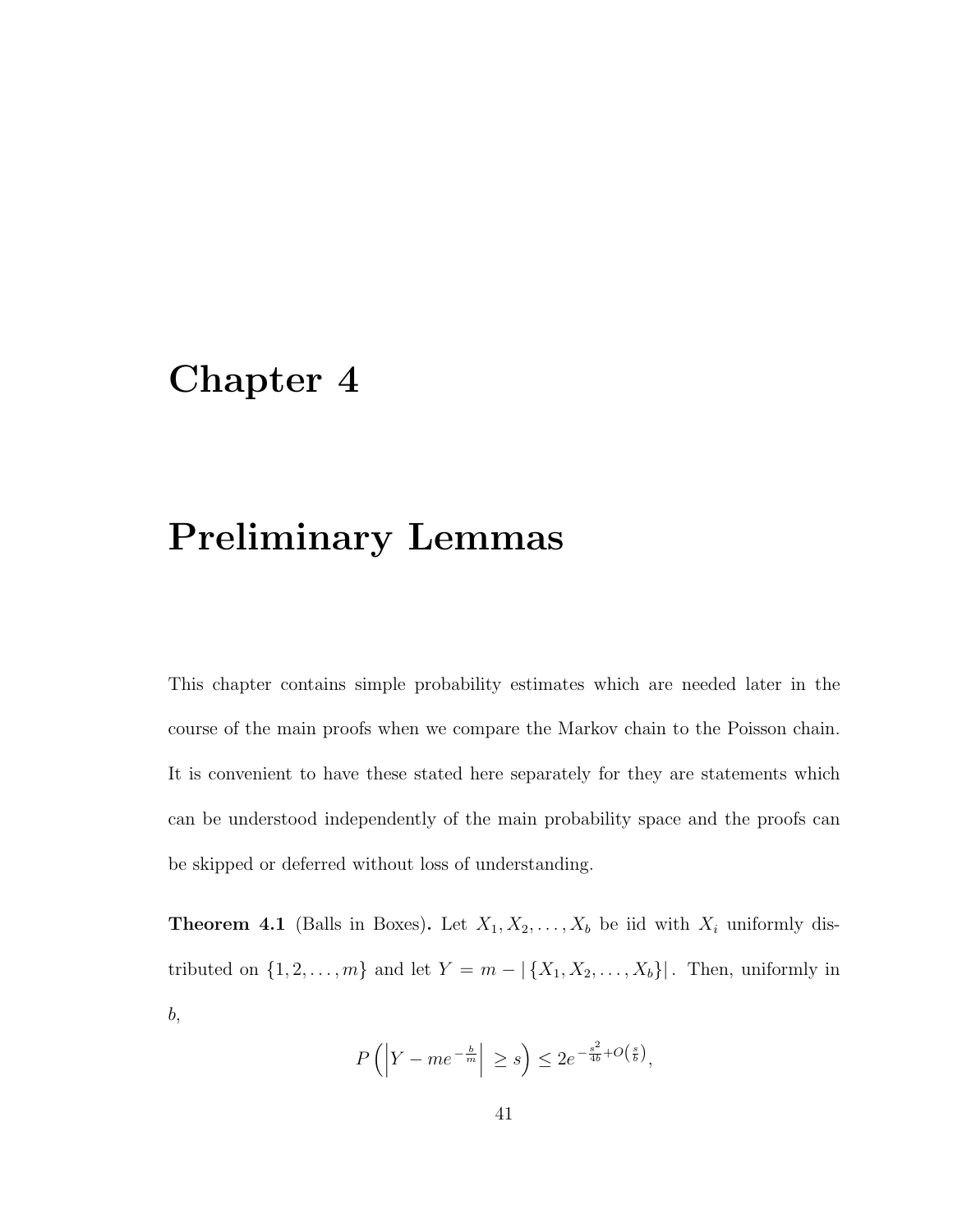# Chapter 4

# Preliminary Lemmas

This chapter contains simple probability estimates which are needed later in the course of the main proofs when we compare the Markov chain to the Poisson chain. It is convenient to have these stated here separately for they are statements which can be understood independently of the main probability space and the proofs can be skipped or deferred without loss of understanding.

**Theorem 4.1** (Balls in Boxes)**.** Let $X_1, X_2, \ldots, X_b$ be iid with $X_i$ uniformly distributed on $\{1, 2, \ldots, m\}$ and let $Y = m - |\{X_1, X_2, \ldots, X_b\}|$. Then, uniformly in $b$,

$$P\left(\left|Y - me^{-\frac{b}{m}}\right| \geq s\right) \leq 2e^{-\frac{s^2}{4b}+O\left(\frac{s}{b}\right)},$$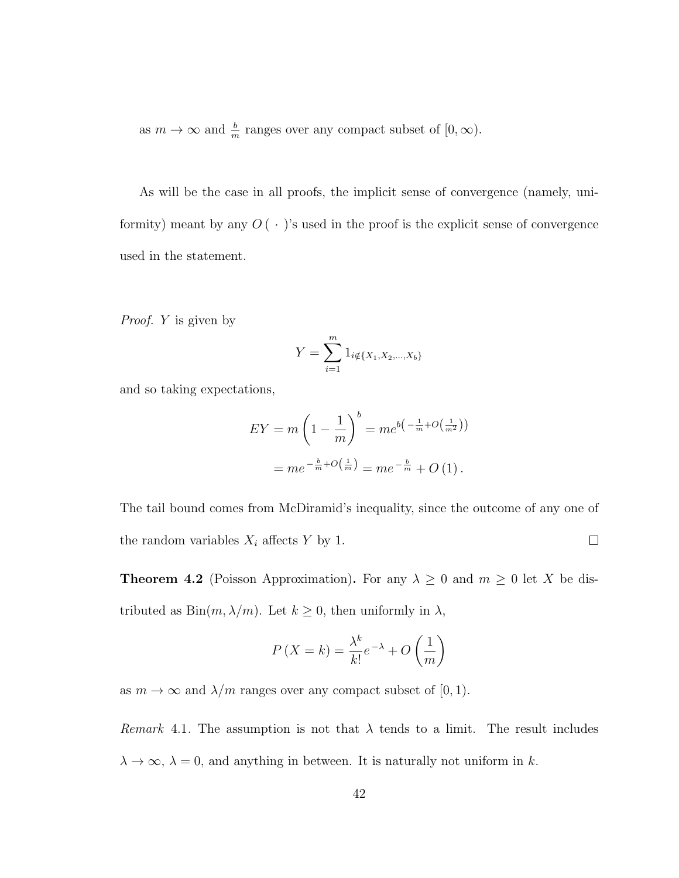as $m \to \infty$ and $\frac{b}{m}$ ranges over any compact subset of $[0, \infty)$.

As will be the case in all proofs, the implicit sense of convergence (namely, uniformity) meant by any $O(\,\cdot\,)$'s used in the proof is the explicit sense of convergence used in the statement.

*Proof.* $Y$ is given by

$$Y = \sum_{i=1}^{m} 1_{i \notin \{X_1, X_2, \ldots, X_b\}}$$

and so taking expectations,

$$\begin{aligned} EY &= m\left(1 - \frac{1}{m}\right)^b = m e^{b\left(-\frac{1}{m} + O\left(\frac{1}{m^2}\right)\right)} \\ &= m e^{-\frac{b}{m} + O\left(\frac{1}{m}\right)} = m e^{-\frac{b}{m}} + O(1). \end{aligned}$$

The tail bound comes from McDiramid's inequality, since the outcome of any one of the random variables $X_i$ affects $Y$ by 1. $\square$

**Theorem 4.2** (Poisson Approximation)**.** For any $\lambda \geq 0$ and $m \geq 0$ let $X$ be distributed as $\mathrm{Bin}(m, \lambda/m)$. Let $k \geq 0$, then uniformly in $\lambda$,

$$P(X = k) = \frac{\lambda^k}{k!} e^{-\lambda} + O\left(\frac{1}{m}\right)$$

as $m \to \infty$ and $\lambda/m$ ranges over any compact subset of $[0, 1)$.

*Remark* 4.1. The assumption is not that $\lambda$ tends to a limit. The result includes $\lambda \to \infty$, $\lambda = 0$, and anything in between. It is naturally not uniform in $k$.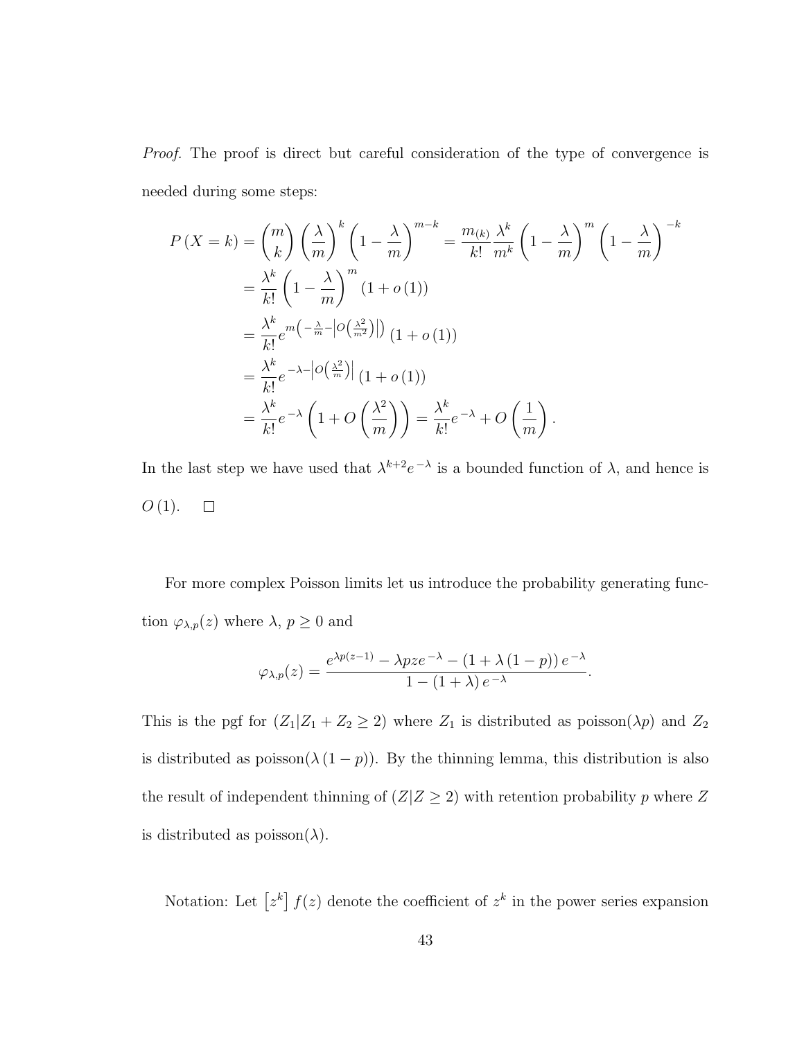*Proof.* The proof is direct but careful consideration of the type of convergence is needed during some steps:

$$
\begin{aligned}
P\left(X=k\right) &= \binom{m}{k}\left(\frac{\lambda}{m}\right)^{k}\left(1-\frac{\lambda}{m}\right)^{m-k} = \frac{m_{(k)}}{k!}\frac{\lambda^{k}}{m^{k}}\left(1-\frac{\lambda}{m}\right)^{m}\left(1-\frac{\lambda}{m}\right)^{-k} \\
&= \frac{\lambda^{k}}{k!}\left(1-\frac{\lambda}{m}\right)^{m}\left(1+o\left(1\right)\right) \\
&= \frac{\lambda^{k}}{k!}e^{m\left(-\frac{\lambda}{m}-\left|O\left(\frac{\lambda^{2}}{m^{2}}\right)\right|\right)}\left(1+o\left(1\right)\right) \\
&= \frac{\lambda^{k}}{k!}e^{-\lambda-\left|O\left(\frac{\lambda^{2}}{m}\right)\right|}\left(1+o\left(1\right)\right) \\
&= \frac{\lambda^{k}}{k!}e^{-\lambda}\left(1+O\left(\frac{\lambda^{2}}{m}\right)\right) = \frac{\lambda^{k}}{k!}e^{-\lambda}+O\left(\frac{1}{m}\right).
\end{aligned}
$$

In the last step we have used that $\lambda^{k+2}e^{-\lambda}$ is a bounded function of $\lambda$, and hence is $O\left(1\right)$. $\square$

For more complex Poisson limits let us introduce the probability generating function $\varphi_{\lambda,p}(z)$ where $\lambda$, $p\geq 0$ and

$$
\varphi_{\lambda,p}(z) = \frac{e^{\lambda p(z-1)}-\lambda p z e^{-\lambda}-\left(1+\lambda\left(1-p\right)\right)e^{-\lambda}}{1-\left(1+\lambda\right)e^{-\lambda}}.
$$

This is the pgf for $(Z_1|Z_1+Z_2\geq 2)$ where $Z_1$ is distributed as poisson($\lambda p$) and $Z_2$ is distributed as poisson($\lambda\left(1-p\right)$). By the thinning lemma, this distribution is also the result of independent thinning of $(Z|Z\geq 2)$ with retention probability $p$ where $Z$ is distributed as poisson($\lambda$).

Notation: Let $\left[z^{k}\right]f(z)$ denote the coefficient of $z^{k}$ in the power series expansion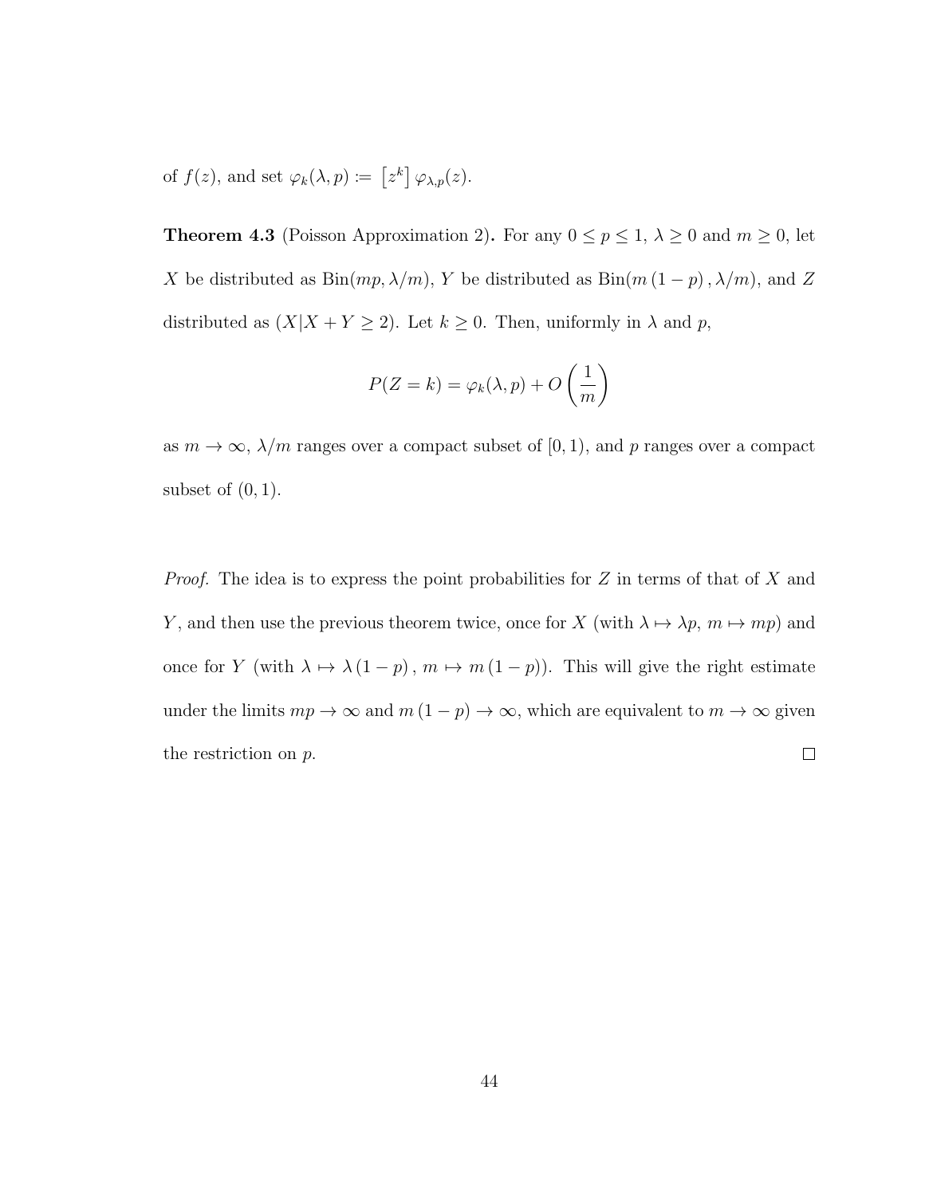of $f(z)$, and set $\varphi_k(\lambda, p) := \left[z^k\right] \varphi_{\lambda,p}(z)$.

**Theorem 4.3** (Poisson Approximation 2)**.** For any $0 \leq p \leq 1$, $\lambda \geq 0$ and $m \geq 0$, let $X$ be distributed as $\text{Bin}(mp, \lambda/m)$, $Y$ be distributed as $\text{Bin}(m(1-p), \lambda/m)$, and $Z$ distributed as $(X|X+Y \geq 2)$. Let $k \geq 0$. Then, uniformly in $\lambda$ and $p$,

$$P(Z = k) = \varphi_k(\lambda, p) + O\left(\frac{1}{m}\right)$$

as $m \to \infty$, $\lambda/m$ ranges over a compact subset of $[0, 1)$, and $p$ ranges over a compact subset of $(0, 1)$.

*Proof.* The idea is to express the point probabilities for $Z$ in terms of that of $X$ and $Y$, and then use the previous theorem twice, once for $X$ (with $\lambda \mapsto \lambda p$, $m \mapsto mp$) and once for $Y$ (with $\lambda \mapsto \lambda(1-p)$, $m \mapsto m(1-p)$). This will give the right estimate under the limits $mp \to \infty$ and $m(1-p) \to \infty$, which are equivalent to $m \to \infty$ given the restriction on $p$. $\square$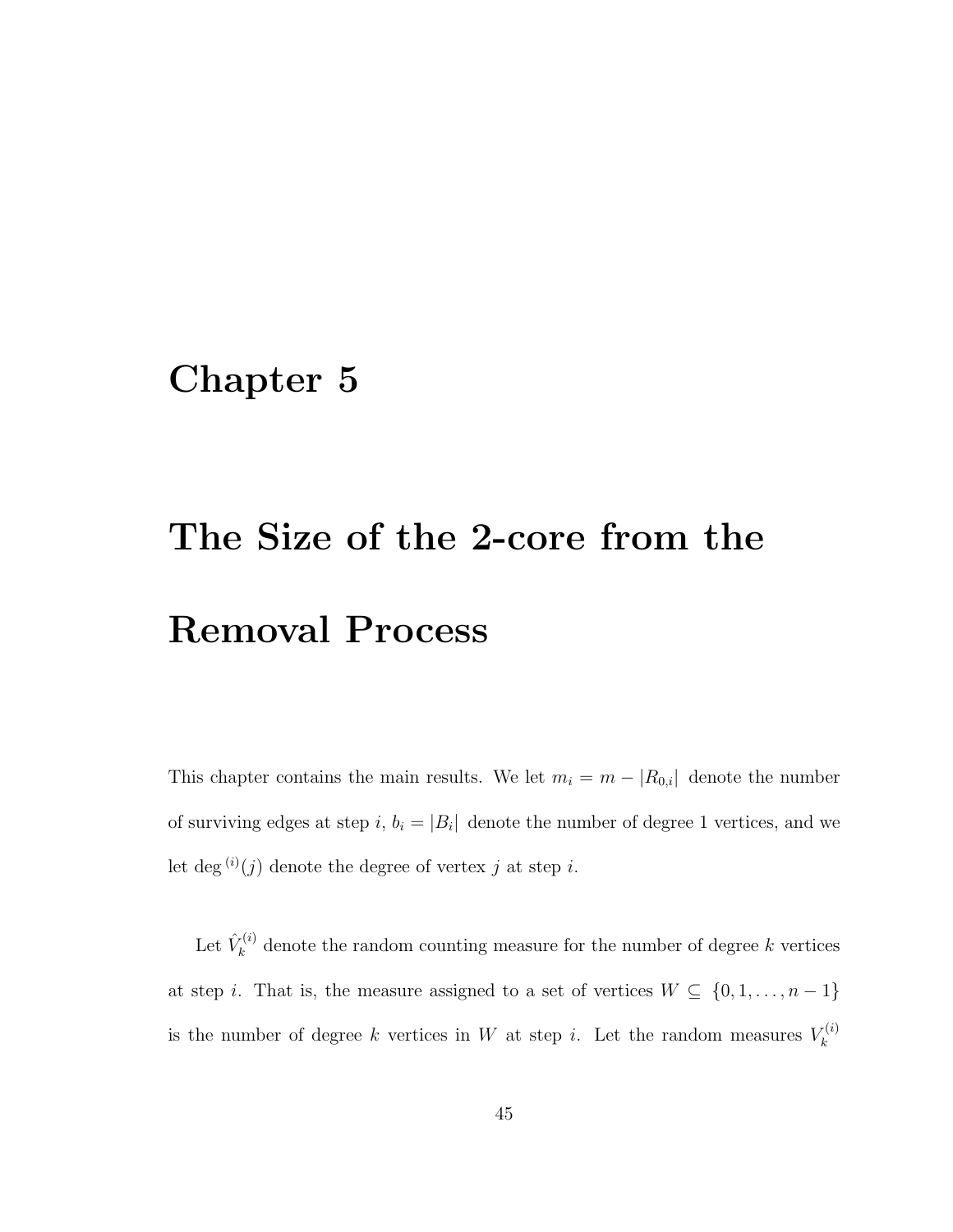# Chapter 5

# The Size of the 2-core from the Removal Process

This chapter contains the main results. We let $m_i = m - |R_{0,i}|$ denote the number of surviving edges at step $i$, $b_i = |B_i|$ denote the number of degree 1 vertices, and we let $\deg^{(i)}(j)$ denote the degree of vertex $j$ at step $i$.

Let $\hat{V}_k^{(i)}$ denote the random counting measure for the number of degree $k$ vertices at step $i$. That is, the measure assigned to a set of vertices $W \subseteq \{0, 1, \ldots, n-1\}$ is the number of degree $k$ vertices in $W$ at step $i$. Let the random measures $V_k^{(i)}$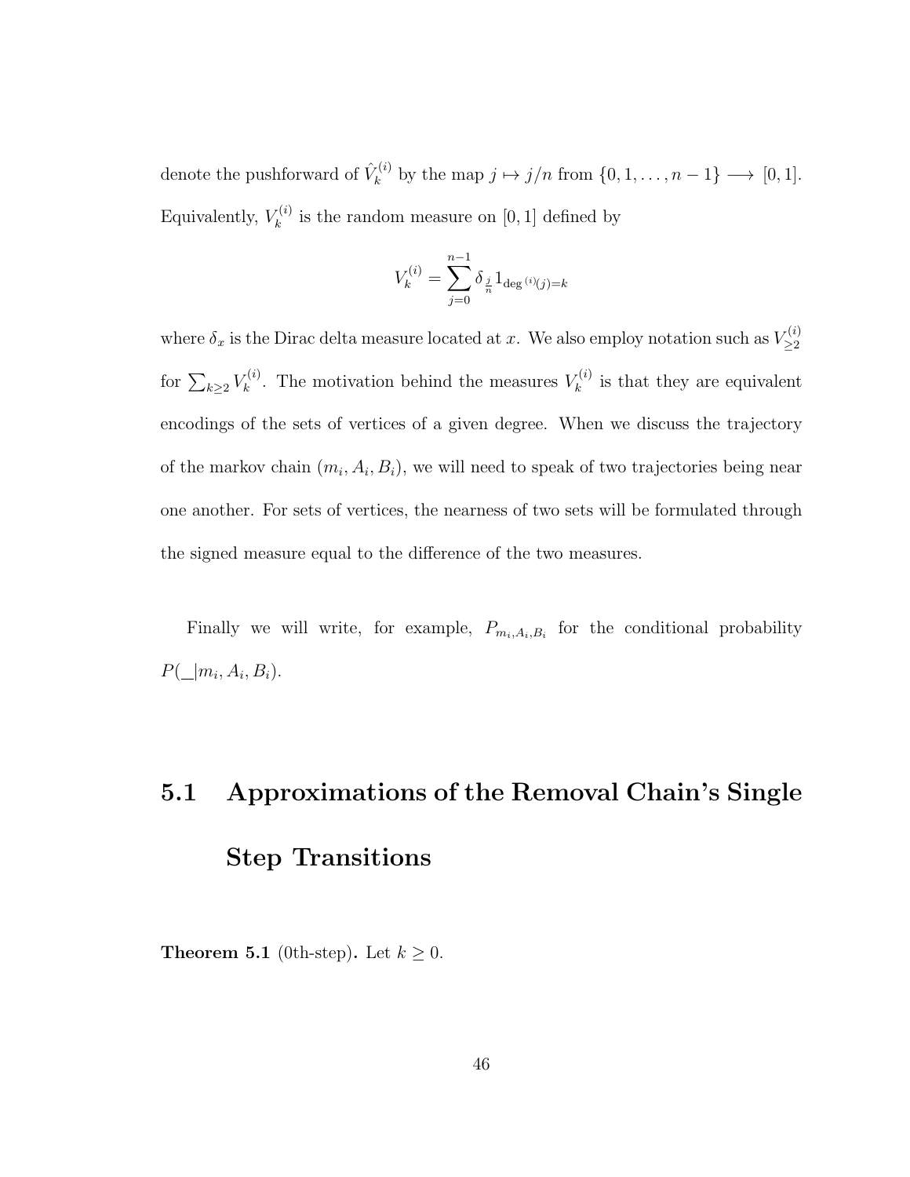denote the pushforward of $\hat{V}_k^{(i)}$ by the map $j \mapsto j/n$ from $\{0, 1, \ldots, n-1\} \longrightarrow [0, 1]$. Equivalently, $V_k^{(i)}$ is the random measure on $[0, 1]$ defined by

$$V_k^{(i)} = \sum_{j=0}^{n-1} \delta_{\frac{j}{n}} 1_{\deg^{(i)}(j)=k}$$

where $\delta_x$ is the Dirac delta measure located at $x$. We also employ notation such as $V_{\geq 2}^{(i)}$ for $\sum_{k \geq 2} V_k^{(i)}$. The motivation behind the measures $V_k^{(i)}$ is that they are equivalent encodings of the sets of vertices of a given degree. When we discuss the trajectory of the markov chain $(m_i, A_i, B_i)$, we will need to speak of two trajectories being near one another. For sets of vertices, the nearness of two sets will be formulated through the signed measure equal to the difference of the two measures.

Finally we will write, for example, $P_{m_i, A_i, B_i}$ for the conditional probability $P(\_|m_i, A_i, B_i)$.

## 5.1 Approximations of the Removal Chain's Single Step Transitions

**Theorem 5.1** (0th-step)**.** Let $k \geq 0$.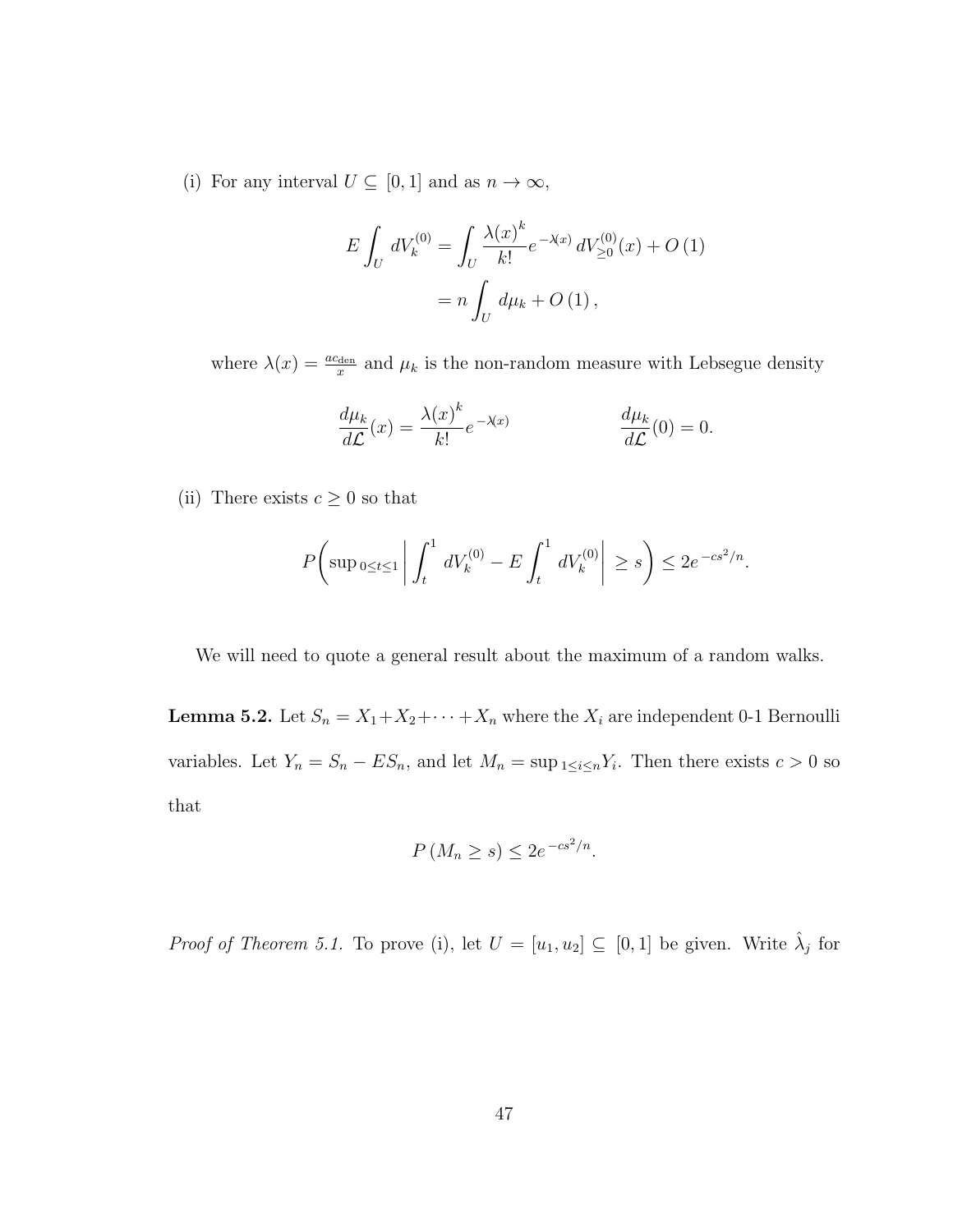(i) For any interval $U \subseteq [0,1]$ and as $n \to \infty$,

$$
\begin{aligned}
E \int_U dV_k^{(0)} &= \int_U \frac{\lambda(x)^k}{k!} e^{-\lambda(x)}\, dV_{\geq 0}^{(0)}(x) + O(1) \\
&= n \int_U d\mu_k + O(1),
\end{aligned}
$$

where $\lambda(x) = \frac{a c_{\mathrm{den}}}{x}$ and $\mu_k$ is the non-random measure with Lebsegue density

$$
\frac{d\mu_k}{d\mathcal{L}}(x) = \frac{\lambda(x)^k}{k!} e^{-\lambda(x)} \qquad\qquad \frac{d\mu_k}{d\mathcal{L}}(0) = 0.
$$

(ii) There exists $c \geq 0$ so that

$$
P\left( \sup_{0 \leq t \leq 1} \left| \int_t^1 dV_k^{(0)} - E \int_t^1 dV_k^{(0)} \right| \geq s \right) \leq 2e^{-cs^2/n}.
$$

We will need to quote a general result about the maximum of a random walks.

**Lemma 5.2.** Let $S_n = X_1 + X_2 + \cdots + X_n$ where the $X_i$ are independent 0-1 Bernoulli variables. Let $Y_n = S_n - ES_n$, and let $M_n = \sup_{1 \leq i \leq n} Y_i$. Then there exists $c > 0$ so that

$$
P(M_n \geq s) \leq 2e^{-cs^2/n}.
$$

*Proof of Theorem 5.1.* To prove (i), let $U = [u_1, u_2] \subseteq [0,1]$ be given. Write $\hat{\lambda}_j$ for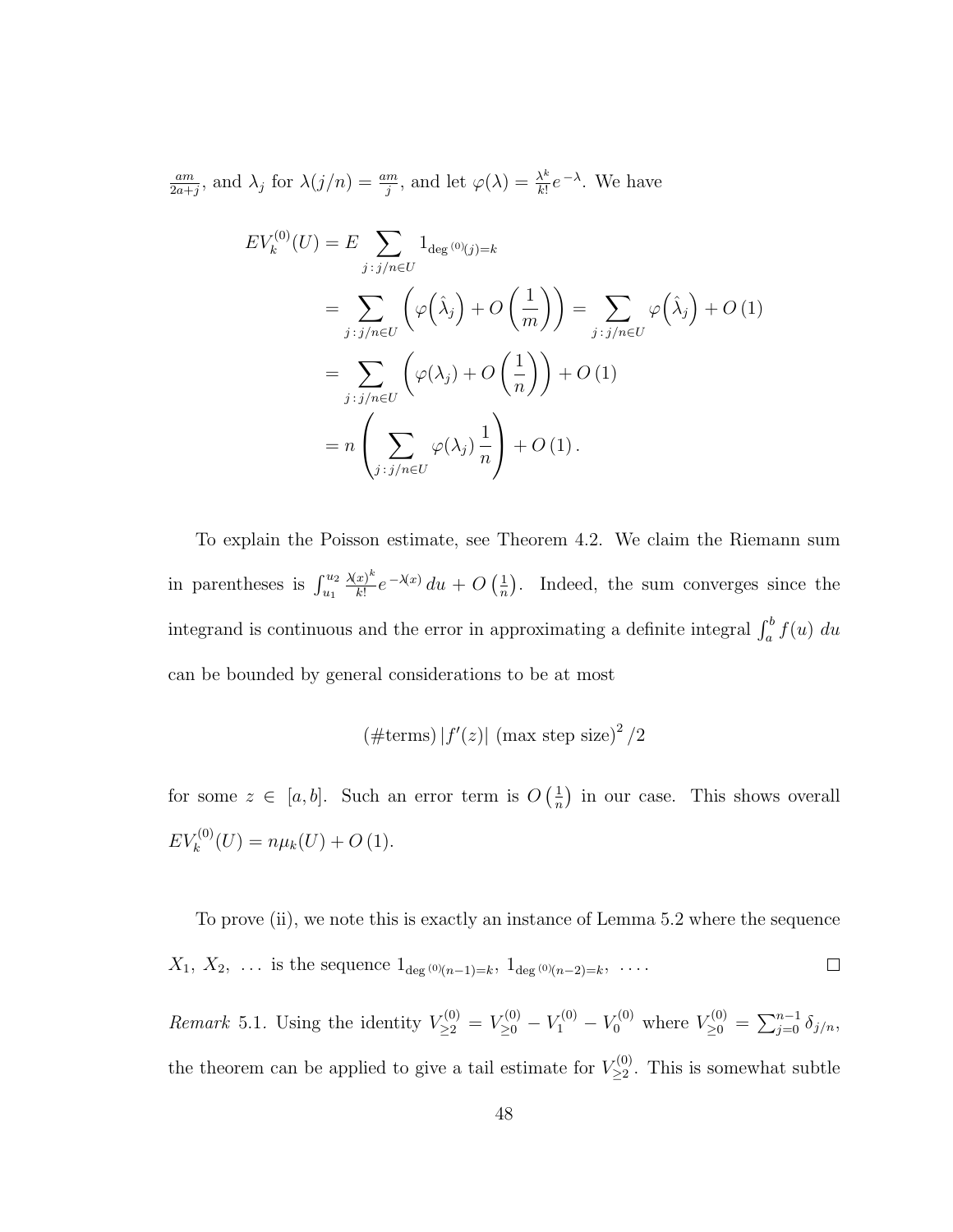$\frac{am}{2a+j}$, and $\lambda_j$ for $\lambda(j/n) = \frac{am}{j}$, and let $\varphi(\lambda) = \frac{\lambda^k}{k!}e^{-\lambda}$. We have

$$
\begin{aligned}
EV_k^{(0)}(U) &= E \sum_{j\,:\,j/n \in U} 1_{\deg^{(0)}(j)=k} \\
&= \sum_{j\,:\,j/n \in U} \left( \varphi\Big(\hat{\lambda}_j\Big) + O\left(\frac{1}{m}\right) \right) = \sum_{j\,:\,j/n \in U} \varphi\Big(\hat{\lambda}_j\Big) + O\left(1\right) \\
&= \sum_{j\,:\,j/n \in U} \left( \varphi(\lambda_j) + O\left(\frac{1}{n}\right) \right) + O\left(1\right) \\
&= n \left( \sum_{j\,:\,j/n \in U} \varphi(\lambda_j)\, \frac{1}{n} \right) + O\left(1\right).
\end{aligned}
$$

To explain the Poisson estimate, see Theorem 4.2. We claim the Riemann sum in parentheses is $\int_{u_1}^{u_2} \frac{\lambda(x)^k}{k!} e^{-\lambda(x)}\, du + O\left(\frac{1}{n}\right)$. Indeed, the sum converges since the integrand is continuous and the error in approximating a definite integral $\int_a^b f(u)\, du$ can be bounded by general considerations to be at most

$$
(\#\text{terms})\, |f'(z)|\, (\text{max step size})^2 / 2
$$

for some $z \in [a, b]$. Such an error term is $O\left(\frac{1}{n}\right)$ in our case. This shows overall $EV_k^{(0)}(U) = n\mu_k(U) + O\left(1\right)$.

To prove (ii), we note this is exactly an instance of Lemma 5.2 where the sequence $X_1,\ X_2,\ \ldots$ is the sequence $1_{\deg^{(0)}(n-1)=k},\ 1_{\deg^{(0)}(n-2)=k},\ \ldots.$ ☐

*Remark* 5.1. Using the identity $V_{\geq 2}^{(0)} = V_{\geq 0}^{(0)} - V_1^{(0)} - V_0^{(0)}$ where $V_{\geq 0}^{(0)} = \sum_{j=0}^{n-1} \delta_{j/n}$, the theorem can be applied to give a tail estimate for $V_{\geq 2}^{(0)}$. This is somewhat subtle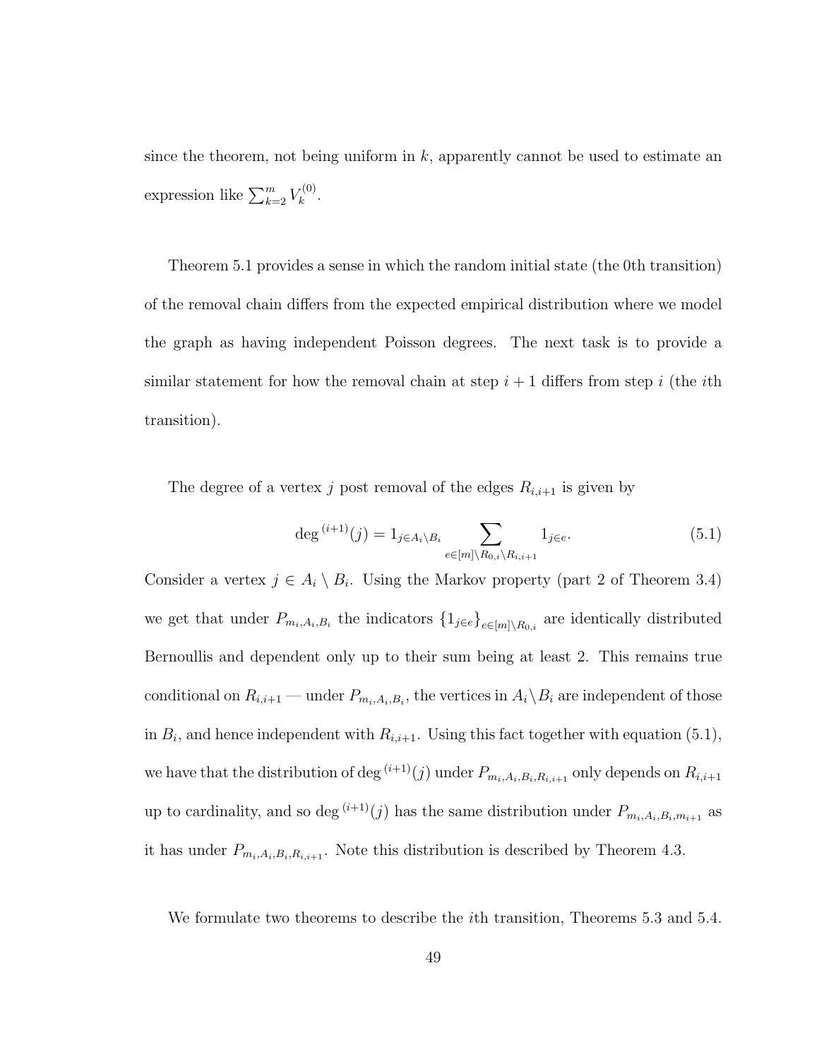since the theorem, not being uniform in $k$, apparently cannot be used to estimate an expression like $\sum_{k=2}^{m} V_k^{(0)}$.

Theorem 5.1 provides a sense in which the random initial state (the 0th transition) of the removal chain differs from the expected empirical distribution where we model the graph as having independent Poisson degrees. The next task is to provide a similar statement for how the removal chain at step $i+1$ differs from step $i$ (the $i$th transition).

The degree of a vertex $j$ post removal of the edges $R_{i,i+1}$ is given by

$$\deg^{(i+1)}(j) = 1_{j \in A_i \setminus B_i} \sum_{e \in [m] \setminus R_{0,i} \setminus R_{i,i+1}} 1_{j \in e}. \tag{5.1}$$

Consider a vertex $j \in A_i \setminus B_i$. Using the Markov property (part 2 of Theorem 3.4) we get that under $P_{m_i,A_i,B_i}$ the indicators $\{1_{j\in e}\}_{e\in[m]\setminus R_{0,i}}$ are identically distributed Bernoullis and dependent only up to their sum being at least 2. This remains true conditional on $R_{i,i+1}$ — under $P_{m_i,A_i,B_i}$, the vertices in $A_i \setminus B_i$ are independent of those in $B_i$, and hence independent with $R_{i,i+1}$. Using this fact together with equation (5.1), we have that the distribution of $\deg^{(i+1)}(j)$ under $P_{m_i,A_i,B_i,R_{i,i+1}}$ only depends on $R_{i,i+1}$ up to cardinality, and so $\deg^{(i+1)}(j)$ has the same distribution under $P_{m_i,A_i,B_i,m_{i+1}}$ as it has under $P_{m_i,A_i,B_i,R_{i,i+1}}$. Note this distribution is described by Theorem 4.3.

We formulate two theorems to describe the $i$th transition, Theorems 5.3 and 5.4.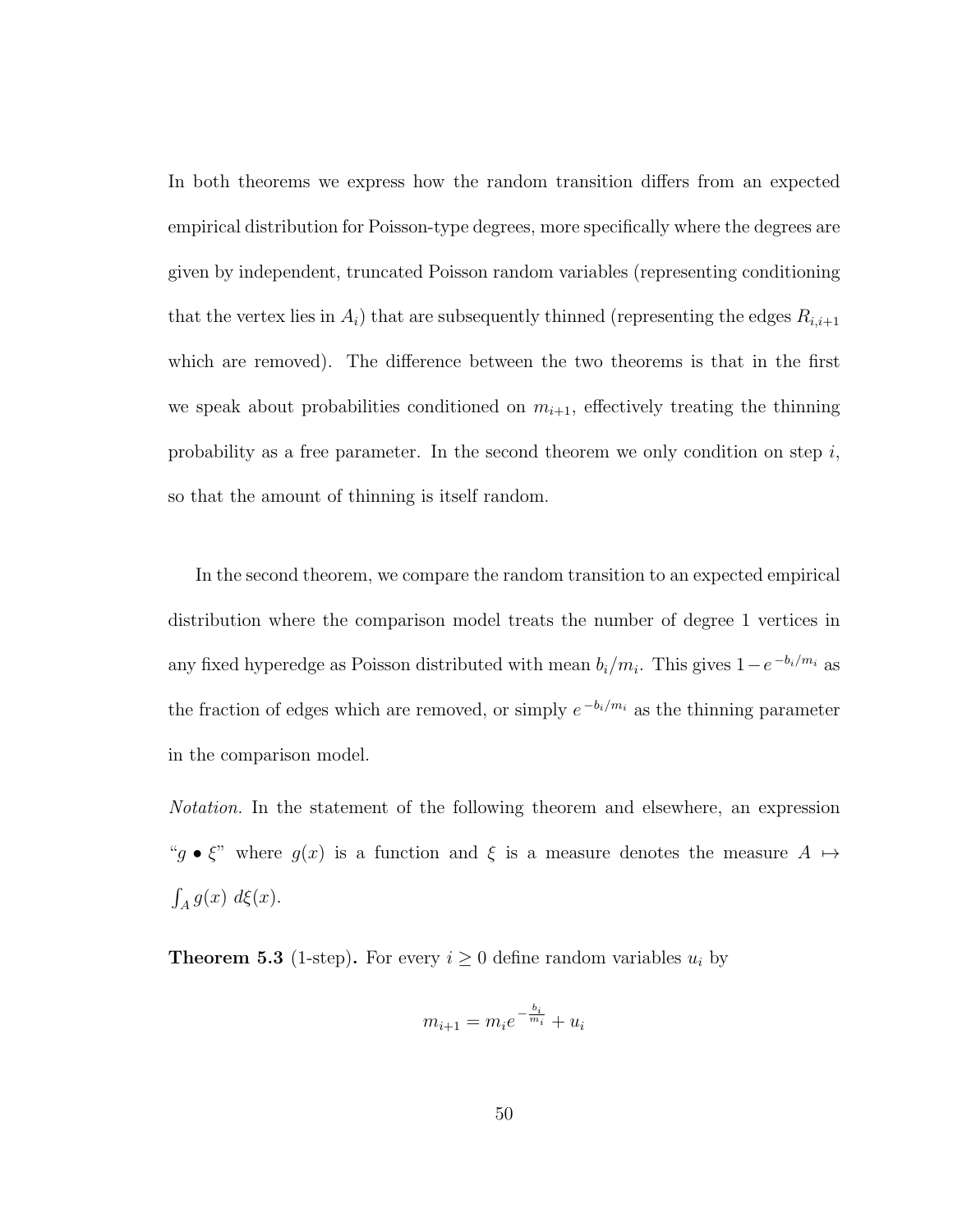In both theorems we express how the random transition differs from an expected empirical distribution for Poisson-type degrees, more specifically where the degrees are given by independent, truncated Poisson random variables (representing conditioning that the vertex lies in $A_i$) that are subsequently thinned (representing the edges $R_{i,i+1}$ which are removed). The difference between the two theorems is that in the first we speak about probabilities conditioned on $m_{i+1}$, effectively treating the thinning probability as a free parameter. In the second theorem we only condition on step $i$, so that the amount of thinning is itself random.

In the second theorem, we compare the random transition to an expected empirical distribution where the comparison model treats the number of degree 1 vertices in any fixed hyperedge as Poisson distributed with mean $b_i/m_i$. This gives $1-e^{-b_i/m_i}$ as the fraction of edges which are removed, or simply $e^{-b_i/m_i}$ as the thinning parameter in the comparison model.

*Notation.* In the statement of the following theorem and elsewhere, an expression "$g \bullet \xi$" where $g(x)$ is a function and $\xi$ is a measure denotes the measure $A \mapsto \int_A g(x)\ d\xi(x)$.

**Theorem 5.3** (1-step)**.** For every $i \geq 0$ define random variables $u_i$ by

$$m_{i+1} = m_i e^{-\frac{b_i}{m_i}} + u_i$$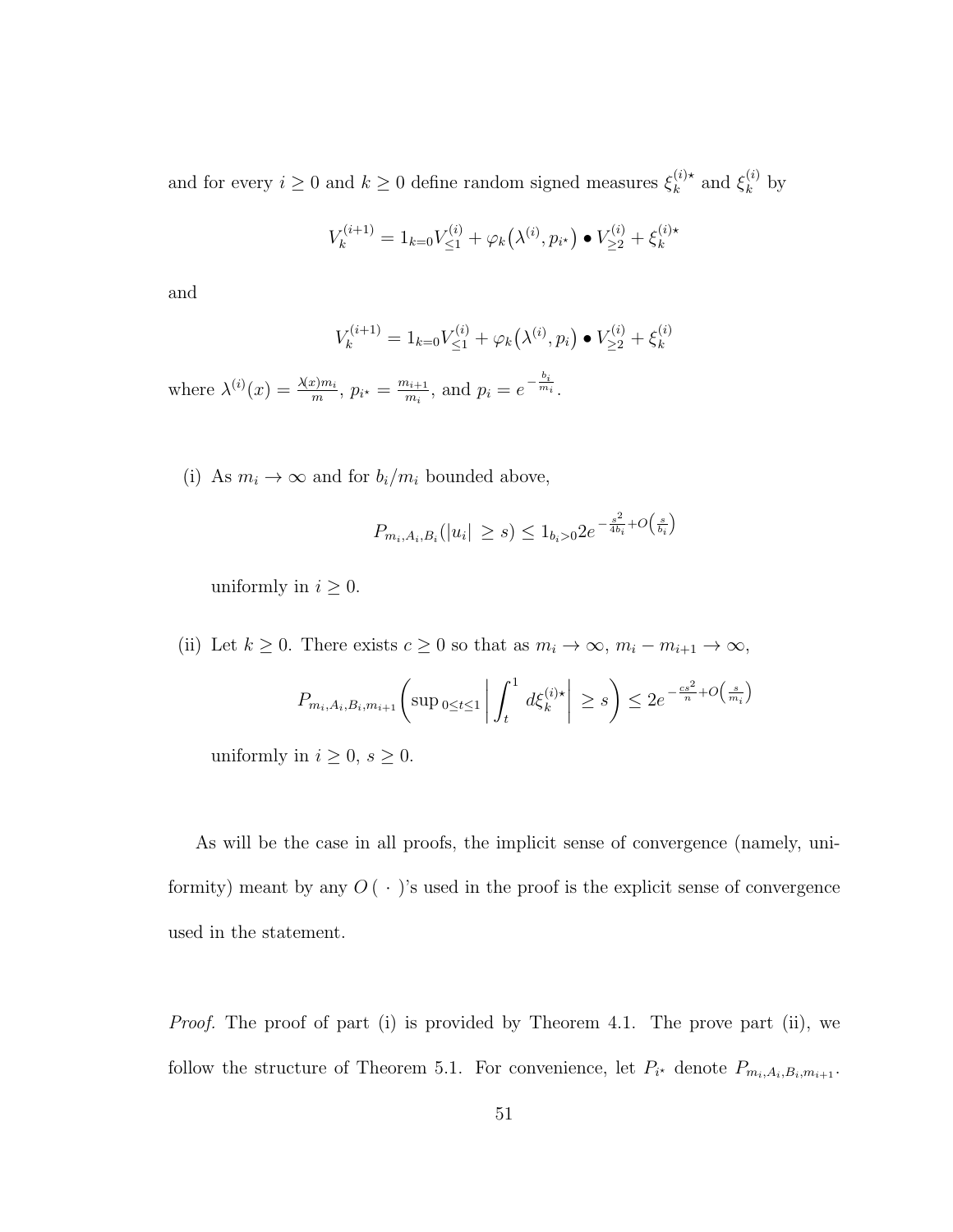and for every $i \geq 0$ and $k \geq 0$ define random signed measures $\xi_k^{(i)\star}$ and $\xi_k^{(i)}$ by

$$V_k^{(i+1)} = 1_{k=0} V_{\leq 1}^{(i)} + \varphi_k\big(\lambda^{(i)}, p_{i^\star}\big) \bullet V_{\geq 2}^{(i)} + \xi_k^{(i)\star}$$

and

$$V_k^{(i+1)} = 1_{k=0} V_{\leq 1}^{(i)} + \varphi_k\big(\lambda^{(i)}, p_i\big) \bullet V_{\geq 2}^{(i)} + \xi_k^{(i)}$$

where $\lambda^{(i)}(x) = \frac{\lambda(x) m_i}{m}$, $p_{i^\star} = \frac{m_{i+1}}{m_i}$, and $p_i = e^{-\frac{b_i}{m_i}}$.

(i) As $m_i \to \infty$ and for $b_i/m_i$ bounded above,

$$P_{m_i, A_i, B_i}(|u_i| \geq s) \leq 1_{b_i > 0} 2 e^{-\frac{s^2}{4b_i} + O\left(\frac{s}{b_i}\right)}$$

uniformly in $i \geq 0$.

(ii) Let $k \geq 0$. There exists $c \geq 0$ so that as $m_i \to \infty$, $m_i - m_{i+1} \to \infty$,

$$P_{m_i, A_i, B_i, m_{i+1}}\left( \sup_{0 \leq t \leq 1} \left| \int_t^1 d\xi_k^{(i)\star} \right| \geq s \right) \leq 2 e^{-\frac{cs^2}{n} + O\left(\frac{s}{m_i}\right)}$$

uniformly in $i \geq 0$, $s \geq 0$.

As will be the case in all proofs, the implicit sense of convergence (namely, uniformity) meant by any $O(\,\cdot\,)$'s used in the proof is the explicit sense of convergence used in the statement.

*Proof.* The proof of part (i) is provided by Theorem 4.1. The prove part (ii), we follow the structure of Theorem 5.1. For convenience, let $P_{i^\star}$ denote $P_{m_i, A_i, B_i, m_{i+1}}$.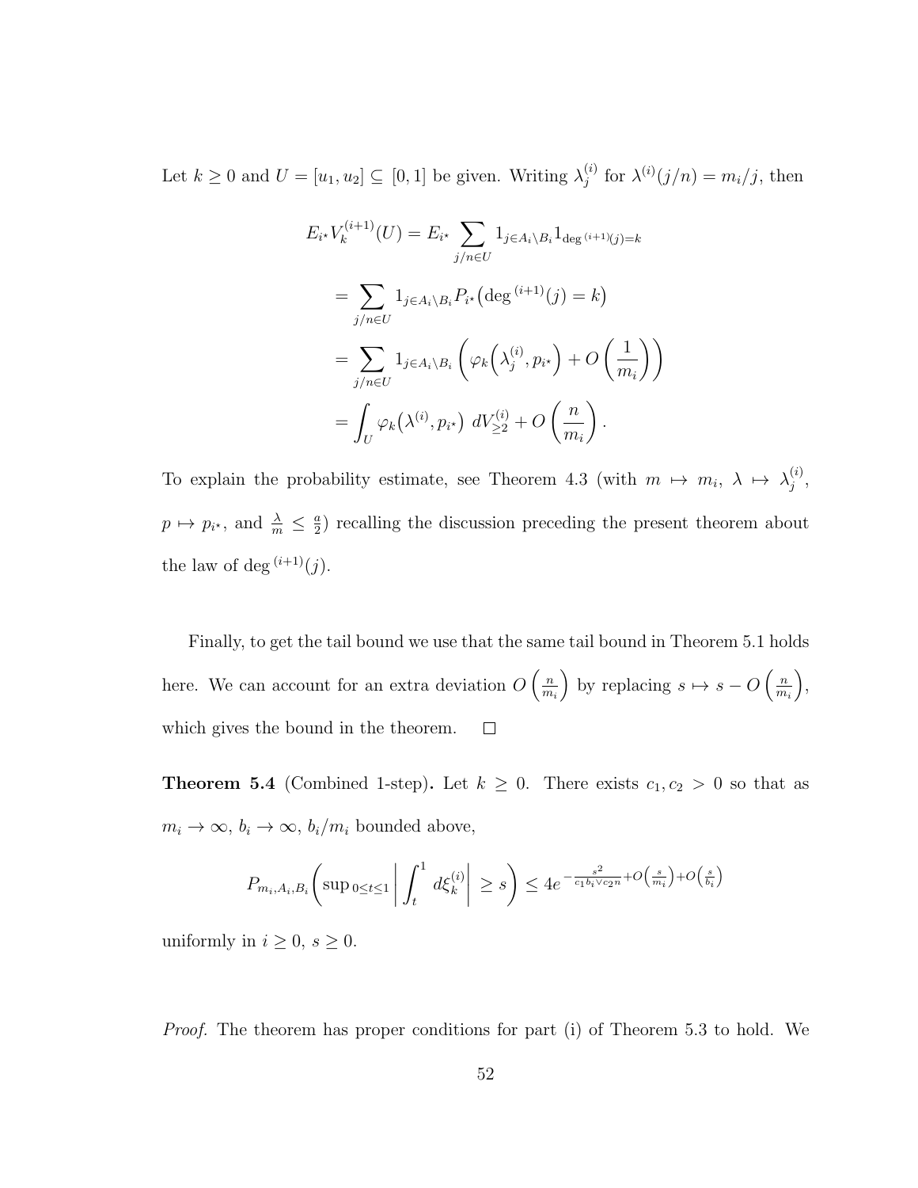Let $k \geq 0$ and $U = [u_1, u_2] \subseteq [0, 1]$ be given. Writing $\lambda_j^{(i)}$ for $\lambda^{(i)}(j/n) = m_i/j$, then

$$
\begin{aligned}
E_{i^\star} V_k^{(i+1)}(U) &= E_{i^\star} \sum_{j/n \in U} 1_{j \in A_i \setminus B_i} 1_{\deg^{(i+1)}(j)=k} \\
&= \sum_{j/n \in U} 1_{j \in A_i \setminus B_i} P_{i^\star}\big(\deg^{(i+1)}(j) = k\big) \\
&= \sum_{j/n \in U} 1_{j \in A_i \setminus B_i} \left( \varphi_k\Big(\lambda_j^{(i)}, p_{i^\star}\Big) + O\left(\frac{1}{m_i}\right)\right) \\
&= \int_U \varphi_k\big(\lambda^{(i)}, p_{i^\star}\big)\ dV_{\geq 2}^{(i)} + O\left(\frac{n}{m_i}\right).
\end{aligned}
$$

To explain the probability estimate, see Theorem 4.3 (with $m \mapsto m_i$, $\lambda \mapsto \lambda_j^{(i)}$, $p \mapsto p_{i^\star}$, and $\frac{\lambda}{m} \leq \frac{a}{2}$) recalling the discussion preceding the present theorem about the law of $\deg^{(i+1)}(j)$.

Finally, to get the tail bound we use that the same tail bound in Theorem 5.1 holds here. We can account for an extra deviation $O\left(\frac{n}{m_i}\right)$ by replacing $s \mapsto s - O\left(\frac{n}{m_i}\right)$, which gives the bound in the theorem. □

**Theorem 5.4** (Combined 1-step)**.** Let $k \geq 0$. There exists $c_1, c_2 > 0$ so that as $m_i \to \infty$, $b_i \to \infty$, $b_i/m_i$ bounded above,

$$
P_{m_i, A_i, B_i}\left( \sup{}_{0 \leq t \leq 1} \left| \int_t^1 d\xi_k^{(i)} \right| \geq s \right) \leq 4e^{-\frac{s^2}{c_1 b_i \vee c_2 n} + O\left(\frac{s}{m_i}\right) + O\left(\frac{s}{b_i}\right)}
$$

uniformly in $i \geq 0$, $s \geq 0$.

*Proof.* The theorem has proper conditions for part (i) of Theorem 5.3 to hold. We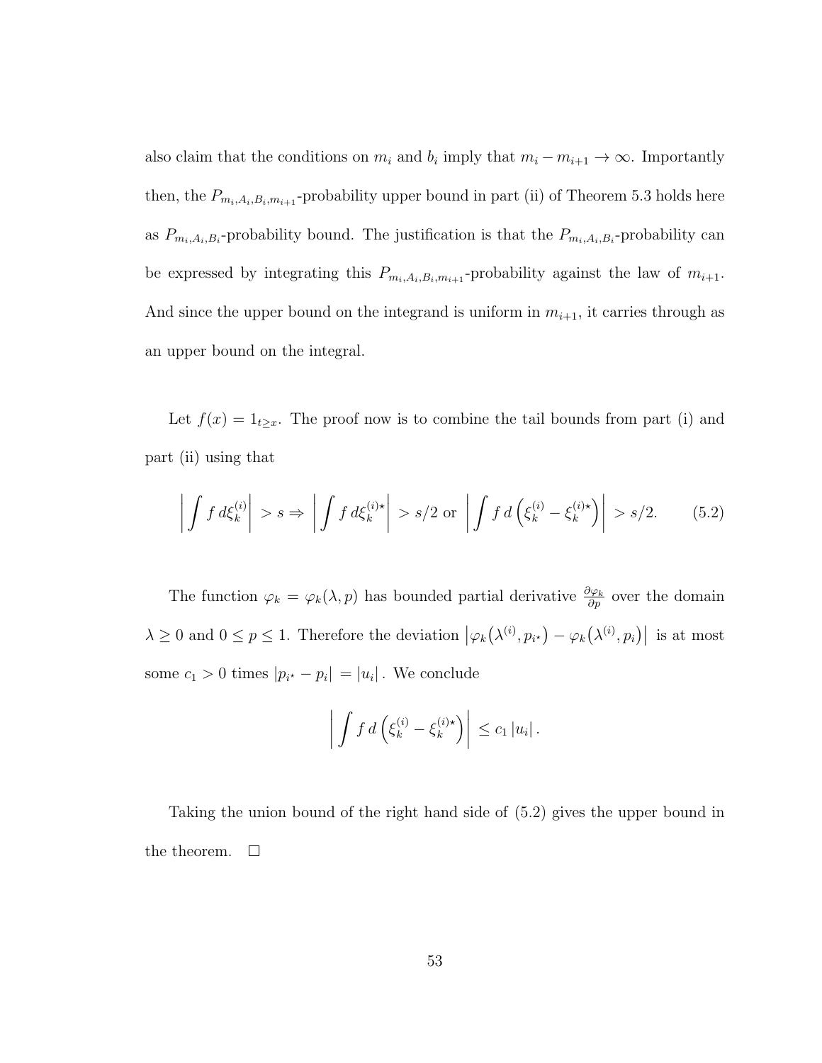also claim that the conditions on $m_i$ and $b_i$ imply that $m_i - m_{i+1} \to \infty$. Importantly then, the $P_{m_i,A_i,B_i,m_{i+1}}$-probability upper bound in part (ii) of Theorem 5.3 holds here as $P_{m_i,A_i,B_i}$-probability bound. The justification is that the $P_{m_i,A_i,B_i}$-probability can be expressed by integrating this $P_{m_i,A_i,B_i,m_{i+1}}$-probability against the law of $m_{i+1}$. And since the upper bound on the integrand is uniform in $m_{i+1}$, it carries through as an upper bound on the integral.

Let $f(x) = 1_{t \geq x}$. The proof now is to combine the tail bounds from part (i) and part (ii) using that

$$\left| \int f \, d\xi_k^{(i)} \right| > s \Rightarrow \left| \int f \, d\xi_k^{(i)\star} \right| > s/2 \text{ or } \left| \int f \, d\left( \xi_k^{(i)} - \xi_k^{(i)\star} \right) \right| > s/2. \tag{5.2}$$

The function $\varphi_k = \varphi_k(\lambda, p)$ has bounded partial derivative $\frac{\partial \varphi_k}{\partial p}$ over the domain $\lambda \geq 0$ and $0 \leq p \leq 1$. Therefore the deviation $\left|\varphi_k\big(\lambda^{(i)}, p_{i^\star}\big) - \varphi_k\big(\lambda^{(i)}, p_i\big)\right|$ is at most some $c_1 > 0$ times $|p_{i^\star} - p_i| = |u_i|$. We conclude

$$\left| \int f \, d\left( \xi_k^{(i)} - \xi_k^{(i)\star} \right) \right| \leq c_1 \, |u_i| \, .$$

Taking the union bound of the right hand side of (5.2) gives the upper bound in the theorem. $\square$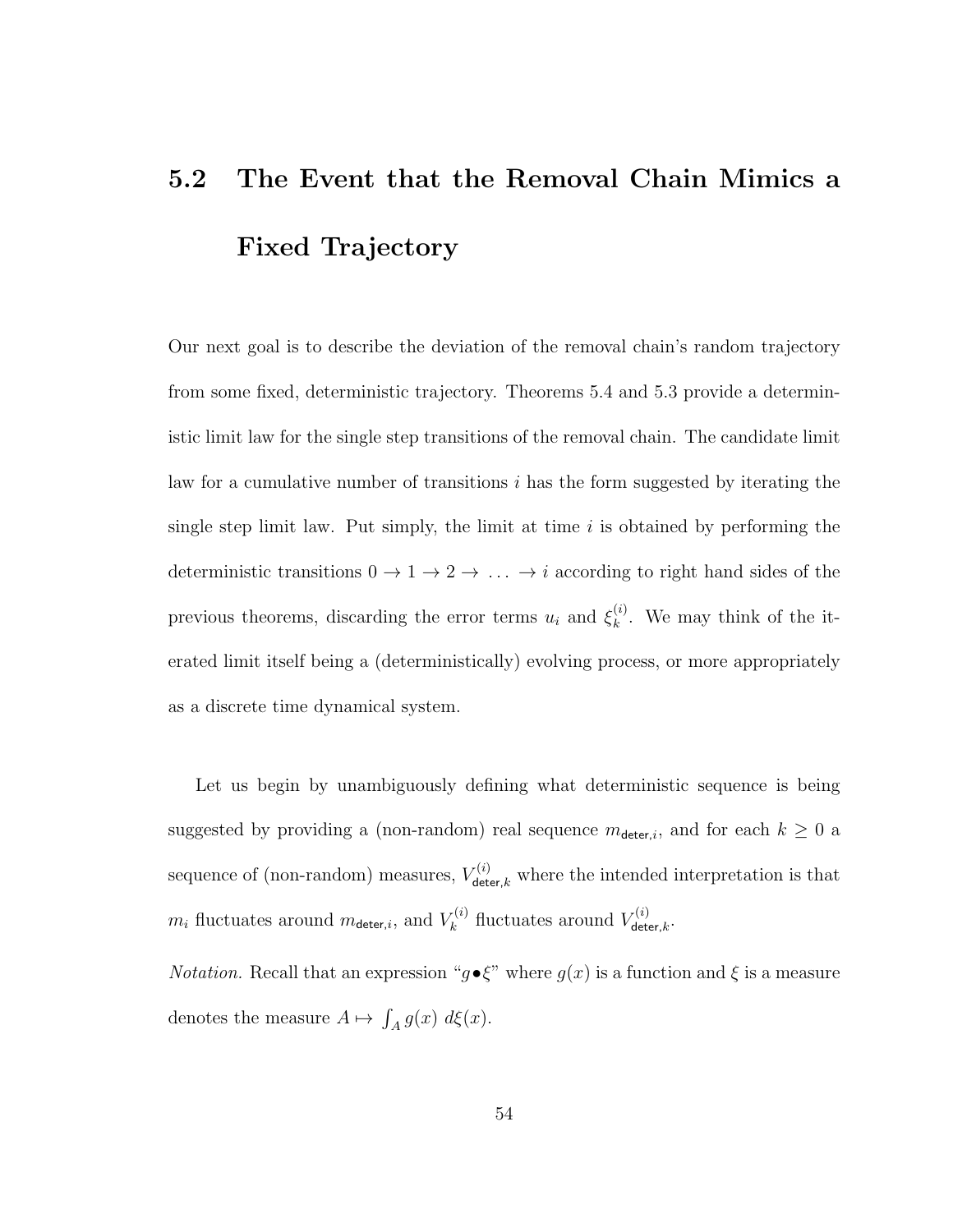## 5.2 The Event that the Removal Chain Mimics a Fixed Trajectory

Our next goal is to describe the deviation of the removal chain's random trajectory from some fixed, deterministic trajectory. Theorems 5.4 and 5.3 provide a deterministic limit law for the single step transitions of the removal chain. The candidate limit law for a cumulative number of transitions $i$ has the form suggested by iterating the single step limit law. Put simply, the limit at time $i$ is obtained by performing the deterministic transitions $0 \to 1 \to 2 \to \ldots \to i$ according to right hand sides of the previous theorems, discarding the error terms $u_i$ and $\xi_k^{(i)}$. We may think of the iterated limit itself being a (deterministically) evolving process, or more appropriately as a discrete time dynamical system.

Let us begin by unambiguously defining what deterministic sequence is being suggested by providing a (non-random) real sequence $m_{\mathsf{deter},i}$, and for each $k \geq 0$ a sequence of (non-random) measures, $V_{\mathsf{deter},k}^{(i)}$ where the intended interpretation is that $m_i$ fluctuates around $m_{\mathsf{deter},i}$, and $V_k^{(i)}$ fluctuates around $V_{\mathsf{deter},k}^{(i)}$.

*Notation.* Recall that an expression "$g \bullet \xi$" where $g(x)$ is a function and $\xi$ is a measure denotes the measure $A \mapsto \int_A g(x)\ d\xi(x)$.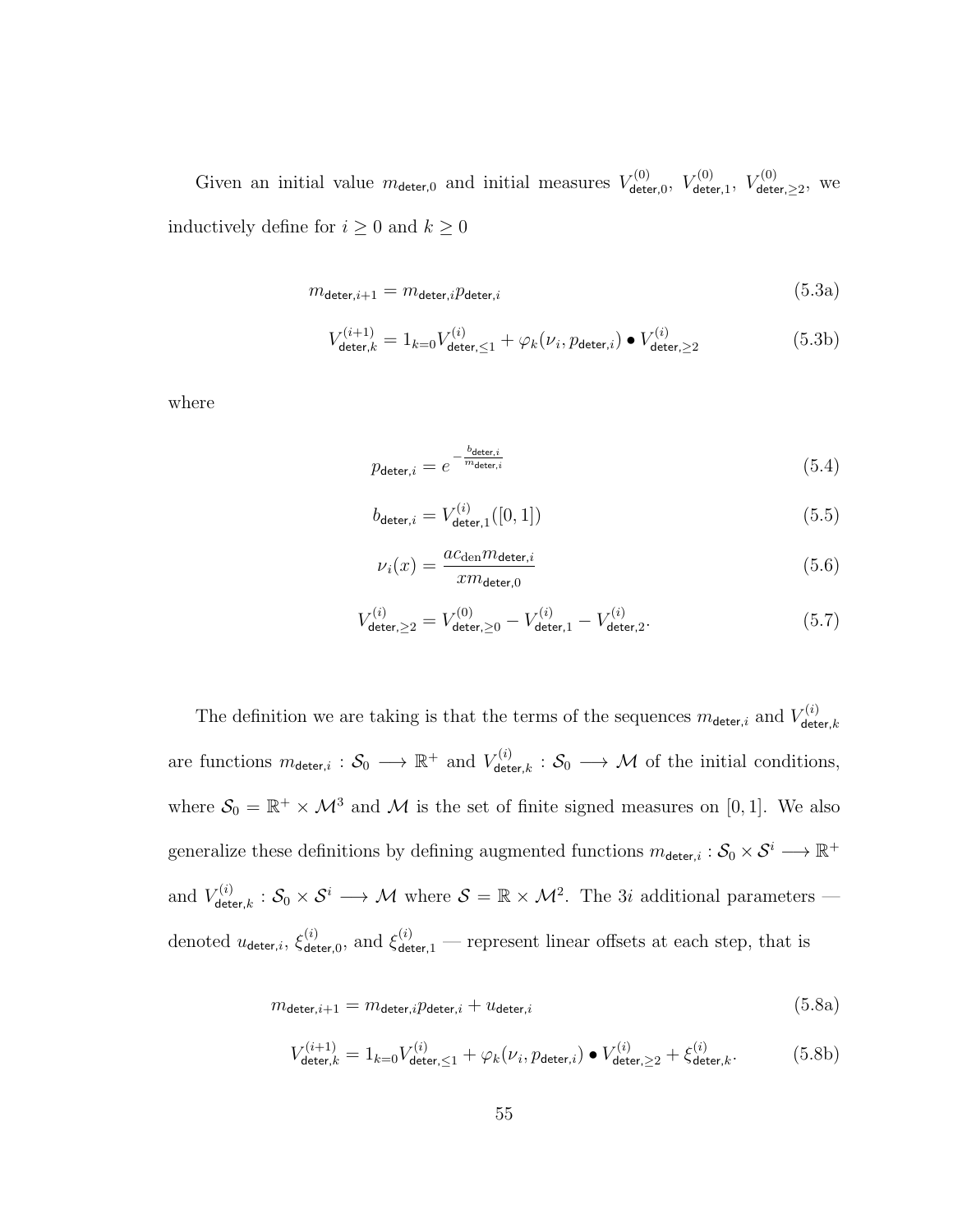Given an initial value $m_{\mathsf{deter},0}$ and initial measures $V^{(0)}_{\mathsf{deter},0}$, $V^{(0)}_{\mathsf{deter},1}$, $V^{(0)}_{\mathsf{deter},\geq 2}$, we inductively define for $i \geq 0$ and $k \geq 0$

$$m_{\mathsf{deter},i+1} = m_{\mathsf{deter},i} p_{\mathsf{deter},i} \tag{5.3a}$$

$$V^{(i+1)}_{\mathsf{deter},k} = 1_{k=0} V^{(i)}_{\mathsf{deter},\leq 1} + \varphi_k(\nu_i, p_{\mathsf{deter},i}) \bullet V^{(i)}_{\mathsf{deter},\geq 2} \tag{5.3b}$$

where

$$p_{\mathsf{deter},i} = e^{-\frac{b_{\mathsf{deter},i}}{m_{\mathsf{deter},i}}} \tag{5.4}$$

$$b_{\mathsf{deter},i} = V^{(i)}_{\mathsf{deter},1}([0,1]) \tag{5.5}$$

$$\nu_i(x) = \frac{a c_{\mathrm{den}} m_{\mathsf{deter},i}}{x m_{\mathsf{deter},0}} \tag{5.6}$$

$$V^{(i)}_{\mathsf{deter},\geq 2} = V^{(0)}_{\mathsf{deter},\geq 0} - V^{(i)}_{\mathsf{deter},1} - V^{(i)}_{\mathsf{deter},2}. \tag{5.7}$$

The definition we are taking is that the terms of the sequences $m_{\mathsf{deter},i}$ and $V^{(i)}_{\mathsf{deter},k}$ are functions $m_{\mathsf{deter},i} : \mathcal{S}_0 \longrightarrow \mathbb{R}^+$ and $V^{(i)}_{\mathsf{deter},k} : \mathcal{S}_0 \longrightarrow \mathcal{M}$ of the initial conditions, where $\mathcal{S}_0 = \mathbb{R}^+ \times \mathcal{M}^3$ and $\mathcal{M}$ is the set of finite signed measures on $[0,1]$. We also generalize these definitions by defining augmented functions $m_{\mathsf{deter},i} : \mathcal{S}_0 \times \mathcal{S}^i \longrightarrow \mathbb{R}^+$ and $V^{(i)}_{\mathsf{deter},k} : \mathcal{S}_0 \times \mathcal{S}^i \longrightarrow \mathcal{M}$ where $\mathcal{S} = \mathbb{R} \times \mathcal{M}^2$. The $3i$ additional parameters — denoted $u_{\mathsf{deter},i}$, $\xi^{(i)}_{\mathsf{deter},0}$, and $\xi^{(i)}_{\mathsf{deter},1}$ — represent linear offsets at each step, that is

$$m_{\mathsf{deter},i+1} = m_{\mathsf{deter},i} p_{\mathsf{deter},i} + u_{\mathsf{deter},i} \tag{5.8a}$$

$$V^{(i+1)}_{\mathsf{deter},k} = 1_{k=0} V^{(i)}_{\mathsf{deter},\leq 1} + \varphi_k(\nu_i, p_{\mathsf{deter},i}) \bullet V^{(i)}_{\mathsf{deter},\geq 2} + \xi^{(i)}_{\mathsf{deter},k}. \tag{5.8b}$$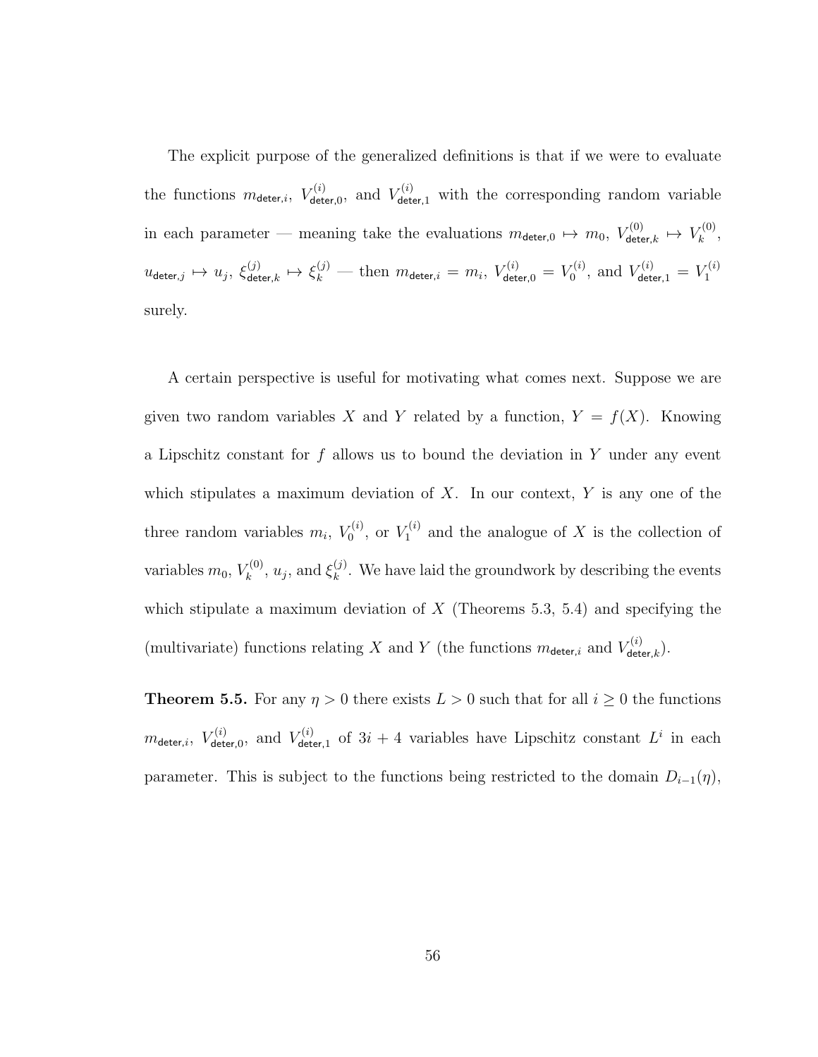The explicit purpose of the generalized definitions is that if we were to evaluate the functions $m_{\mathsf{deter},i}$, $V^{(i)}_{\mathsf{deter},0}$, and $V^{(i)}_{\mathsf{deter},1}$ with the corresponding random variable in each parameter — meaning take the evaluations $m_{\mathsf{deter},0} \mapsto m_0$, $V^{(0)}_{\mathsf{deter},k} \mapsto V^{(0)}_k$, $u_{\mathsf{deter},j} \mapsto u_j$, $\xi^{(j)}_{\mathsf{deter},k} \mapsto \xi^{(j)}_k$ — then $m_{\mathsf{deter},i} = m_i$, $V^{(i)}_{\mathsf{deter},0} = V^{(i)}_0$, and $V^{(i)}_{\mathsf{deter},1} = V^{(i)}_1$ surely.

A certain perspective is useful for motivating what comes next. Suppose we are given two random variables $X$ and $Y$ related by a function, $Y = f(X)$. Knowing a Lipschitz constant for $f$ allows us to bound the deviation in $Y$ under any event which stipulates a maximum deviation of $X$. In our context, $Y$ is any one of the three random variables $m_i$, $V^{(i)}_0$, or $V^{(i)}_1$ and the analogue of $X$ is the collection of variables $m_0$, $V^{(0)}_k$, $u_j$, and $\xi^{(j)}_k$. We have laid the groundwork by describing the events which stipulate a maximum deviation of $X$ (Theorems 5.3, 5.4) and specifying the (multivariate) functions relating $X$ and $Y$ (the functions $m_{\mathsf{deter},i}$ and $V^{(i)}_{\mathsf{deter},k}$).

**Theorem 5.5.** For any $\eta > 0$ there exists $L > 0$ such that for all $i \geq 0$ the functions $m_{\mathsf{deter},i}$, $V^{(i)}_{\mathsf{deter},0}$, and $V^{(i)}_{\mathsf{deter},1}$ of $3i + 4$ variables have Lipschitz constant $L^i$ in each parameter. This is subject to the functions being restricted to the domain $D_{i-1}(\eta)$,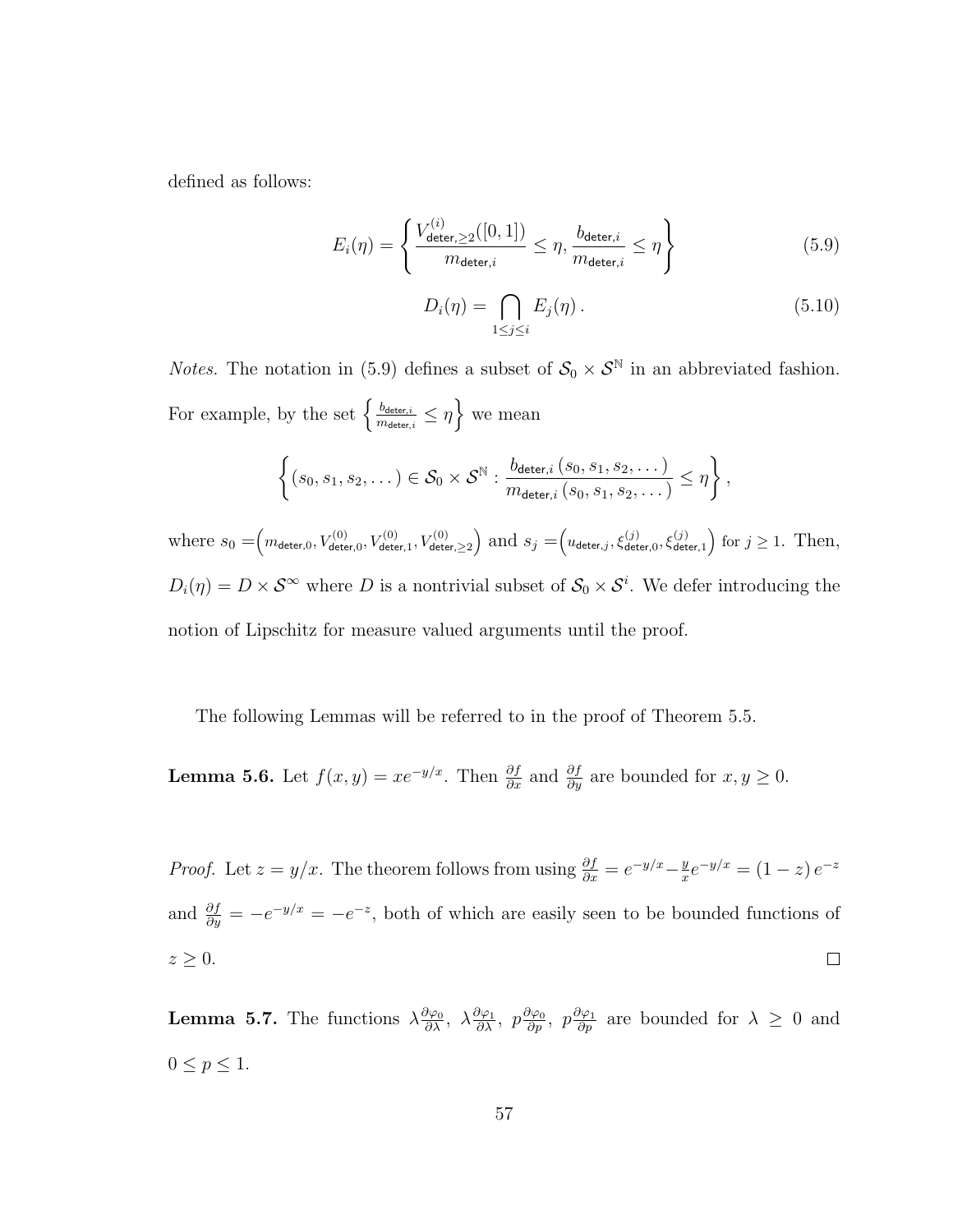defined as follows:

$$E_i(\eta) = \left\{ \frac{V^{(i)}_{\mathsf{deter},\geq 2}([0,1])}{m_{\mathsf{deter},i}} \leq \eta, \frac{b_{\mathsf{deter},i}}{m_{\mathsf{deter},i}} \leq \eta \right\} \tag{5.9}$$

$$D_i(\eta) = \bigcap_{1 \leq j \leq i} E_j(\eta)\,. \tag{5.10}$$

*Notes.* The notation in (5.9) defines a subset of $\mathcal{S}_0 \times \mathcal{S}^{\mathbb{N}}$ in an abbreviated fashion. For example, by the set $\left\{ \frac{b_{\mathsf{deter},i}}{m_{\mathsf{deter},i}} \leq \eta \right\}$ we mean

$$\left\{ (s_0, s_1, s_2, \dots) \in \mathcal{S}_0 \times \mathcal{S}^{\mathbb{N}} : \frac{b_{\mathsf{deter},i}\,(s_0, s_1, s_2, \dots)}{m_{\mathsf{deter},i}\,(s_0, s_1, s_2, \dots)} \leq \eta \right\},$$

where $s_0 = \left( m_{\mathsf{deter},0}, V^{(0)}_{\mathsf{deter},0}, V^{(0)}_{\mathsf{deter},1}, V^{(0)}_{\mathsf{deter},\geq 2} \right)$ and $s_j = \left( u_{\mathsf{deter},j}, \xi^{(j)}_{\mathsf{deter},0}, \xi^{(j)}_{\mathsf{deter},1} \right)$ for $j \geq 1$. Then, $D_i(\eta) = D \times \mathcal{S}^{\infty}$ where $D$ is a nontrivial subset of $\mathcal{S}_0 \times \mathcal{S}^i$. We defer introducing the notion of Lipschitz for measure valued arguments until the proof.

The following Lemmas will be referred to in the proof of Theorem 5.5.

**Lemma 5.6.** Let $f(x, y) = xe^{-y/x}$. Then $\frac{\partial f}{\partial x}$ and $\frac{\partial f}{\partial y}$ are bounded for $x, y \geq 0$.

*Proof.* Let $z = y/x$. The theorem follows from using $\frac{\partial f}{\partial x} = e^{-y/x} - \frac{y}{x}e^{-y/x} = (1 - z)\,e^{-z}$ and $\frac{\partial f}{\partial y} = -e^{-y/x} = -e^{-z}$, both of which are easily seen to be bounded functions of $z \geq 0$. $\square$

**Lemma 5.7.** The functions $\lambda \frac{\partial \varphi_0}{\partial \lambda},\ \lambda \frac{\partial \varphi_1}{\partial \lambda},\ p \frac{\partial \varphi_0}{\partial p},\ p \frac{\partial \varphi_1}{\partial p}$ are bounded for $\lambda \geq 0$ and $0 \leq p \leq 1$.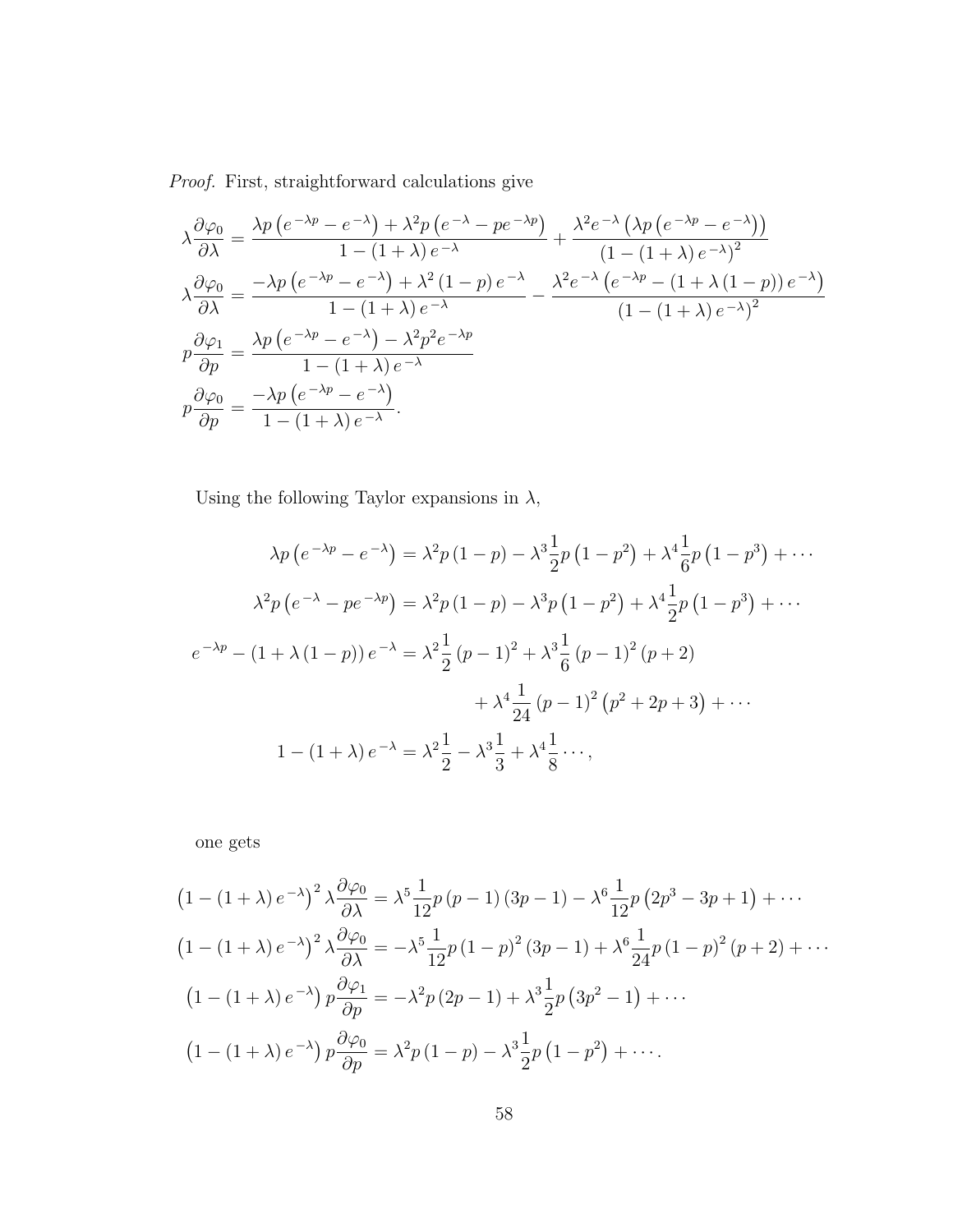*Proof.* First, straightforward calculations give

$$
\begin{aligned}
\lambda\frac{\partial\varphi_0}{\partial\lambda} &= \frac{\lambda p\left(e^{-\lambda p}-e^{-\lambda}\right)+\lambda^2 p\left(e^{-\lambda}-pe^{-\lambda p}\right)}{1-(1+\lambda)\,e^{-\lambda}}+\frac{\lambda^2 e^{-\lambda}\left(\lambda p\left(e^{-\lambda p}-e^{-\lambda}\right)\right)}{\left(1-(1+\lambda)\,e^{-\lambda}\right)^2}\\
\lambda\frac{\partial\varphi_0}{\partial\lambda} &= \frac{-\lambda p\left(e^{-\lambda p}-e^{-\lambda}\right)+\lambda^2(1-p)\,e^{-\lambda}}{1-(1+\lambda)\,e^{-\lambda}}-\frac{\lambda^2 e^{-\lambda}\left(e^{-\lambda p}-(1+\lambda(1-p))\,e^{-\lambda}\right)}{\left(1-(1+\lambda)\,e^{-\lambda}\right)^2}\\
p\frac{\partial\varphi_1}{\partial p} &= \frac{\lambda p\left(e^{-\lambda p}-e^{-\lambda}\right)-\lambda^2 p^2 e^{-\lambda p}}{1-(1+\lambda)\,e^{-\lambda}}\\
p\frac{\partial\varphi_0}{\partial p} &= \frac{-\lambda p\left(e^{-\lambda p}-e^{-\lambda}\right)}{1-(1+\lambda)\,e^{-\lambda}}.
\end{aligned}
$$

Using the following Taylor expansions in $\lambda$,

$$
\begin{aligned}
\lambda p\left(e^{-\lambda p}-e^{-\lambda}\right) &= \lambda^2 p(1-p)-\lambda^3\frac{1}{2}p\left(1-p^2\right)+\lambda^4\frac{1}{6}p\left(1-p^3\right)+\cdots\\
\lambda^2 p\left(e^{-\lambda}-pe^{-\lambda p}\right) &= \lambda^2 p(1-p)-\lambda^3 p\left(1-p^2\right)+\lambda^4\frac{1}{2}p\left(1-p^3\right)+\cdots\\
e^{-\lambda p}-(1+\lambda(1-p))\,e^{-\lambda} &= \lambda^2\frac{1}{2}(p-1)^2+\lambda^3\frac{1}{6}(p-1)^2(p+2)\\
&\quad+\lambda^4\frac{1}{24}(p-1)^2\left(p^2+2p+3\right)+\cdots\\
1-(1+\lambda)\,e^{-\lambda} &= \lambda^2\frac{1}{2}-\lambda^3\frac{1}{3}+\lambda^4\frac{1}{8}\cdots,
\end{aligned}
$$

one gets

$$
\begin{aligned}
\left(1-(1+\lambda)\,e^{-\lambda}\right)^2\lambda\frac{\partial\varphi_0}{\partial\lambda} &= \lambda^5\frac{1}{12}p(p-1)(3p-1)-\lambda^6\frac{1}{12}p\left(2p^3-3p+1\right)+\cdots\\
\left(1-(1+\lambda)\,e^{-\lambda}\right)^2\lambda\frac{\partial\varphi_0}{\partial\lambda} &= -\lambda^5\frac{1}{12}p(1-p)^2(3p-1)+\lambda^6\frac{1}{24}p(1-p)^2(p+2)+\cdots\\
\left(1-(1+\lambda)\,e^{-\lambda}\right)p\frac{\partial\varphi_1}{\partial p} &= -\lambda^2 p(2p-1)+\lambda^3\frac{1}{2}p\left(3p^2-1\right)+\cdots\\
\left(1-(1+\lambda)\,e^{-\lambda}\right)p\frac{\partial\varphi_0}{\partial p} &= \lambda^2 p(1-p)-\lambda^3\frac{1}{2}p\left(1-p^2\right)+\cdots.
\end{aligned}
$$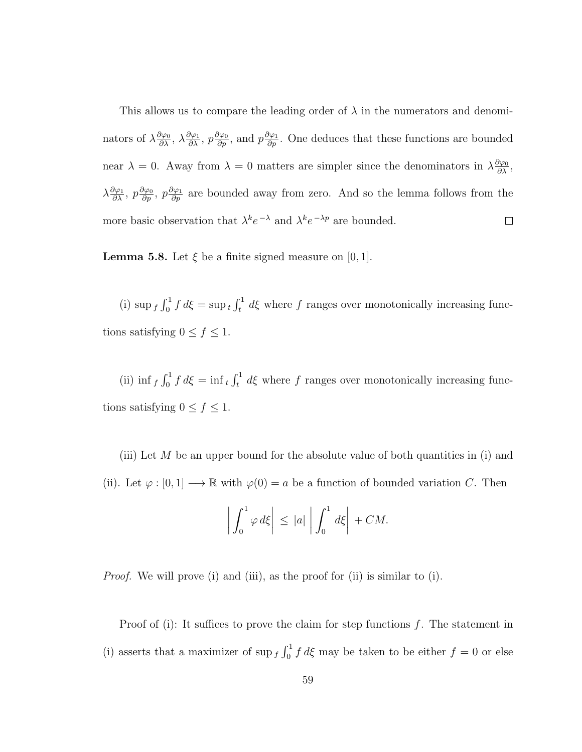This allows us to compare the leading order of $\lambda$ in the numerators and denominators of $\lambda\frac{\partial\varphi_0}{\partial\lambda}$, $\lambda\frac{\partial\varphi_1}{\partial\lambda}$, $p\frac{\partial\varphi_0}{\partial p}$, and $p\frac{\partial\varphi_1}{\partial p}$. One deduces that these functions are bounded near $\lambda = 0$. Away from $\lambda = 0$ matters are simpler since the denominators in $\lambda\frac{\partial\varphi_0}{\partial\lambda}$, $\lambda\frac{\partial\varphi_1}{\partial\lambda}$, $p\frac{\partial\varphi_0}{\partial p}$, $p\frac{\partial\varphi_1}{\partial p}$ are bounded away from zero. And so the lemma follows from the more basic observation that $\lambda^k e^{-\lambda}$ and $\lambda^k e^{-\lambda p}$ are bounded. ∎

**Lemma 5.8.** Let $\xi$ be a finite signed measure on $[0, 1]$.

(i) $\sup_f \int_0^1 f\, d\xi = \sup_t \int_t^1 d\xi$ where $f$ ranges over monotonically increasing functions satisfying $0 \leq f \leq 1$.

(ii) $\inf_f \int_0^1 f\, d\xi = \inf_t \int_t^1 d\xi$ where $f$ ranges over monotonically increasing functions satisfying $0 \leq f \leq 1$.

(iii) Let $M$ be an upper bound for the absolute value of both quantities in (i) and (ii). Let $\varphi : [0, 1] \longrightarrow \mathbb{R}$ with $\varphi(0) = a$ be a function of bounded variation $C$. Then

$$\left| \int_0^1 \varphi\, d\xi \right| \leq |a| \left| \int_0^1 d\xi \right| + CM.$$

*Proof.* We will prove (i) and (iii), as the proof for (ii) is similar to (i).

Proof of (i): It suffices to prove the claim for step functions $f$. The statement in (i) asserts that a maximizer of $\sup_f \int_0^1 f\, d\xi$ may be taken to be either $f = 0$ or else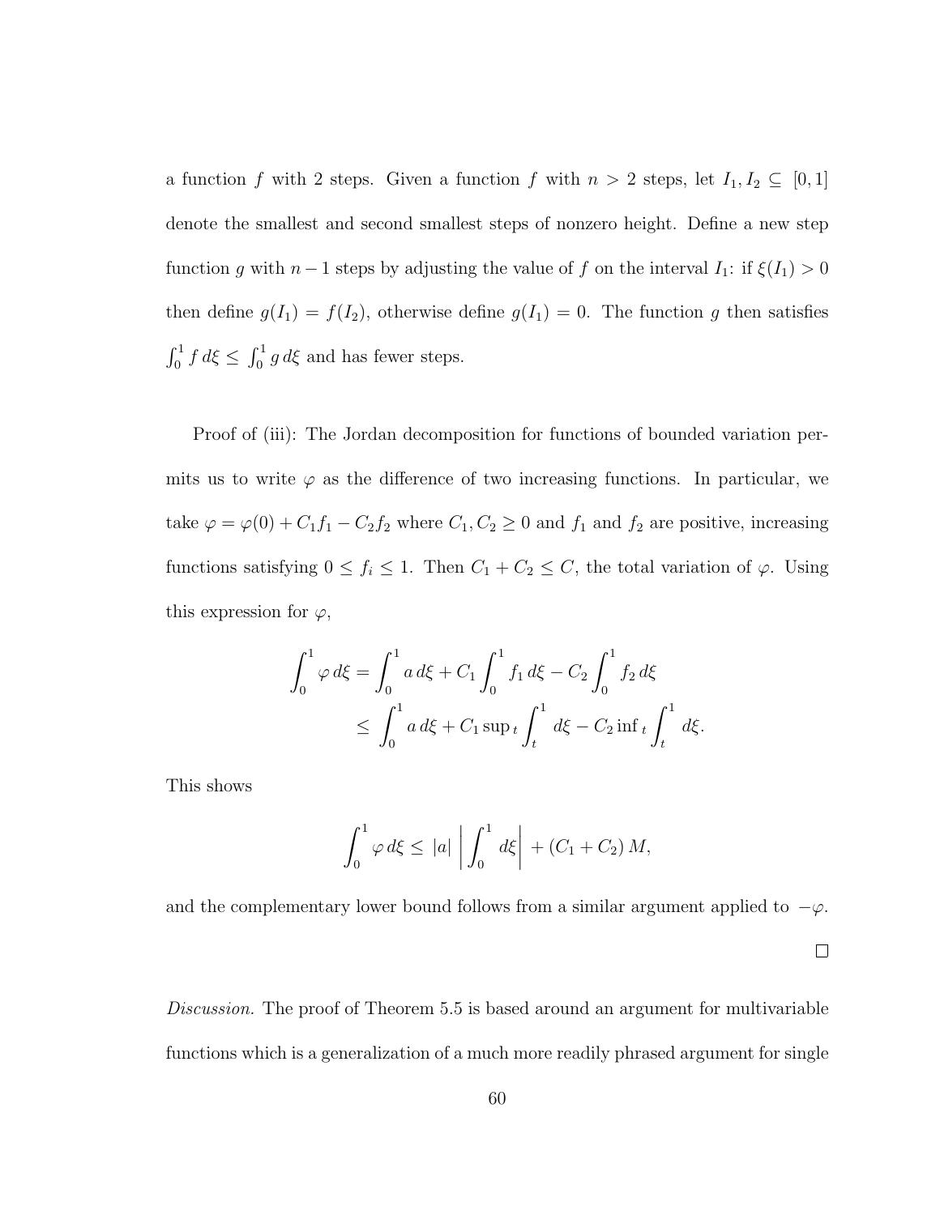a function $f$ with 2 steps. Given a function $f$ with $n > 2$ steps, let $I_1, I_2 \subseteq [0,1]$ denote the smallest and second smallest steps of nonzero height. Define a new step function $g$ with $n-1$ steps by adjusting the value of $f$ on the interval $I_1$: if $\xi(I_1) > 0$ then define $g(I_1) = f(I_2)$, otherwise define $g(I_1) = 0$. The function $g$ then satisfies $\int_0^1 f \, d\xi \leq \int_0^1 g \, d\xi$ and has fewer steps.

Proof of (iii): The Jordan decomposition for functions of bounded variation permits us to write $\varphi$ as the difference of two increasing functions. In particular, we take $\varphi = \varphi(0) + C_1 f_1 - C_2 f_2$ where $C_1, C_2 \geq 0$ and $f_1$ and $f_2$ are positive, increasing functions satisfying $0 \leq f_i \leq 1$. Then $C_1 + C_2 \leq C$, the total variation of $\varphi$. Using this expression for $\varphi$,

$$\begin{aligned}\int_0^1 \varphi \, d\xi &= \int_0^1 a \, d\xi + C_1 \int_0^1 f_1 \, d\xi - C_2 \int_0^1 f_2 \, d\xi \\ &\leq \int_0^1 a \, d\xi + C_1 \sup{}_t \int_t^1 \, d\xi - C_2 \inf{}_t \int_t^1 \, d\xi.\end{aligned}$$

This shows

$$\int_0^1 \varphi \, d\xi \leq |a| \left| \int_0^1 \, d\xi \right| + (C_1 + C_2) \, M,$$

and the complementary lower bound follows from a similar argument applied to $-\varphi$.

□

*Discussion.* The proof of Theorem 5.5 is based around an argument for multivariable functions which is a generalization of a much more readily phrased argument for single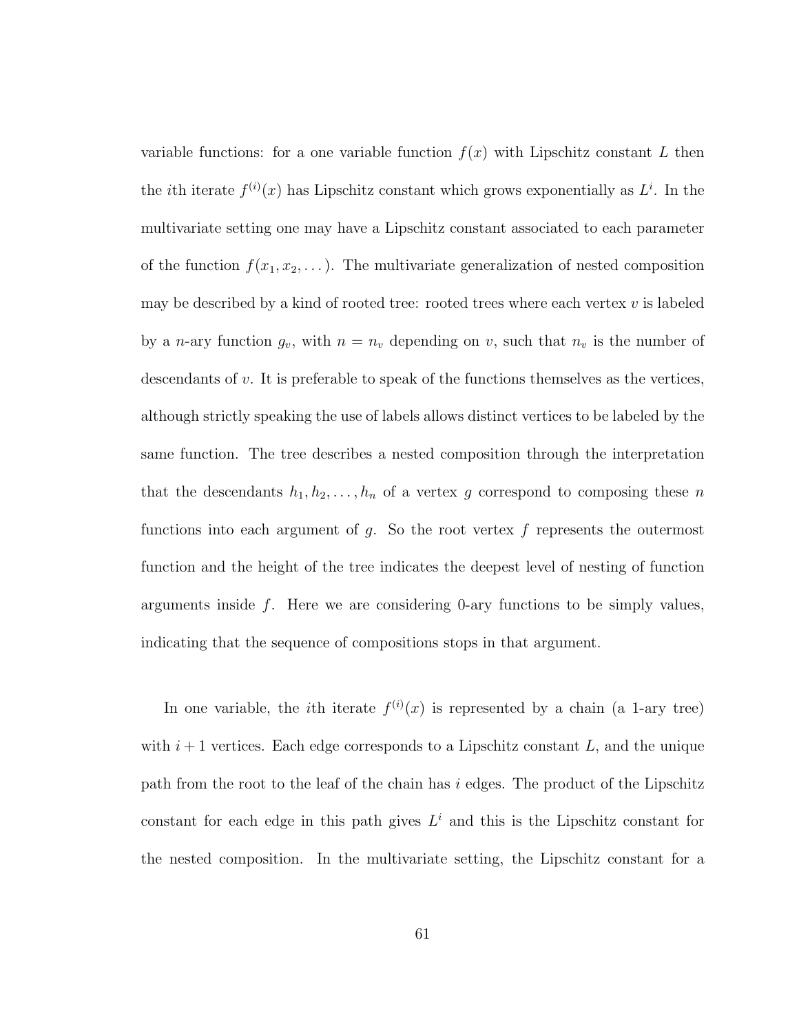variable functions: for a one variable function $f(x)$ with Lipschitz constant $L$ then the $i$th iterate $f^{(i)}(x)$ has Lipschitz constant which grows exponentially as $L^i$. In the multivariate setting one may have a Lipschitz constant associated to each parameter of the function $f(x_1, x_2, \dots)$. The multivariate generalization of nested composition may be described by a kind of rooted tree: rooted trees where each vertex $v$ is labeled by a $n$-ary function $g_v$, with $n = n_v$ depending on $v$, such that $n_v$ is the number of descendants of $v$. It is preferable to speak of the functions themselves as the vertices, although strictly speaking the use of labels allows distinct vertices to be labeled by the same function. The tree describes a nested composition through the interpretation that the descendants $h_1, h_2, \dots, h_n$ of a vertex $g$ correspond to composing these $n$ functions into each argument of $g$. So the root vertex $f$ represents the outermost function and the height of the tree indicates the deepest level of nesting of function arguments inside $f$. Here we are considering 0-ary functions to be simply values, indicating that the sequence of compositions stops in that argument.

In one variable, the $i$th iterate $f^{(i)}(x)$ is represented by a chain (a 1-ary tree) with $i+1$ vertices. Each edge corresponds to a Lipschitz constant $L$, and the unique path from the root to the leaf of the chain has $i$ edges. The product of the Lipschitz constant for each edge in this path gives $L^i$ and this is the Lipschitz constant for the nested composition. In the multivariate setting, the Lipschitz constant for a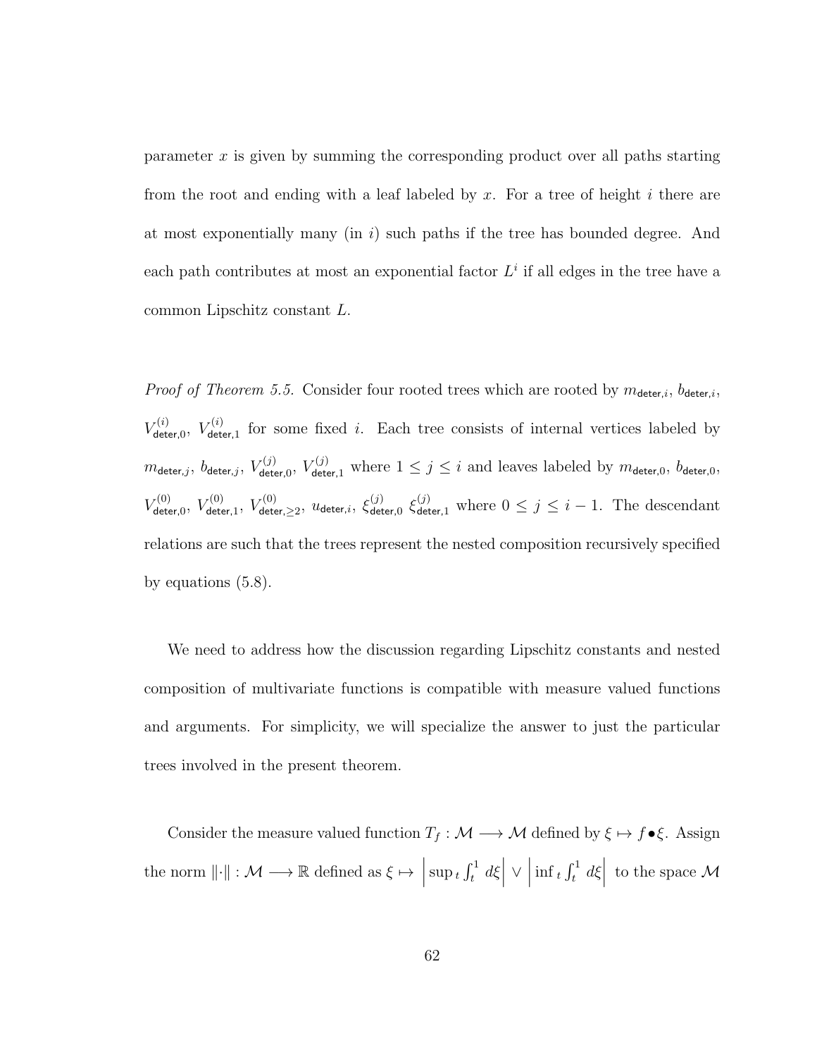parameter $x$ is given by summing the corresponding product over all paths starting from the root and ending with a leaf labeled by $x$. For a tree of height $i$ there are at most exponentially many (in $i$) such paths if the tree has bounded degree. And each path contributes at most an exponential factor $L^i$ if all edges in the tree have a common Lipschitz constant $L$.

*Proof of Theorem 5.5.* Consider four rooted trees which are rooted by $m_{\mathsf{deter},i}$, $b_{\mathsf{deter},i}$, $V^{(i)}_{\mathsf{deter},0}$, $V^{(i)}_{\mathsf{deter},1}$ for some fixed $i$. Each tree consists of internal vertices labeled by $m_{\mathsf{deter},j}$, $b_{\mathsf{deter},j}$, $V^{(j)}_{\mathsf{deter},0}$, $V^{(j)}_{\mathsf{deter},1}$ where $1 \leq j \leq i$ and leaves labeled by $m_{\mathsf{deter},0}$, $b_{\mathsf{deter},0}$, $V^{(0)}_{\mathsf{deter},0}$, $V^{(0)}_{\mathsf{deter},1}$, $V^{(0)}_{\mathsf{deter},\geq 2}$, $u_{\mathsf{deter},i}$, $\xi^{(j)}_{\mathsf{deter},0}$ $\xi^{(j)}_{\mathsf{deter},1}$ where $0 \leq j \leq i-1$. The descendant relations are such that the trees represent the nested composition recursively specified by equations (5.8).

We need to address how the discussion regarding Lipschitz constants and nested composition of multivariate functions is compatible with measure valued functions and arguments. For simplicity, we will specialize the answer to just the particular trees involved in the present theorem.

Consider the measure valued function $T_f : \mathcal{M} \longrightarrow \mathcal{M}$ defined by $\xi \mapsto f \bullet \xi$. Assign the norm $\|\cdot\| : \mathcal{M} \longrightarrow \mathbb{R}$ defined as $\xi \mapsto \left|\sup_t \int_t^1 d\xi\right| \vee \left|\inf_t \int_t^1 d\xi\right|$ to the space $\mathcal{M}$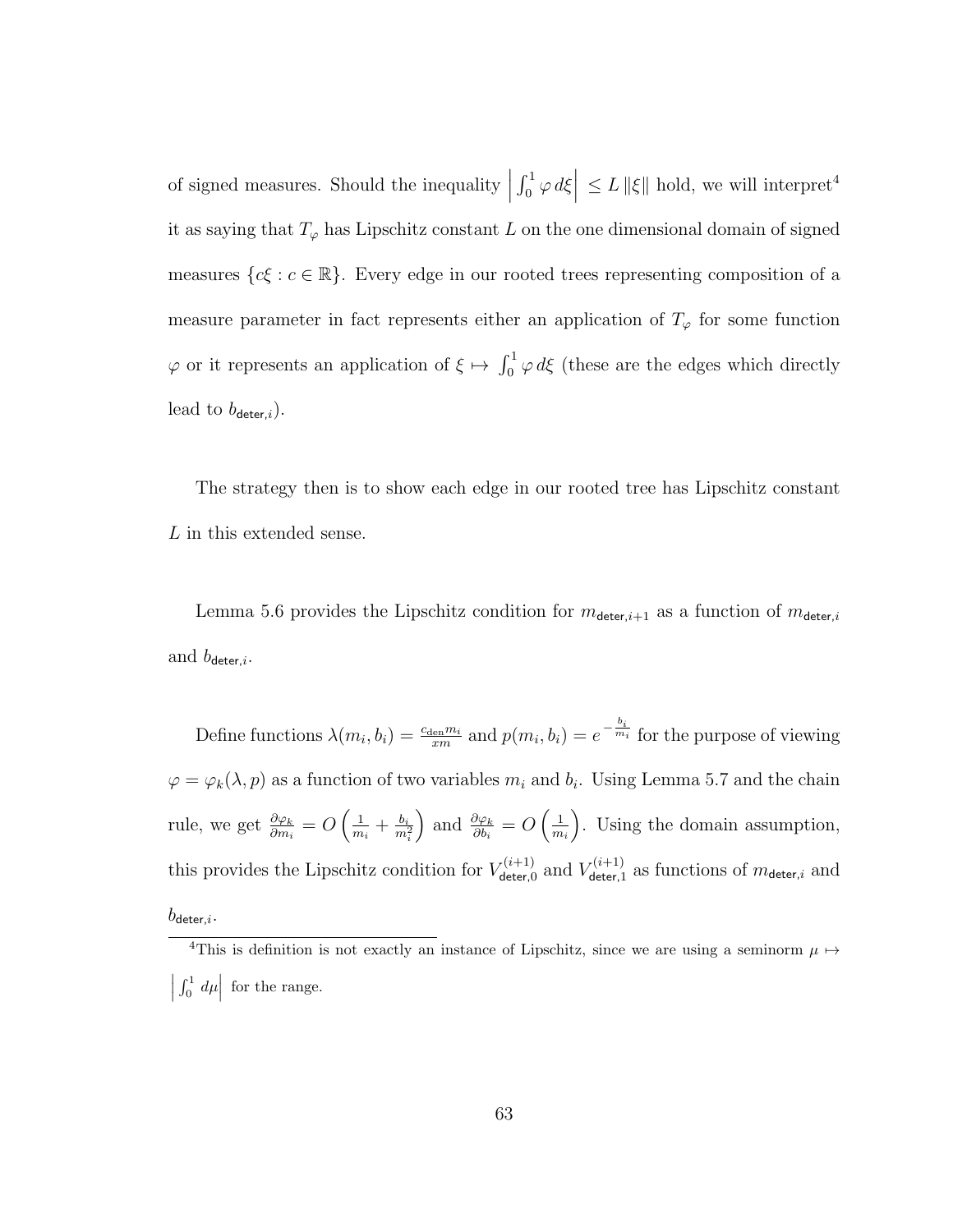of signed measures. Should the inequality $\left|\int_0^1 \varphi \, d\xi\right| \leq L \|\xi\|$ hold, we will interpret[4] it as saying that $T_\varphi$ has Lipschitz constant $L$ on the one dimensional domain of signed measures $\{c\xi : c \in \mathbb{R}\}$. Every edge in our rooted trees representing composition of a measure parameter in fact represents either an application of $T_\varphi$ for some function $\varphi$ or it represents an application of $\xi \mapsto \int_0^1 \varphi \, d\xi$ (these are the edges which directly lead to $b_{\mathsf{deter},i}$).

The strategy then is to show each edge in our rooted tree has Lipschitz constant $L$ in this extended sense.

Lemma 5.6 provides the Lipschitz condition for $m_{\mathsf{deter},i+1}$ as a function of $m_{\mathsf{deter},i}$ and $b_{\mathsf{deter},i}$.

Define functions $\lambda(m_i, b_i) = \frac{c_{\text{den}} m_i}{xm}$ and $p(m_i, b_i) = e^{-\frac{b_i}{m_i}}$ for the purpose of viewing $\varphi = \varphi_k(\lambda, p)$ as a function of two variables $m_i$ and $b_i$. Using Lemma 5.7 and the chain rule, we get $\frac{\partial \varphi_k}{\partial m_i} = O\left(\frac{1}{m_i} + \frac{b_i}{m_i^2}\right)$ and $\frac{\partial \varphi_k}{\partial b_i} = O\left(\frac{1}{m_i}\right)$. Using the domain assumption, this provides the Lipschitz condition for $V_{\mathsf{deter},0}^{(i+1)}$ and $V_{\mathsf{deter},1}^{(i+1)}$ as functions of $m_{\mathsf{deter},i}$ and $b_{\mathsf{deter},i}$.

[4]This is definition is not exactly an instance of Lipschitz, since we are using a seminorm $\mu \mapsto \left|\int_0^1 d\mu\right|$ for the range.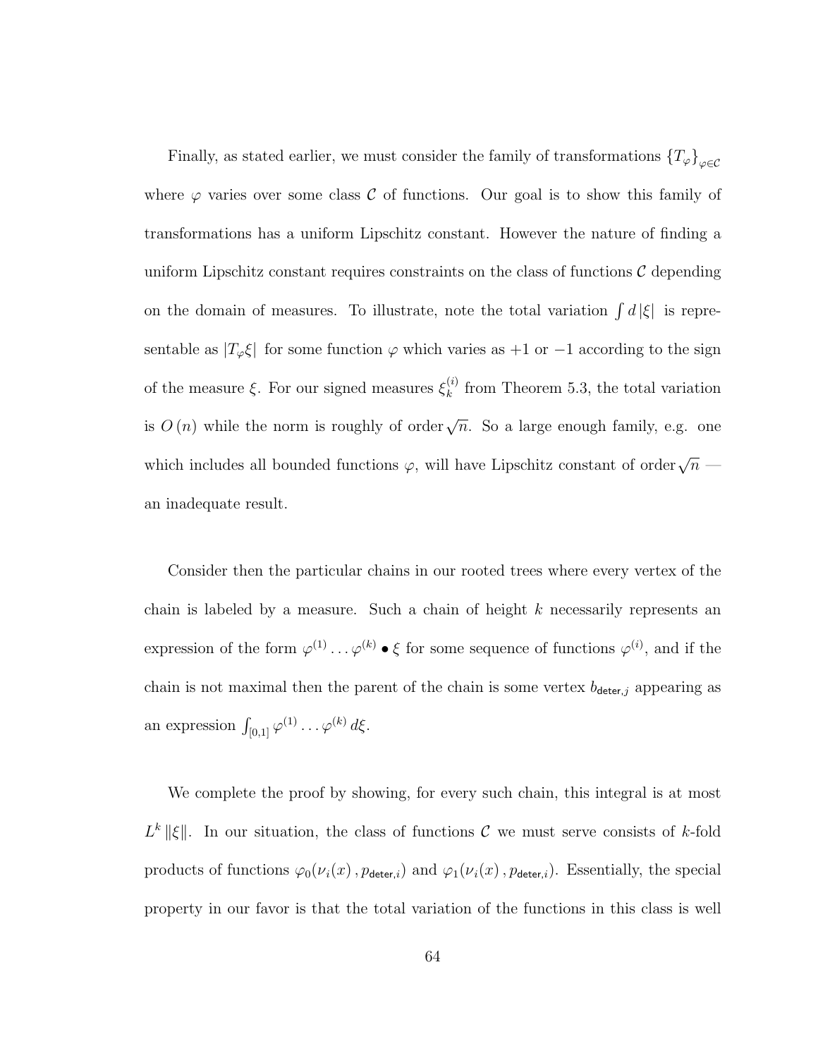Finally, as stated earlier, we must consider the family of transformations $\{T_\varphi\}_{\varphi \in \mathcal{C}}$ where $\varphi$ varies over some class $\mathcal{C}$ of functions. Our goal is to show this family of transformations has a uniform Lipschitz constant. However the nature of finding a uniform Lipschitz constant requires constraints on the class of functions $\mathcal{C}$ depending on the domain of measures. To illustrate, note the total variation $\int d\,|\xi|$ is representable as $|T_\varphi \xi|$ for some function $\varphi$ which varies as $+1$ or $-1$ according to the sign of the measure $\xi$. For our signed measures $\xi_k^{(i)}$ from Theorem 5.3, the total variation is $O(n)$ while the norm is roughly of order $\sqrt{n}$. So a large enough family, e.g. one which includes all bounded functions $\varphi$, will have Lipschitz constant of order $\sqrt{n}$ — an inadequate result.

Consider then the particular chains in our rooted trees where every vertex of the chain is labeled by a measure. Such a chain of height $k$ necessarily represents an expression of the form $\varphi^{(1)} \ldots \varphi^{(k)} \bullet \xi$ for some sequence of functions $\varphi^{(i)}$, and if the chain is not maximal then the parent of the chain is some vertex $b_{\mathsf{deter},j}$ appearing as an expression $\int_{[0,1]} \varphi^{(1)} \ldots \varphi^{(k)}\, d\xi$.

We complete the proof by showing, for every such chain, this integral is at most $L^k \|\xi\|$. In our situation, the class of functions $\mathcal{C}$ we must serve consists of $k$-fold products of functions $\varphi_0(\nu_i(x)\,, p_{\mathsf{deter},i})$ and $\varphi_1(\nu_i(x)\,, p_{\mathsf{deter},i})$. Essentially, the special property in our favor is that the total variation of the functions in this class is well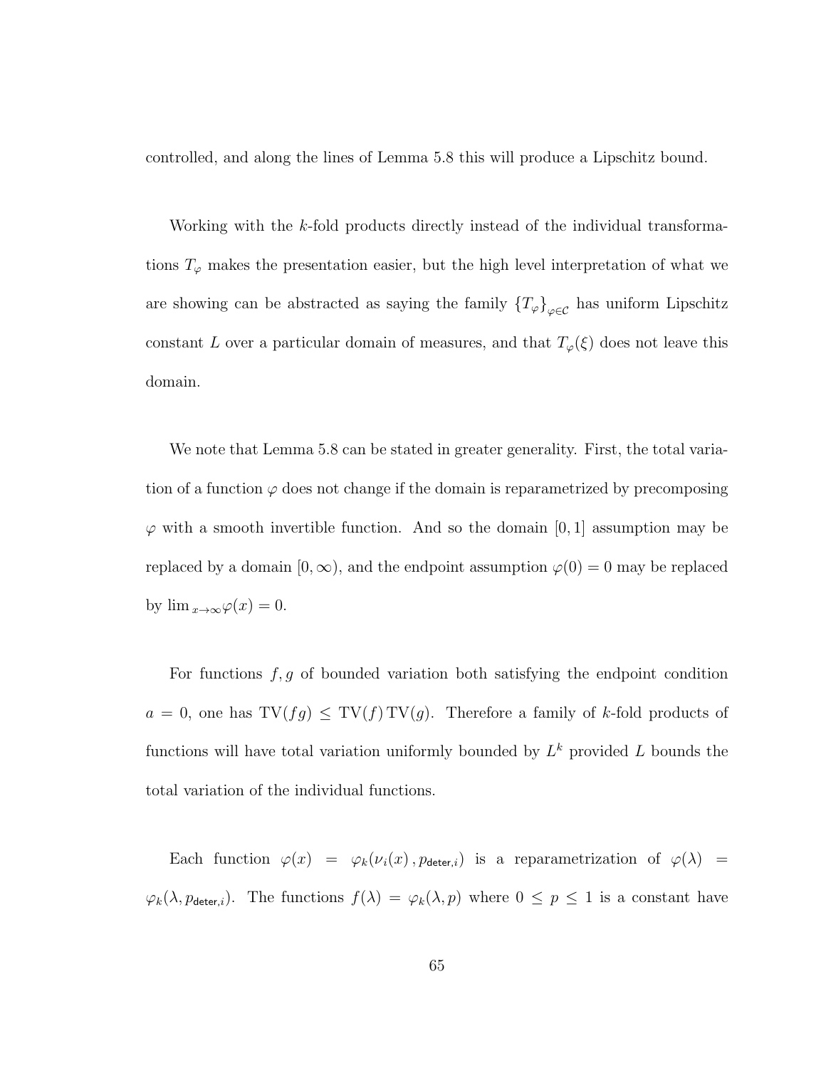controlled, and along the lines of Lemma 5.8 this will produce a Lipschitz bound.

Working with the $k$-fold products directly instead of the individual transformations $T_\varphi$ makes the presentation easier, but the high level interpretation of what we are showing can be abstracted as saying the family $\{T_\varphi\}_{\varphi \in \mathcal{C}}$ has uniform Lipschitz constant $L$ over a particular domain of measures, and that $T_\varphi(\xi)$ does not leave this domain.

We note that Lemma 5.8 can be stated in greater generality. First, the total variation of a function $\varphi$ does not change if the domain is reparametrized by precomposing $\varphi$ with a smooth invertible function. And so the domain $[0, 1]$ assumption may be replaced by a domain $[0, \infty)$, and the endpoint assumption $\varphi(0) = 0$ may be replaced by $\lim_{x \to \infty} \varphi(x) = 0$.

For functions $f, g$ of bounded variation both satisfying the endpoint condition $a = 0$, one has $\mathrm{TV}(fg) \leq \mathrm{TV}(f)\,\mathrm{TV}(g)$. Therefore a family of $k$-fold products of functions will have total variation uniformly bounded by $L^k$ provided $L$ bounds the total variation of the individual functions.

Each function $\varphi(x) = \varphi_k(\nu_i(x)\,, p_{\mathsf{deter},i})$ is a reparametrization of $\varphi(\lambda) = \varphi_k(\lambda, p_{\mathsf{deter},i})$. The functions $f(\lambda) = \varphi_k(\lambda, p)$ where $0 \leq p \leq 1$ is a constant have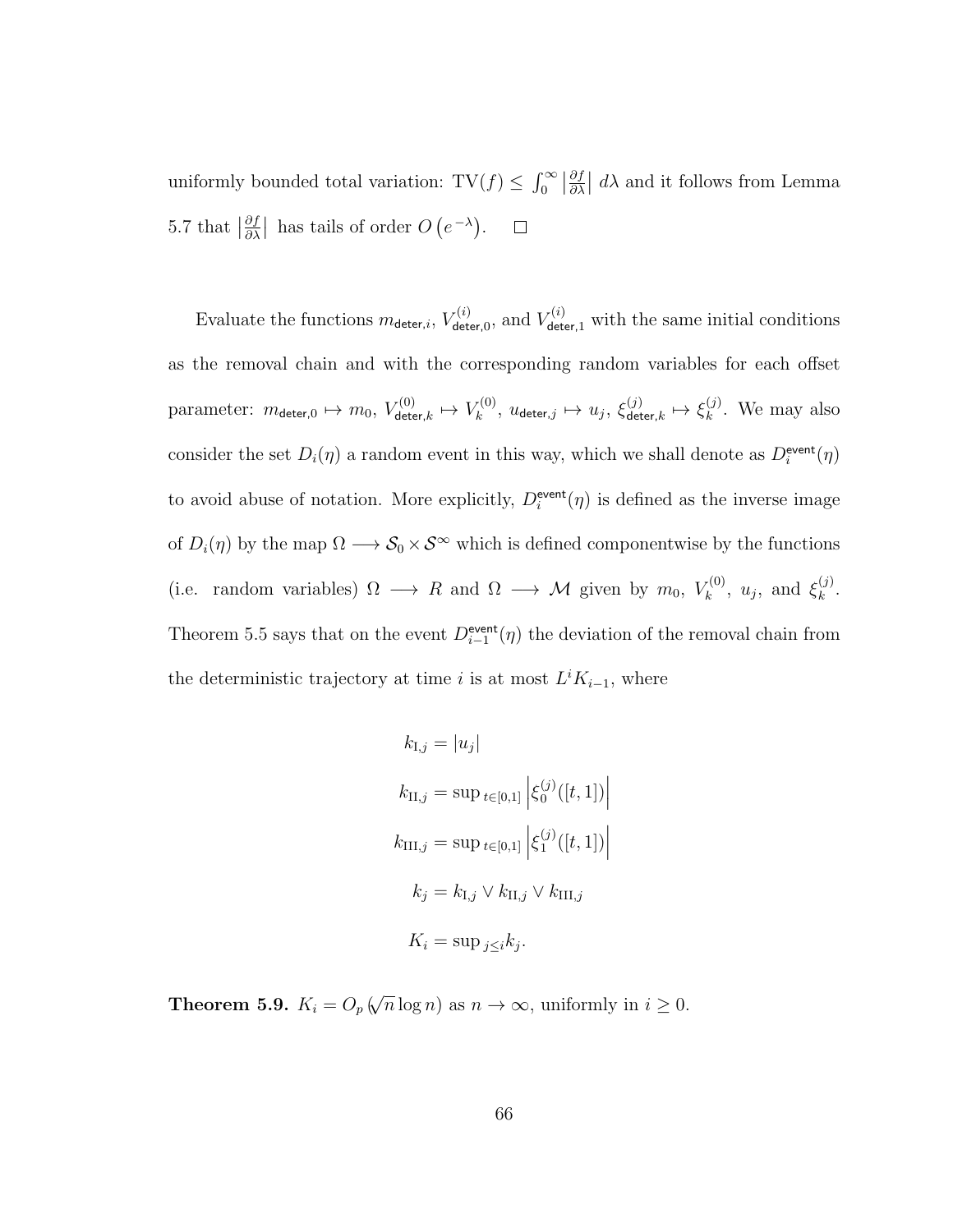uniformly bounded total variation: $\text{TV}(f) \leq \int_0^\infty \left|\frac{\partial f}{\partial \lambda}\right| \, d\lambda$ and it follows from Lemma 5.7 that $\left|\frac{\partial f}{\partial \lambda}\right|$ has tails of order $O\left(e^{-\lambda}\right)$. $\square$

Evaluate the functions $m_{\mathsf{deter},i}$, $V^{(i)}_{\mathsf{deter},0}$, and $V^{(i)}_{\mathsf{deter},1}$ with the same initial conditions as the removal chain and with the corresponding random variables for each offset parameter: $m_{\mathsf{deter},0} \mapsto m_0$, $V^{(0)}_{\mathsf{deter},k} \mapsto V^{(0)}_k$, $u_{\mathsf{deter},j} \mapsto u_j$, $\xi^{(j)}_{\mathsf{deter},k} \mapsto \xi^{(j)}_k$. We may also consider the set $D_i(\eta)$ a random event in this way, which we shall denote as $D^{\mathsf{event}}_i(\eta)$ to avoid abuse of notation. More explicitly, $D^{\mathsf{event}}_i(\eta)$ is defined as the inverse image of $D_i(\eta)$ by the map $\Omega \longrightarrow \mathcal{S}_0 \times \mathcal{S}^\infty$ which is defined componentwise by the functions (i.e. random variables) $\Omega \longrightarrow R$ and $\Omega \longrightarrow \mathcal{M}$ given by $m_0$, $V^{(0)}_k$, $u_j$, and $\xi^{(j)}_k$. Theorem 5.5 says that on the event $D^{\mathsf{event}}_{i-1}(\eta)$ the deviation of the removal chain from the deterministic trajectory at time $i$ is at most $L^i K_{i-1}$, where

$$
\begin{aligned}
k_{\text{I},j} &= |u_j| \\
k_{\text{II},j} &= \sup{}_{t\in[0,1]} \left|\xi^{(j)}_0([t,1])\right| \\
k_{\text{III},j} &= \sup{}_{t\in[0,1]} \left|\xi^{(j)}_1([t,1])\right| \\
k_j &= k_{\text{I},j} \vee k_{\text{II},j} \vee k_{\text{III},j} \\
K_i &= \sup{}_{j\leq i} k_j.
\end{aligned}
$$

**Theorem 5.9.** $K_i = O_p\left(\sqrt{n}\log n\right)$ as $n \to \infty$, uniformly in $i \geq 0$.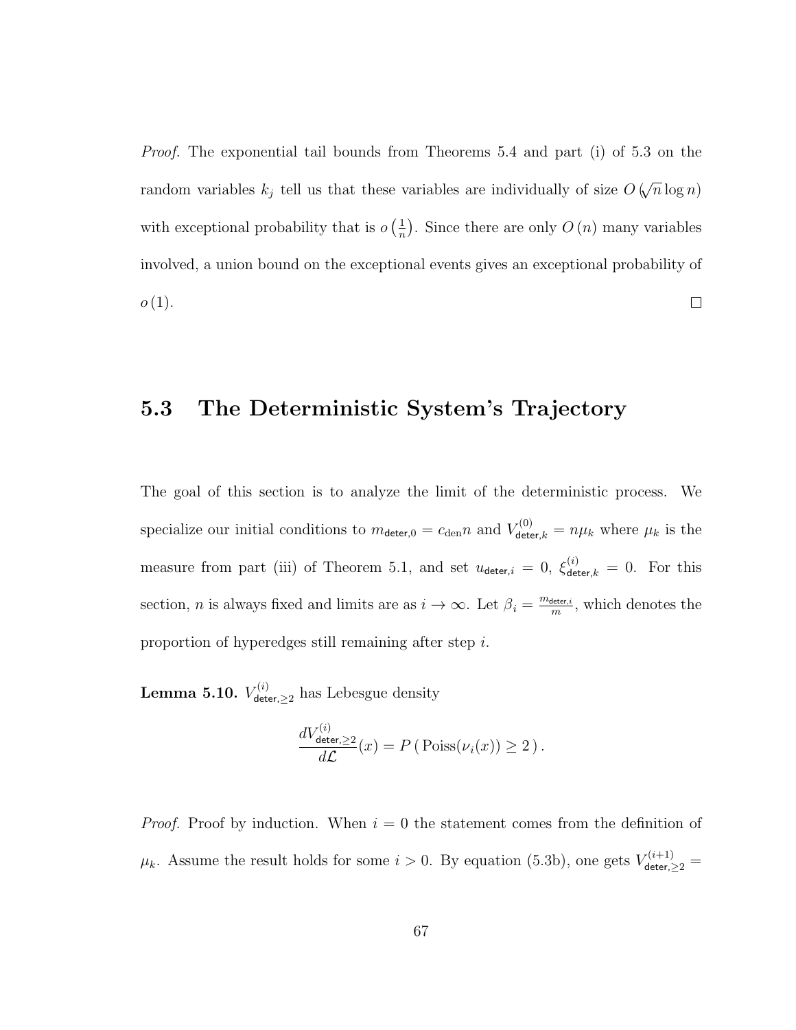*Proof.* The exponential tail bounds from Theorems 5.4 and part (i) of 5.3 on the random variables $k_j$ tell us that these variables are individually of size $O(\sqrt{n}\log n)$ with exceptional probability that is $o\left(\frac{1}{n}\right)$. Since there are only $O(n)$ many variables involved, a union bound on the exceptional events gives an exceptional probability of $o(1)$. □

## 5.3 The Deterministic System's Trajectory

The goal of this section is to analyze the limit of the deterministic process. We specialize our initial conditions to $m_{\mathsf{deter},0} = c_{\mathrm{den}} n$ and $V^{(0)}_{\mathsf{deter},k} = n\mu_k$ where $\mu_k$ is the measure from part (iii) of Theorem 5.1, and set $u_{\mathsf{deter},i} = 0$, $\xi^{(i)}_{\mathsf{deter},k} = 0$. For this section, $n$ is always fixed and limits are as $i \to \infty$. Let $\beta_i = \frac{m_{\mathsf{deter},i}}{m}$, which denotes the proportion of hyperedges still remaining after step $i$.

**Lemma 5.10.** $V^{(i)}_{\mathsf{deter},\geq 2}$ has Lebesgue density

$$\frac{dV^{(i)}_{\mathsf{deter},\geq 2}}{d\mathcal{L}}(x) = P\left(\,\mathrm{Poiss}(\nu_i(x)) \geq 2\,\right).$$

*Proof.* Proof by induction. When $i = 0$ the statement comes from the definition of $\mu_k$. Assume the result holds for some $i > 0$. By equation (5.3b), one gets $V^{(i+1)}_{\mathsf{deter},\geq 2} =$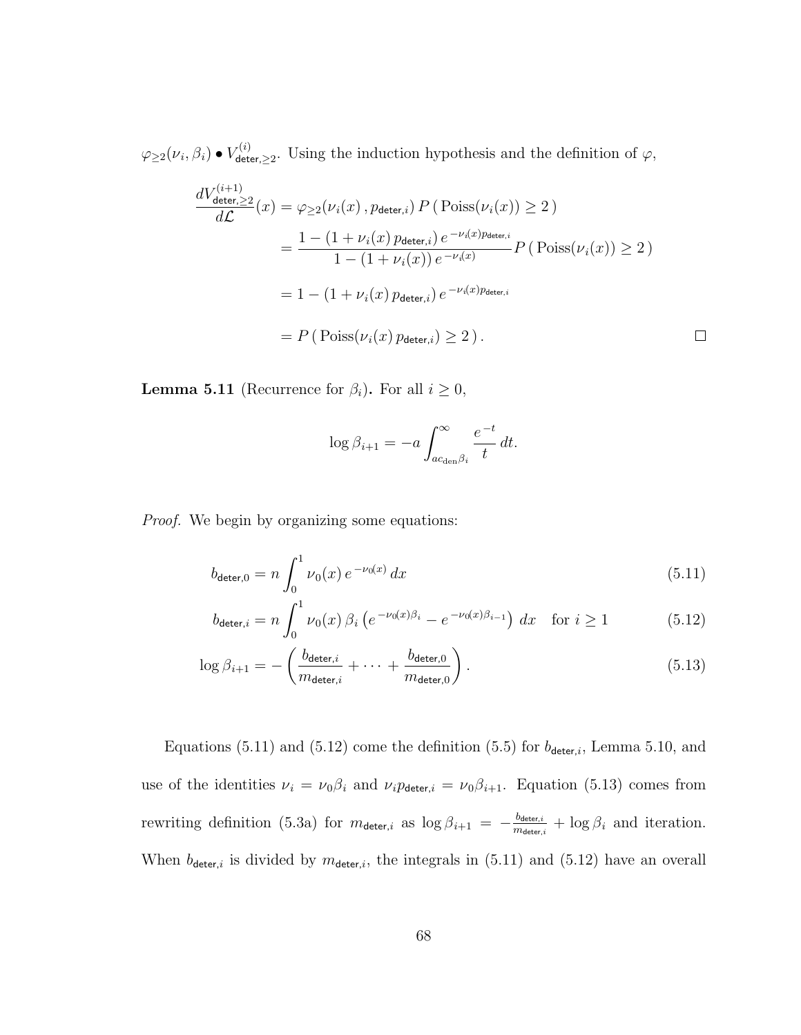$\varphi_{\geq 2}(\nu_i, \beta_i) \bullet V^{(i)}_{\mathsf{deter},\geq 2}$. Using the induction hypothesis and the definition of $\varphi$,

$$
\begin{aligned}
\frac{dV^{(i+1)}_{\mathsf{deter},\geq 2}}{d\mathcal{L}}(x) &= \varphi_{\geq 2}(\nu_i(x)\,, p_{\mathsf{deter},i})\, P\left(\,\mathrm{Poiss}(\nu_i(x)) \geq 2\,\right) \\
&= \frac{1 - (1 + \nu_i(x)\, p_{\mathsf{deter},i})\, e^{-\nu_i(x) p_{\mathsf{deter},i}}}{1 - (1 + \nu_i(x))\, e^{-\nu_i(x)}} P\left(\,\mathrm{Poiss}(\nu_i(x)) \geq 2\,\right) \\
&= 1 - (1 + \nu_i(x)\, p_{\mathsf{deter},i})\, e^{-\nu_i(x) p_{\mathsf{deter},i}} \\
&= P\left(\,\mathrm{Poiss}(\nu_i(x)\, p_{\mathsf{deter},i}) \geq 2\,\right).
\end{aligned}
$$

□

**Lemma 5.11** (Recurrence for $\beta_i$)**.** For all $i \geq 0$,

$$\log \beta_{i+1} = -a \int_{a c_{\mathrm{den}} \beta_i}^{\infty} \frac{e^{-t}}{t}\, dt.$$

*Proof.* We begin by organizing some equations:

$$b_{\mathsf{deter},0} = n \int_0^1 \nu_0(x)\, e^{-\nu_0(x)}\, dx \tag{5.11}$$

$$b_{\mathsf{deter},i} = n \int_0^1 \nu_0(x)\, \beta_i \left(e^{-\nu_0(x)\beta_i} - e^{-\nu_0(x)\beta_{i-1}}\right)\, dx \quad \text{for } i \geq 1 \tag{5.12}$$

$$\log \beta_{i+1} = -\left(\frac{b_{\mathsf{deter},i}}{m_{\mathsf{deter},i}} + \cdots + \frac{b_{\mathsf{deter},0}}{m_{\mathsf{deter},0}}\right). \tag{5.13}$$

Equations (5.11) and (5.12) come the definition (5.5) for $b_{\mathsf{deter},i}$, Lemma 5.10, and use of the identities $\nu_i = \nu_0 \beta_i$ and $\nu_i p_{\mathsf{deter},i} = \nu_0 \beta_{i+1}$. Equation (5.13) comes from rewriting definition (5.3a) for $m_{\mathsf{deter},i}$ as $\log \beta_{i+1} = -\frac{b_{\mathsf{deter},i}}{m_{\mathsf{deter},i}} + \log \beta_i$ and iteration. When $b_{\mathsf{deter},i}$ is divided by $m_{\mathsf{deter},i}$, the integrals in (5.11) and (5.12) have an overall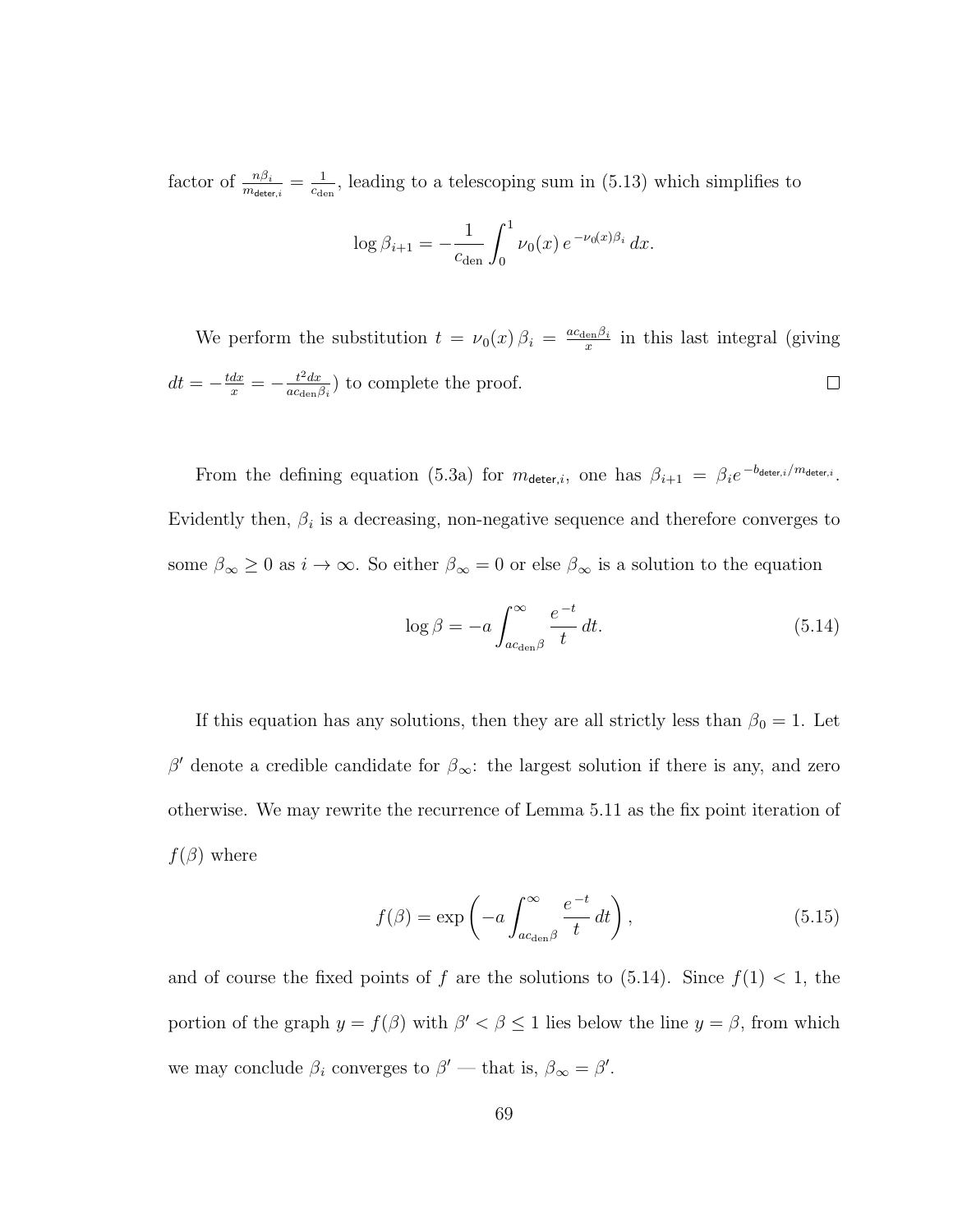factor of $\frac{n\beta_i}{m_{\mathsf{deter},i}} = \frac{1}{c_{\mathrm{den}}}$, leading to a telescoping sum in (5.13) which simplifies to

$$\log \beta_{i+1} = -\frac{1}{c_{\mathrm{den}}} \int_0^1 \nu_0(x)\, e^{-\nu_0(x)\beta_i}\, dx.$$

We perform the substitution $t = \nu_0(x)\,\beta_i = \frac{ac_{\mathrm{den}}\beta_i}{x}$ in this last integral (giving $dt = -\frac{tdx}{x} = -\frac{t^2dx}{ac_{\mathrm{den}}\beta_i}$) to complete the proof. □

From the defining equation (5.3a) for $m_{\mathsf{deter},i}$, one has $\beta_{i+1} = \beta_i e^{-b_{\mathsf{deter},i}/m_{\mathsf{deter},i}}$. Evidently then, $\beta_i$ is a decreasing, non-negative sequence and therefore converges to some $\beta_\infty \geq 0$ as $i \to \infty$. So either $\beta_\infty = 0$ or else $\beta_\infty$ is a solution to the equation

$$\log \beta = -a \int_{ac_{\mathrm{den}}\beta}^{\infty} \frac{e^{-t}}{t}\, dt. \tag{5.14}$$

If this equation has any solutions, then they are all strictly less than $\beta_0 = 1$. Let $\beta'$ denote a credible candidate for $\beta_\infty$: the largest solution if there is any, and zero otherwise. We may rewrite the recurrence of Lemma 5.11 as the fix point iteration of $f(\beta)$ where

$$f(\beta) = \exp\left(-a \int_{ac_{\mathrm{den}}\beta}^{\infty} \frac{e^{-t}}{t}\, dt\right), \tag{5.15}$$

and of course the fixed points of $f$ are the solutions to (5.14). Since $f(1) < 1$, the portion of the graph $y = f(\beta)$ with $\beta' < \beta \leq 1$ lies below the line $y = \beta$, from which we may conclude $\beta_i$ converges to $\beta'$ — that is, $\beta_\infty = \beta'$.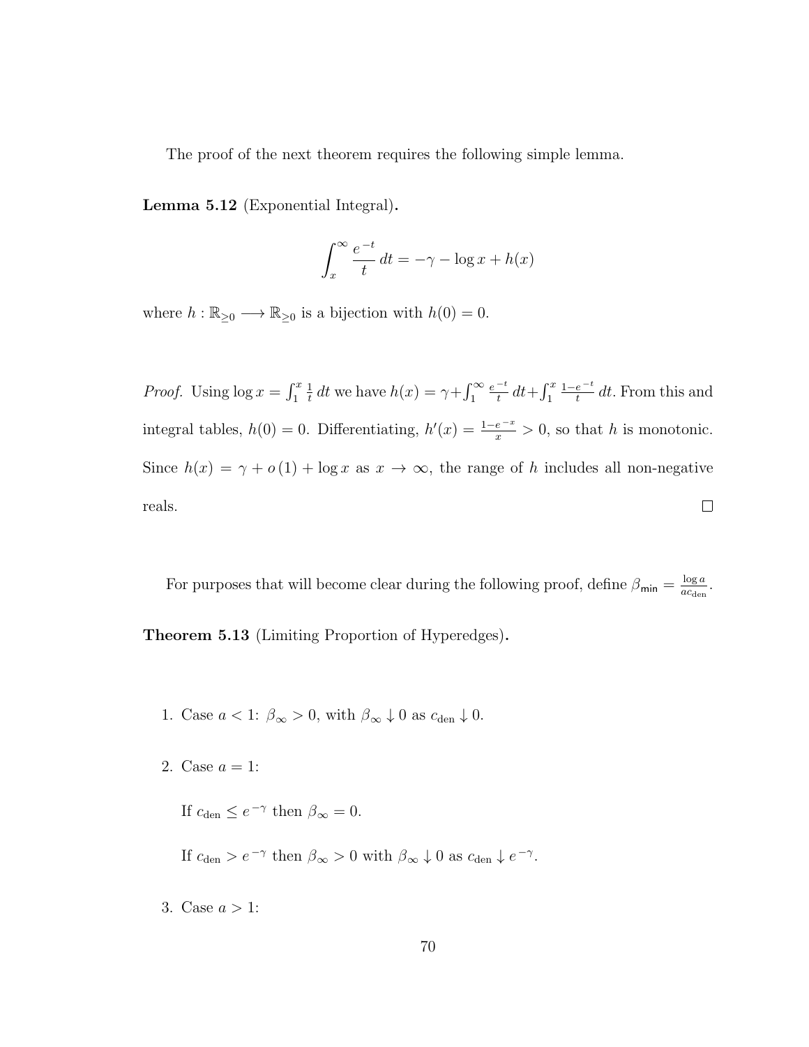The proof of the next theorem requires the following simple lemma.

**Lemma 5.12** (Exponential Integral)**.**

$$\int_x^\infty \frac{e^{-t}}{t}\,dt = -\gamma - \log x + h(x)$$

where $h : \mathbb{R}_{\geq 0} \longrightarrow \mathbb{R}_{\geq 0}$ is a bijection with $h(0) = 0$.

*Proof.* Using $\log x = \int_1^x \frac{1}{t}\,dt$ we have $h(x) = \gamma + \int_1^\infty \frac{e^{-t}}{t}\,dt + \int_1^x \frac{1-e^{-t}}{t}\,dt$. From this and integral tables, $h(0) = 0$. Differentiating, $h'(x) = \frac{1-e^{-x}}{x} > 0$, so that $h$ is monotonic. Since $h(x) = \gamma + o(1) + \log x$ as $x \to \infty$, the range of $h$ includes all non-negative reals. $\square$

For purposes that will become clear during the following proof, define $\beta_{\mathsf{min}} = \frac{\log a}{a c_{\text{den}}}$.

**Theorem 5.13** (Limiting Proportion of Hyperedges)**.**

1. Case $a < 1$: $\beta_\infty > 0$, with $\beta_\infty \downarrow 0$ as $c_{\text{den}} \downarrow 0$.

2. Case $a = 1$:

   If $c_{\text{den}} \leq e^{-\gamma}$ then $\beta_\infty = 0$.

   If $c_{\text{den}} > e^{-\gamma}$ then $\beta_\infty > 0$ with $\beta_\infty \downarrow 0$ as $c_{\text{den}} \downarrow e^{-\gamma}$.

3. Case $a > 1$: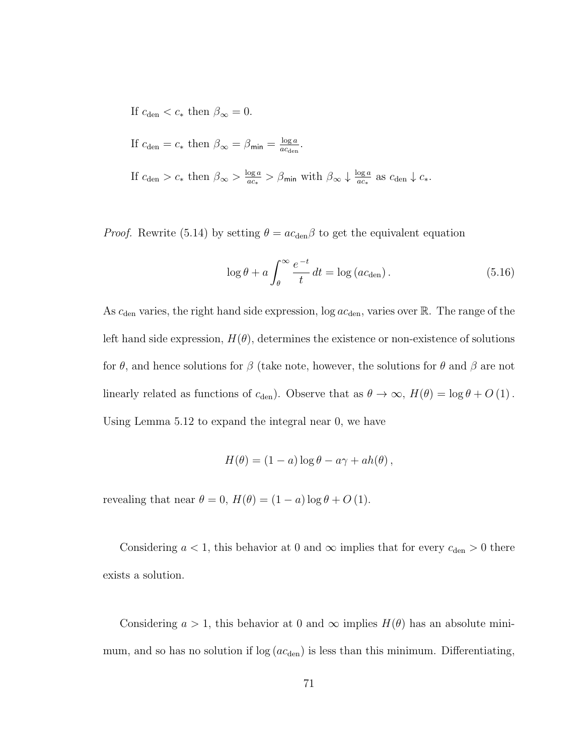If $c_{\text{den}} < c_*$ then $\beta_\infty = 0$.

If $c_{\text{den}} = c_*$ then $\beta_\infty = \beta_{\mathsf{min}} = \frac{\log a}{ac_{\text{den}}}$.

If $c_{\text{den}} > c_*$ then $\beta_\infty > \frac{\log a}{ac_*} > \beta_{\mathsf{min}}$ with $\beta_\infty \downarrow \frac{\log a}{ac_*}$ as $c_{\text{den}} \downarrow c_*$.

*Proof.* Rewrite (5.14) by setting $\theta = ac_{\text{den}}\beta$ to get the equivalent equation

$$\log \theta + a \int_\theta^\infty \frac{e^{-t}}{t}\, dt = \log (ac_{\text{den}}). \tag{5.16}$$

As $c_{\text{den}}$ varies, the right hand side expression, $\log ac_{\text{den}}$, varies over $\mathbb{R}$. The range of the left hand side expression, $H(\theta)$, determines the existence or non-existence of solutions for $\theta$, and hence solutions for $\beta$ (take note, however, the solutions for $\theta$ and $\beta$ are not linearly related as functions of $c_{\text{den}}$). Observe that as $\theta \to \infty$, $H(\theta) = \log \theta + O(1)$. Using Lemma 5.12 to expand the integral near 0, we have

$$H(\theta) = (1-a)\log\theta - a\gamma + ah(\theta)\,,$$

revealing that near $\theta = 0$, $H(\theta) = (1-a)\log\theta + O(1)$.

Considering $a < 1$, this behavior at 0 and $\infty$ implies that for every $c_{\text{den}} > 0$ there exists a solution.

Considering $a > 1$, this behavior at 0 and $\infty$ implies $H(\theta)$ has an absolute minimum, and so has no solution if $\log(ac_{\text{den}})$ is less than this minimum. Differentiating,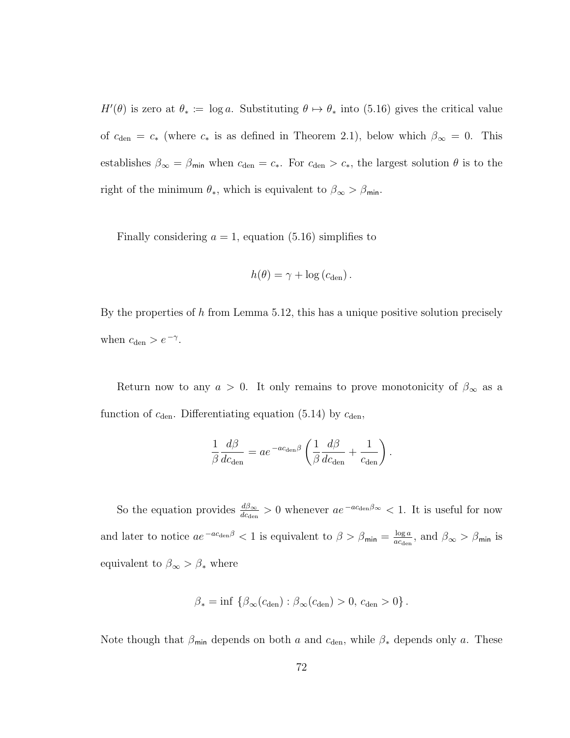$H'(\theta)$ is zero at $\theta_* := \log a$. Substituting $\theta \mapsto \theta_*$ into (5.16) gives the critical value of $c_{\text{den}} = c_*$ (where $c_*$ is as defined in Theorem 2.1), below which $\beta_\infty = 0$. This establishes $\beta_\infty = \beta_{\mathsf{min}}$ when $c_{\text{den}} = c_*$. For $c_{\text{den}} > c_*$, the largest solution $\theta$ is to the right of the minimum $\theta_*$, which is equivalent to $\beta_\infty > \beta_{\mathsf{min}}$.

Finally considering $a = 1$, equation (5.16) simplifies to

$$h(\theta) = \gamma + \log(c_{\text{den}}).$$

By the properties of $h$ from Lemma 5.12, this has a unique positive solution precisely when $c_{\text{den}} > e^{-\gamma}$.

Return now to any $a > 0$. It only remains to prove monotonicity of $\beta_\infty$ as a function of $c_{\text{den}}$. Differentiating equation (5.14) by $c_{\text{den}}$,

$$\frac{1}{\beta}\frac{d\beta}{dc_{\text{den}}} = ae^{-ac_{\text{den}}\beta}\left(\frac{1}{\beta}\frac{d\beta}{dc_{\text{den}}} + \frac{1}{c_{\text{den}}}\right).$$

So the equation provides $\frac{d\beta_\infty}{dc_{\text{den}}} > 0$ whenever $ae^{-ac_{\text{den}}\beta_\infty} < 1$. It is useful for now and later to notice $ae^{-ac_{\text{den}}\beta} < 1$ is equivalent to $\beta > \beta_{\mathsf{min}} = \frac{\log a}{ac_{\text{den}}}$, and $\beta_\infty > \beta_{\mathsf{min}}$ is equivalent to $\beta_\infty > \beta_*$ where

$$\beta_* = \inf\left\{\beta_\infty(c_{\text{den}}) : \beta_\infty(c_{\text{den}}) > 0,\, c_{\text{den}} > 0\right\}.$$

Note though that $\beta_{\mathsf{min}}$ depends on both $a$ and $c_{\text{den}}$, while $\beta_*$ depends only $a$. These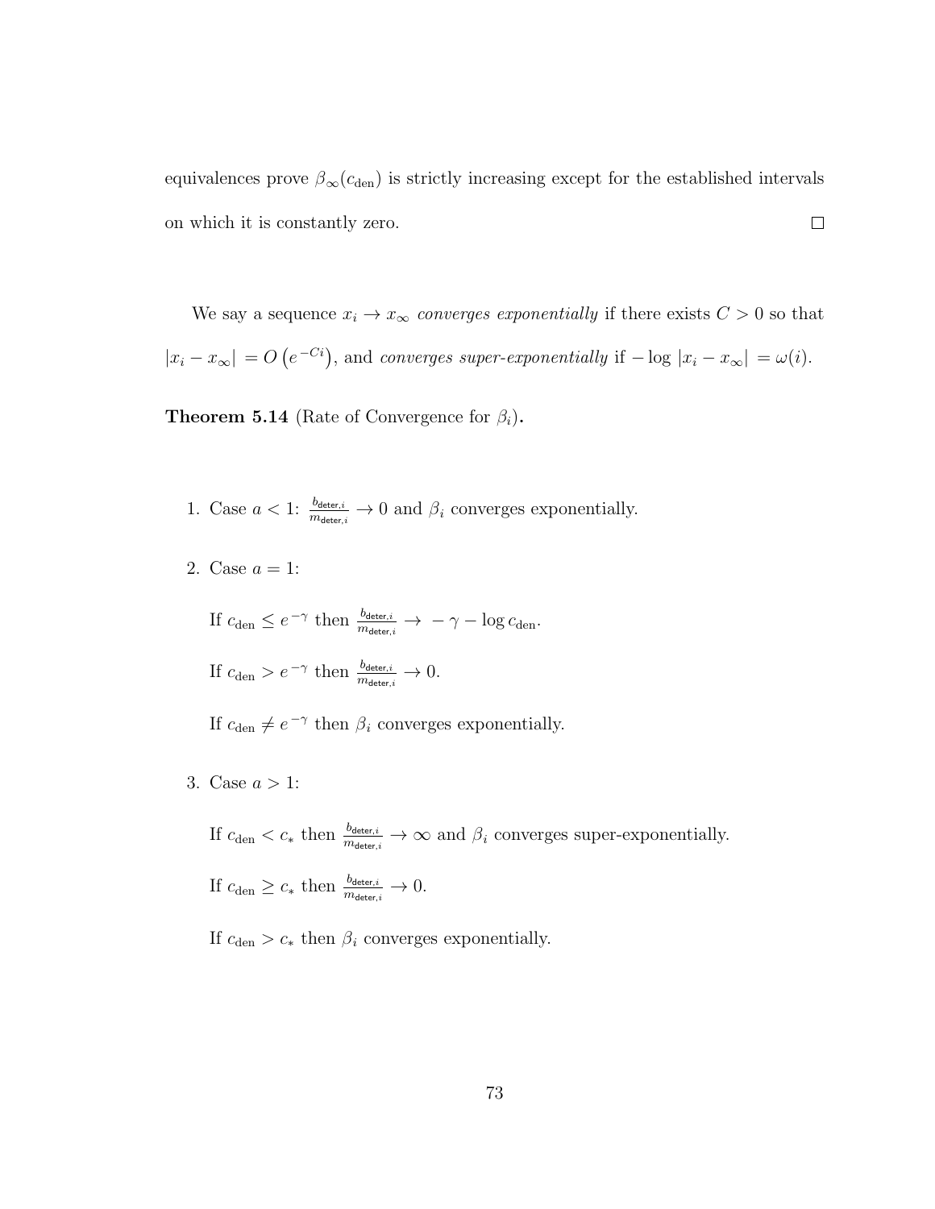equivalences prove $\beta_\infty(c_{\text{den}})$ is strictly increasing except for the established intervals on which it is constantly zero. □

We say a sequence $x_i \to x_\infty$ *converges exponentially* if there exists $C > 0$ so that $|x_i - x_\infty| = O\left(e^{-Ci}\right)$, and *converges super-exponentially* if $-\log|x_i - x_\infty| = \omega(i)$.

**Theorem 5.14** (Rate of Convergence for $\beta_i$)**.**

1. Case $a < 1$: $\frac{b_{\mathsf{deter},i}}{m_{\mathsf{deter},i}} \to 0$ and $\beta_i$ converges exponentially.

2. Case $a = 1$:

   If $c_{\text{den}} \leq e^{-\gamma}$ then $\frac{b_{\mathsf{deter},i}}{m_{\mathsf{deter},i}} \to -\gamma - \log c_{\text{den}}$.

   If $c_{\text{den}} > e^{-\gamma}$ then $\frac{b_{\mathsf{deter},i}}{m_{\mathsf{deter},i}} \to 0$.

   If $c_{\text{den}} \neq e^{-\gamma}$ then $\beta_i$ converges exponentially.

3. Case $a > 1$:

   If $c_{\text{den}} < c_*$ then $\frac{b_{\mathsf{deter},i}}{m_{\mathsf{deter},i}} \to \infty$ and $\beta_i$ converges super-exponentially.

   If $c_{\text{den}} \geq c_*$ then $\frac{b_{\mathsf{deter},i}}{m_{\mathsf{deter},i}} \to 0$.

   If $c_{\text{den}} > c_*$ then $\beta_i$ converges exponentially.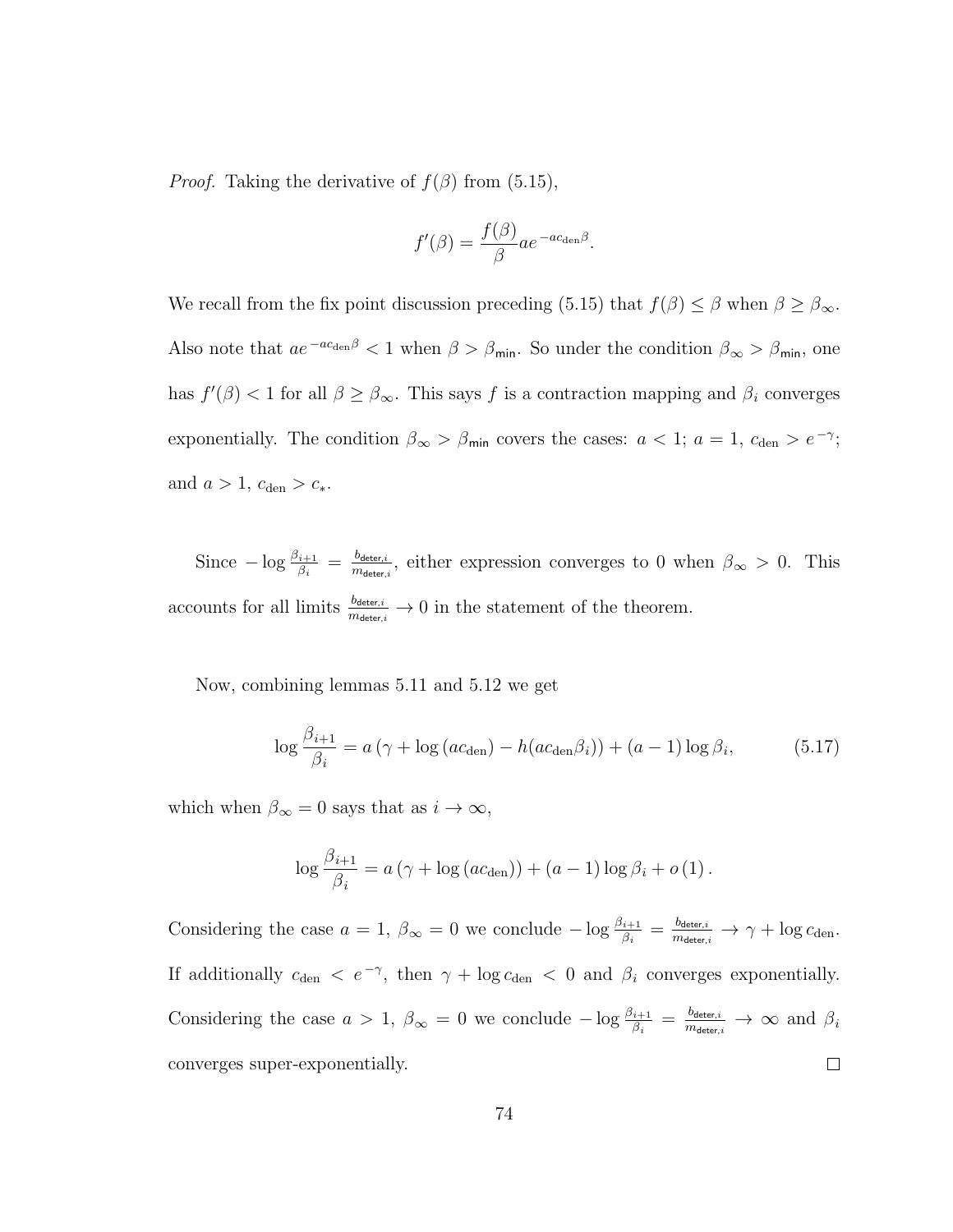*Proof.* Taking the derivative of $f(\beta)$ from (5.15),

$$f'(\beta) = \frac{f(\beta)}{\beta} a e^{-ac_{\text{den}}\beta}.$$

We recall from the fix point discussion preceding (5.15) that $f(\beta) \leq \beta$ when $\beta \geq \beta_\infty$. Also note that $ae^{-ac_{\text{den}}\beta} < 1$ when $\beta > \beta_{\mathsf{min}}$. So under the condition $\beta_\infty > \beta_{\mathsf{min}}$, one has $f'(\beta) < 1$ for all $\beta \geq \beta_\infty$. This says $f$ is a contraction mapping and $\beta_i$ converges exponentially. The condition $\beta_\infty > \beta_{\mathsf{min}}$ covers the cases: $a < 1$; $a = 1$, $c_{\text{den}} > e^{-\gamma}$; and $a > 1$, $c_{\text{den}} > c_*$.

Since $-\log \frac{\beta_{i+1}}{\beta_i} = \frac{b_{\mathsf{deter},i}}{m_{\mathsf{deter},i}}$, either expression converges to 0 when $\beta_\infty > 0$. This accounts for all limits $\frac{b_{\mathsf{deter},i}}{m_{\mathsf{deter},i}} \to 0$ in the statement of the theorem.

Now, combining lemmas 5.11 and 5.12 we get

$$\log \frac{\beta_{i+1}}{\beta_i} = a\left(\gamma + \log\left(ac_{\text{den}}\right) - h(ac_{\text{den}}\beta_i)\right) + (a-1)\log \beta_i, \tag{5.17}$$

which when $\beta_\infty = 0$ says that as $i \to \infty$,

$$\log \frac{\beta_{i+1}}{\beta_i} = a\left(\gamma + \log\left(ac_{\text{den}}\right)\right) + (a-1)\log \beta_i + o\left(1\right).$$

Considering the case $a = 1$, $\beta_\infty = 0$ we conclude $-\log \frac{\beta_{i+1}}{\beta_i} = \frac{b_{\mathsf{deter},i}}{m_{\mathsf{deter},i}} \to \gamma + \log c_{\text{den}}$. If additionally $c_{\text{den}} < e^{-\gamma}$, then $\gamma + \log c_{\text{den}} < 0$ and $\beta_i$ converges exponentially. Considering the case $a > 1$, $\beta_\infty = 0$ we conclude $-\log \frac{\beta_{i+1}}{\beta_i} = \frac{b_{\mathsf{deter},i}}{m_{\mathsf{deter},i}} \to \infty$ and $\beta_i$ converges super-exponentially. $\square$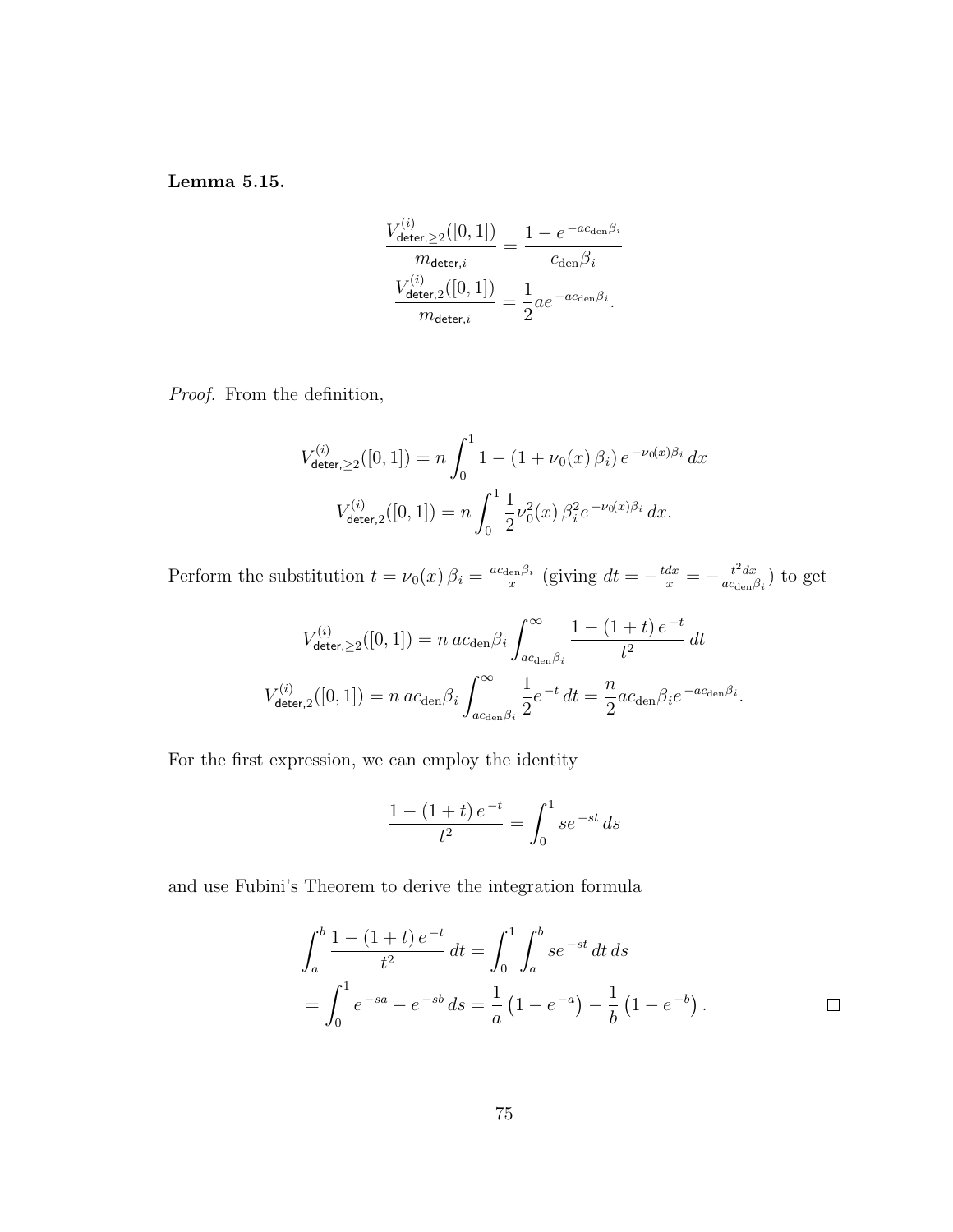**Lemma 5.15.**

$$\frac{V^{(i)}_{\mathsf{deter},\geq 2}([0,1])}{m_{\mathsf{deter},i}} = \frac{1 - e^{-ac_{\mathrm{den}}\beta_i}}{c_{\mathrm{den}}\beta_i}$$
$$\frac{V^{(i)}_{\mathsf{deter},2}([0,1])}{m_{\mathsf{deter},i}} = \frac{1}{2} a e^{-ac_{\mathrm{den}}\beta_i}.$$

*Proof.* From the definition,

$$V^{(i)}_{\mathsf{deter},\geq 2}([0,1]) = n \int_0^1 1 - (1 + \nu_0(x)\,\beta_i)\, e^{-\nu_0(x)\beta_i}\, dx$$
$$V^{(i)}_{\mathsf{deter},2}([0,1]) = n \int_0^1 \frac{1}{2}\nu_0^2(x)\,\beta_i^2 e^{-\nu_0(x)\beta_i}\, dx.$$

Perform the substitution $t = \nu_0(x)\,\beta_i = \frac{ac_{\mathrm{den}}\beta_i}{x}$ (giving $dt = -\frac{t dx}{x} = -\frac{t^2 dx}{ac_{\mathrm{den}}\beta_i}$) to get

$$V^{(i)}_{\mathsf{deter},\geq 2}([0,1]) = n\, ac_{\mathrm{den}}\beta_i \int_{ac_{\mathrm{den}}\beta_i}^{\infty} \frac{1 - (1+t)\, e^{-t}}{t^2}\, dt$$
$$V^{(i)}_{\mathsf{deter},2}([0,1]) = n\, ac_{\mathrm{den}}\beta_i \int_{ac_{\mathrm{den}}\beta_i}^{\infty} \frac{1}{2} e^{-t}\, dt = \frac{n}{2} ac_{\mathrm{den}}\beta_i e^{-ac_{\mathrm{den}}\beta_i}.$$

For the first expression, we can employ the identity

$$\frac{1 - (1+t)\, e^{-t}}{t^2} = \int_0^1 s e^{-st}\, ds$$

and use Fubini's Theorem to derive the integration formula

$$\int_a^b \frac{1 - (1+t)\, e^{-t}}{t^2}\, dt = \int_0^1 \int_a^b s e^{-st}\, dt\, ds$$
$$= \int_0^1 e^{-sa} - e^{-sb}\, ds = \frac{1}{a}\left(1 - e^{-a}\right) - \frac{1}{b}\left(1 - e^{-b}\right).$$

$\square$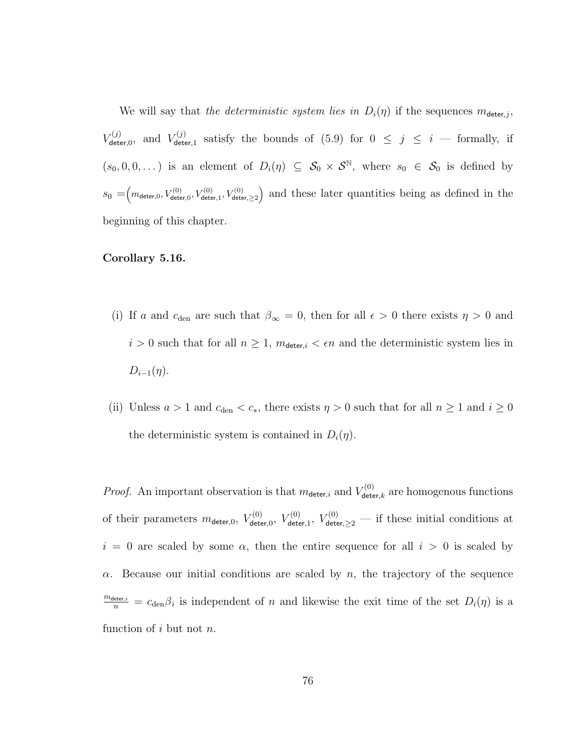We will say that *the deterministic system lies in* $D_i(\eta)$ if the sequences $m_{\mathsf{deter},j}$, $V^{(j)}_{\mathsf{deter},0}$, and $V^{(j)}_{\mathsf{deter},1}$ satisfy the bounds of (5.9) for $0 \le j \le i$ — formally, if $(s_0, 0, 0, \dots)$ is an element of $D_i(\eta) \subseteq \mathcal{S}_0 \times \mathcal{S}^{\mathbb{N}}$, where $s_0 \in \mathcal{S}_0$ is defined by $s_0 = \left(m_{\mathsf{deter},0}, V^{(0)}_{\mathsf{deter},0}, V^{(0)}_{\mathsf{deter},1}, V^{(0)}_{\mathsf{deter},\ge 2}\right)$ and these later quantities being as defined in the beginning of this chapter.

**Corollary 5.16.**

(i) If $a$ and $c_{\text{den}}$ are such that $\beta_\infty = 0$, then for all $\epsilon > 0$ there exists $\eta > 0$ and $i > 0$ such that for all $n \ge 1$, $m_{\mathsf{deter},i} < \epsilon n$ and the deterministic system lies in $D_{i-1}(\eta)$.

(ii) Unless $a > 1$ and $c_{\text{den}} < c_*$, there exists $\eta > 0$ such that for all $n \ge 1$ and $i \ge 0$ the deterministic system is contained in $D_i(\eta)$.

*Proof.* An important observation is that $m_{\mathsf{deter},i}$ and $V^{(0)}_{\mathsf{deter},k}$ are homogenous functions of their parameters $m_{\mathsf{deter},0}$, $V^{(0)}_{\mathsf{deter},0}$, $V^{(0)}_{\mathsf{deter},1}$, $V^{(0)}_{\mathsf{deter},\ge 2}$ — if these initial conditions at $i = 0$ are scaled by some $\alpha$, then the entire sequence for all $i > 0$ is scaled by $\alpha$. Because our initial conditions are scaled by $n$, the trajectory of the sequence $\frac{m_{\mathsf{deter},i}}{n} = c_{\text{den}}\beta_i$ is independent of $n$ and likewise the exit time of the set $D_i(\eta)$ is a function of $i$ but not $n$.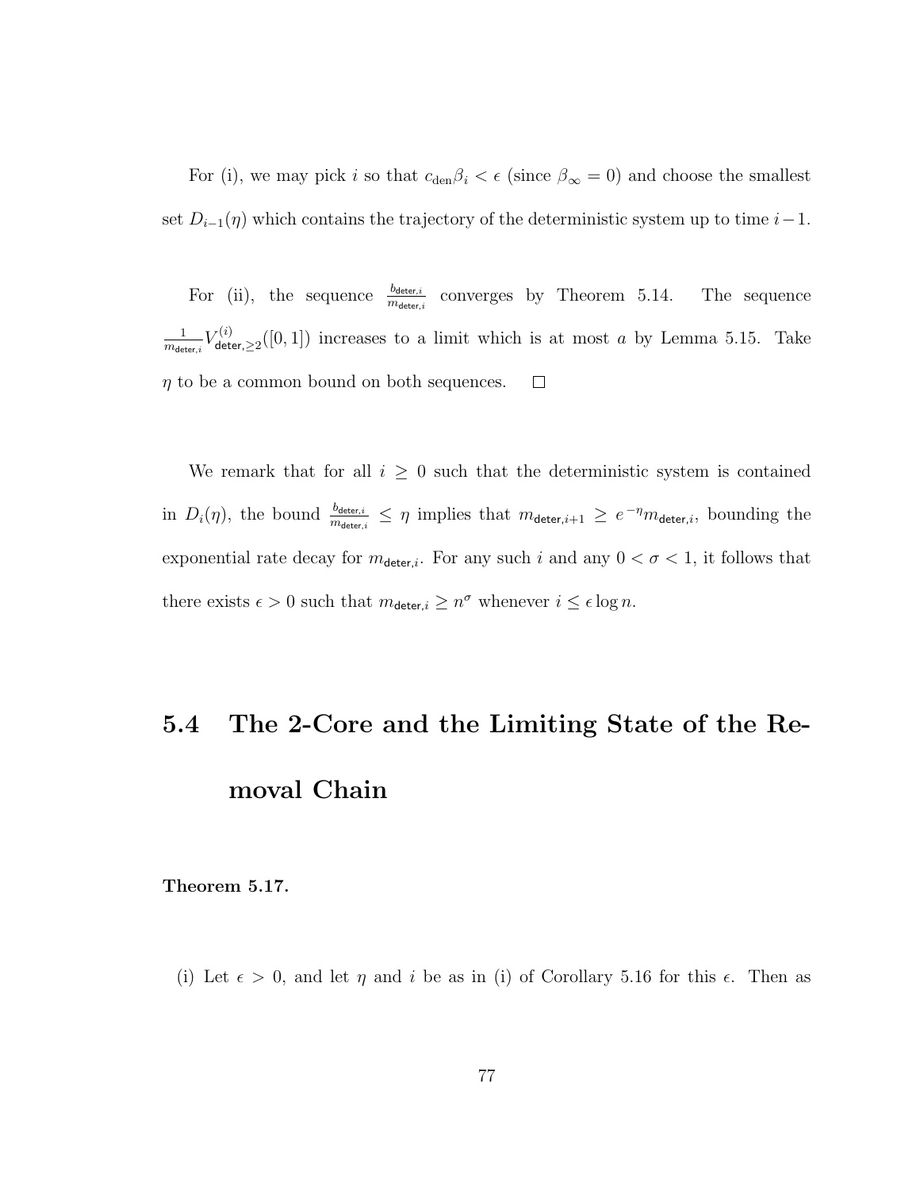For (i), we may pick $i$ so that $c_{\mathrm{den}}\beta_i < \epsilon$ (since $\beta_\infty = 0$) and choose the smallest set $D_{i-1}(\eta)$ which contains the trajectory of the deterministic system up to time $i-1$.

For (ii), the sequence $\frac{b_{\mathsf{deter},i}}{m_{\mathsf{deter},i}}$ converges by Theorem 5.14. The sequence $\frac{1}{m_{\mathsf{deter},i}} V^{(i)}_{\mathsf{deter},\geq 2}([0,1])$ increases to a limit which is at most $a$ by Lemma 5.15. Take $\eta$ to be a common bound on both sequences. $\square$

We remark that for all $i \geq 0$ such that the deterministic system is contained in $D_i(\eta)$, the bound $\frac{b_{\mathsf{deter},i}}{m_{\mathsf{deter},i}} \leq \eta$ implies that $m_{\mathsf{deter},i+1} \geq e^{-\eta} m_{\mathsf{deter},i}$, bounding the exponential rate decay for $m_{\mathsf{deter},i}$. For any such $i$ and any $0 < \sigma < 1$, it follows that there exists $\epsilon > 0$ such that $m_{\mathsf{deter},i} \geq n^\sigma$ whenever $i \leq \epsilon \log n$.

## 5.4 The 2-Core and the Limiting State of the Removal Chain

**Theorem 5.17.**

(i) Let $\epsilon > 0$, and let $\eta$ and $i$ be as in (i) of Corollary 5.16 for this $\epsilon$. Then as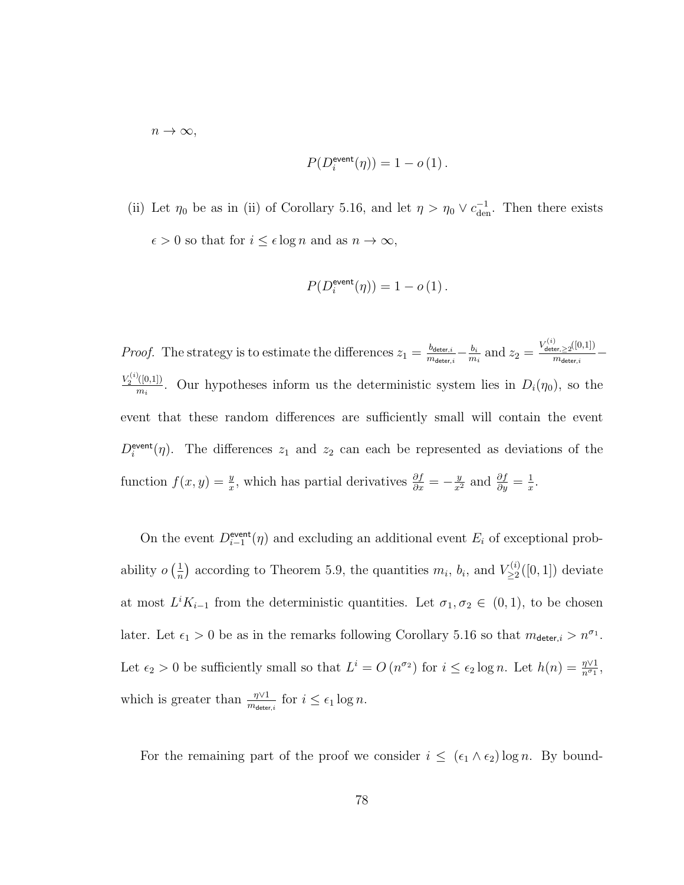$n \to \infty$,

$$P(D_i^{\mathsf{event}}(\eta)) = 1 - o(1).$$

(ii) Let $\eta_0$ be as in (ii) of Corollary 5.16, and let $\eta > \eta_0 \vee c_{\text{den}}^{-1}$. Then there exists $\epsilon > 0$ so that for $i \leq \epsilon \log n$ and as $n \to \infty$,

$$P(D_i^{\mathsf{event}}(\eta)) = 1 - o(1).$$

*Proof.* The strategy is to estimate the differences $z_1 = \frac{b_{\mathsf{deter},i}}{m_{\mathsf{deter},i}} - \frac{b_i}{m_i}$ and $z_2 = \frac{V^{(i)}_{\mathsf{deter},\geq 2}([0,1])}{m_{\mathsf{deter},i}} - \frac{V_2^{(i)}([0,1])}{m_i}$. Our hypotheses inform us the deterministic system lies in $D_i(\eta_0)$, so the event that these random differences are sufficiently small will contain the event $D_i^{\mathsf{event}}(\eta)$. The differences $z_1$ and $z_2$ can each be represented as deviations of the function $f(x,y) = \frac{y}{x}$, which has partial derivatives $\frac{\partial f}{\partial x} = -\frac{y}{x^2}$ and $\frac{\partial f}{\partial y} = \frac{1}{x}$.

On the event $D_{i-1}^{\mathsf{event}}(\eta)$ and excluding an additional event $E_i$ of exceptional probability $o\left(\frac{1}{n}\right)$ according to Theorem 5.9, the quantities $m_i$, $b_i$, and $V_{\geq 2}^{(i)}([0,1])$ deviate at most $L^i K_{i-1}$ from the deterministic quantities. Let $\sigma_1, \sigma_2 \in (0,1)$, to be chosen later. Let $\epsilon_1 > 0$ be as in the remarks following Corollary 5.16 so that $m_{\mathsf{deter},i} > n^{\sigma_1}$. Let $\epsilon_2 > 0$ be sufficiently small so that $L^i = O(n^{\sigma_2})$ for $i \leq \epsilon_2 \log n$. Let $h(n) = \frac{\eta \vee 1}{n^{\sigma_1}}$, which is greater than $\frac{\eta \vee 1}{m_{\mathsf{deter},i}}$ for $i \leq \epsilon_1 \log n$.

For the remaining part of the proof we consider $i \leq (\epsilon_1 \wedge \epsilon_2) \log n$. By bound-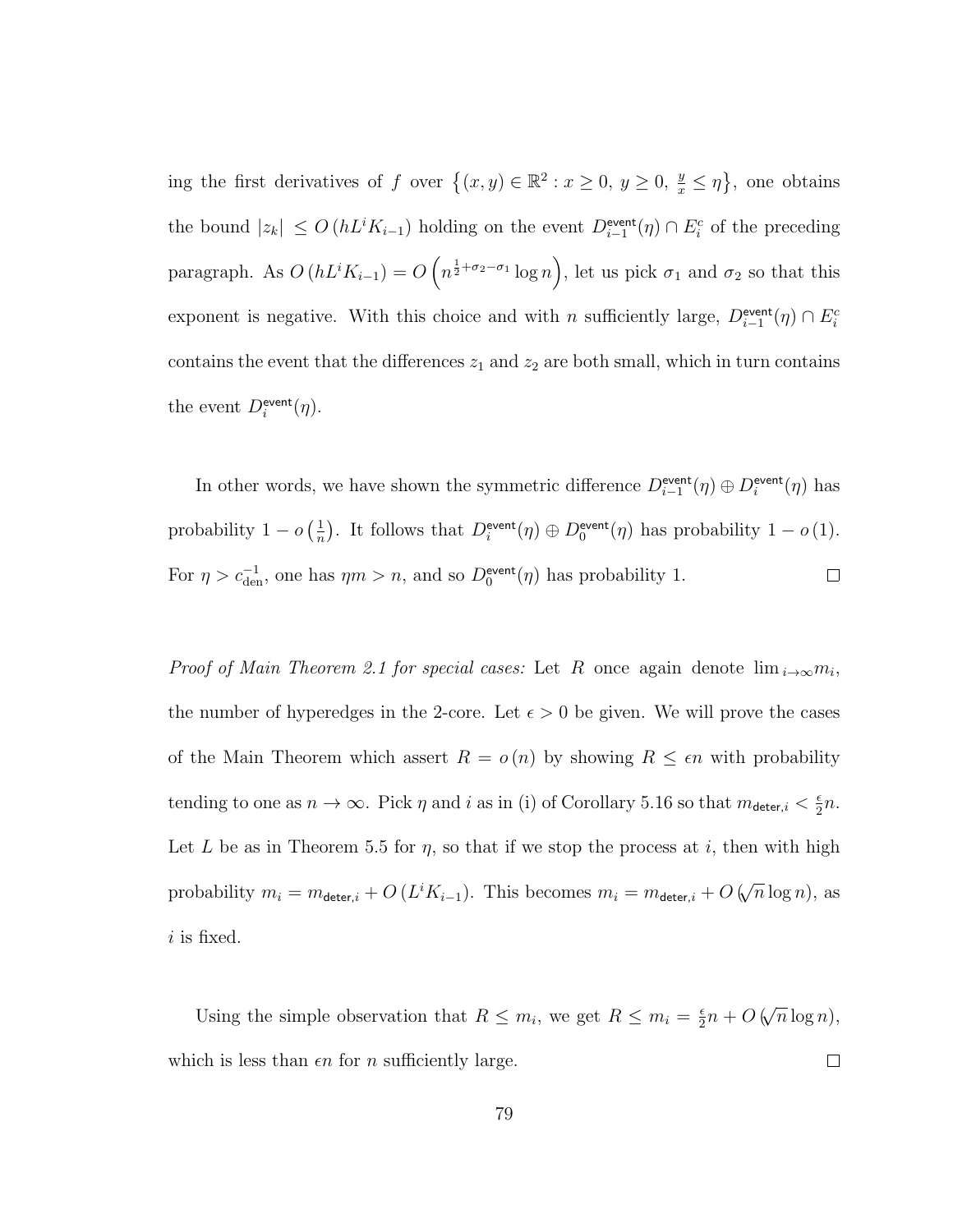ing the first derivatives of $f$ over $\left\{(x,y) \in \mathbb{R}^2 : x \geq 0,\ y \geq 0,\ \frac{y}{x} \leq \eta\right\}$, one obtains the bound $|z_k| \leq O\left(hL^i K_{i-1}\right)$ holding on the event $D^{\mathsf{event}}_{i-1}(\eta) \cap E_i^c$ of the preceding paragraph. As $O\left(hL^i K_{i-1}\right) = O\left(n^{\frac{1}{2}+\sigma_2-\sigma_1} \log n\right)$, let us pick $\sigma_1$ and $\sigma_2$ so that this exponent is negative. With this choice and with $n$ sufficiently large, $D^{\mathsf{event}}_{i-1}(\eta) \cap E_i^c$ contains the event that the differences $z_1$ and $z_2$ are both small, which in turn contains the event $D^{\mathsf{event}}_{i}(\eta)$.

In other words, we have shown the symmetric difference $D^{\mathsf{event}}_{i-1}(\eta) \oplus D^{\mathsf{event}}_{i}(\eta)$ has probability $1 - o\left(\frac{1}{n}\right)$. It follows that $D^{\mathsf{event}}_{i}(\eta) \oplus D^{\mathsf{event}}_{0}(\eta)$ has probability $1 - o(1)$. For $\eta > c_{\mathsf{den}}^{-1}$, one has $\eta m > n$, and so $D^{\mathsf{event}}_{0}(\eta)$ has probability 1. $\square$

*Proof of Main Theorem 2.1 for special cases:* Let $R$ once again denote $\lim_{i \to \infty} m_i$, the number of hyperedges in the 2-core. Let $\epsilon > 0$ be given. We will prove the cases of the Main Theorem which assert $R = o(n)$ by showing $R \leq \epsilon n$ with probability tending to one as $n \to \infty$. Pick $\eta$ and $i$ as in (i) of Corollary 5.16 so that $m_{\mathsf{deter},i} < \frac{\epsilon}{2} n$. Let $L$ be as in Theorem 5.5 for $\eta$, so that if we stop the process at $i$, then with high probability $m_i = m_{\mathsf{deter},i} + O\left(L^i K_{i-1}\right)$. This becomes $m_i = m_{\mathsf{deter},i} + O\left(\sqrt{n} \log n\right)$, as $i$ is fixed.

Using the simple observation that $R \leq m_i$, we get $R \leq m_i = \frac{\epsilon}{2} n + O\left(\sqrt{n} \log n\right)$, which is less than $\epsilon n$ for $n$ sufficiently large. $\square$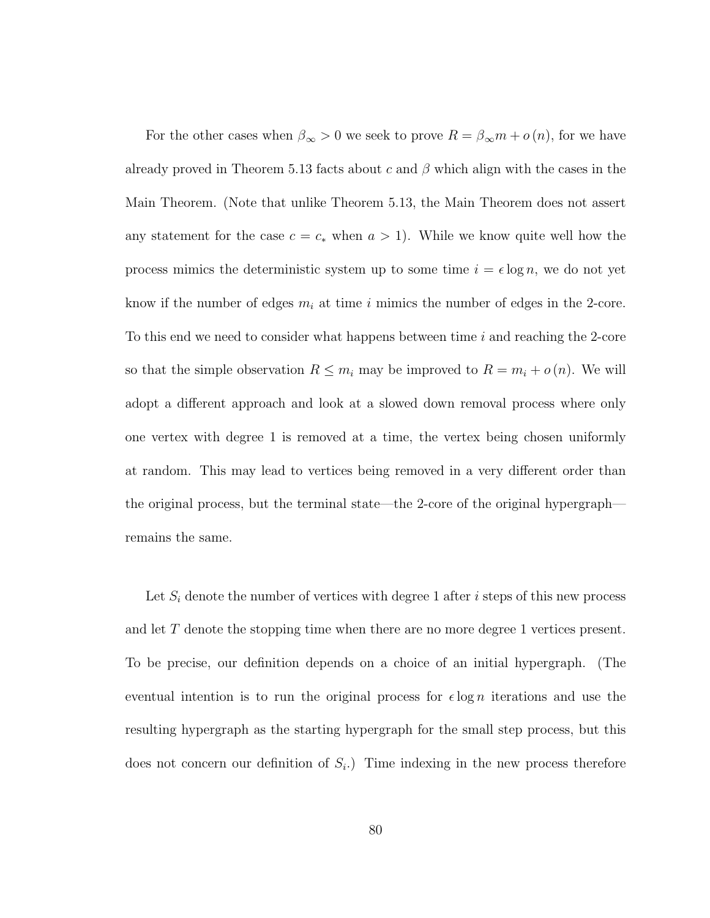For the other cases when $\beta_\infty > 0$ we seek to prove $R = \beta_\infty m + o(n)$, for we have already proved in Theorem 5.13 facts about $c$ and $\beta$ which align with the cases in the Main Theorem. (Note that unlike Theorem 5.13, the Main Theorem does not assert any statement for the case $c = c_*$ when $a > 1$). While we know quite well how the process mimics the deterministic system up to some time $i = \epsilon \log n$, we do not yet know if the number of edges $m_i$ at time $i$ mimics the number of edges in the 2-core. To this end we need to consider what happens between time $i$ and reaching the 2-core so that the simple observation $R \leq m_i$ may be improved to $R = m_i + o(n)$. We will adopt a different approach and look at a slowed down removal process where only one vertex with degree 1 is removed at a time, the vertex being chosen uniformly at random. This may lead to vertices being removed in a very different order than the original process, but the terminal state—the 2-core of the original hypergraph—remains the same.

Let $S_i$ denote the number of vertices with degree 1 after $i$ steps of this new process and let $T$ denote the stopping time when there are no more degree 1 vertices present. To be precise, our definition depends on a choice of an initial hypergraph. (The eventual intention is to run the original process for $\epsilon \log n$ iterations and use the resulting hypergraph as the starting hypergraph for the small step process, but this does not concern our definition of $S_i$.) Time indexing in the new process therefore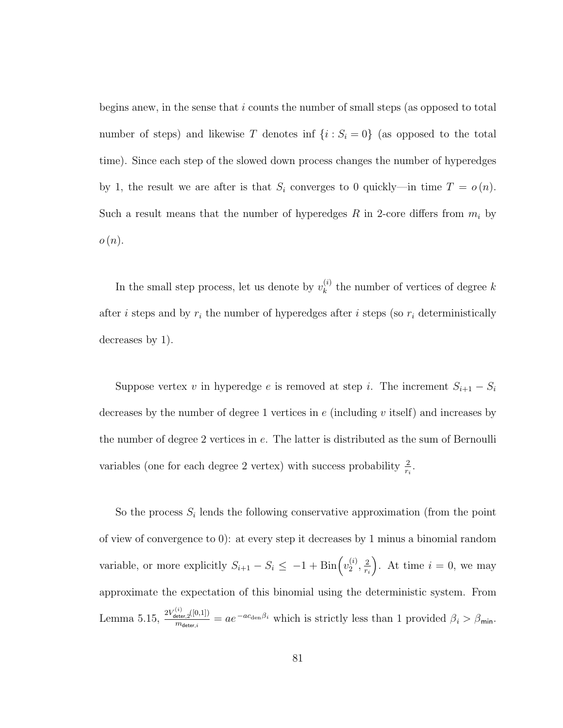begins anew, in the sense that $i$ counts the number of small steps (as opposed to total number of steps) and likewise $T$ denotes $\inf \{i : S_i = 0\}$ (as opposed to the total time). Since each step of the slowed down process changes the number of hyperedges by 1, the result we are after is that $S_i$ converges to 0 quickly—in time $T = o(n)$. Such a result means that the number of hyperedges $R$ in 2-core differs from $m_i$ by $o(n)$.

In the small step process, let us denote by $v_k^{(i)}$ the number of vertices of degree $k$ after $i$ steps and by $r_i$ the number of hyperedges after $i$ steps (so $r_i$ deterministically decreases by 1).

Suppose vertex $v$ in hyperedge $e$ is removed at step $i$. The increment $S_{i+1} - S_i$ decreases by the number of degree 1 vertices in $e$ (including $v$ itself) and increases by the number of degree 2 vertices in $e$. The latter is distributed as the sum of Bernoulli variables (one for each degree 2 vertex) with success probability $\frac{2}{r_i}$.

So the process $S_i$ lends the following conservative approximation (from the point of view of convergence to 0): at every step it decreases by 1 minus a binomial random variable, or more explicitly $S_{i+1} - S_i \leq -1 + \mathrm{Bin}\left(v_2^{(i)}, \frac{2}{r_i}\right)$. At time $i = 0$, we may approximate the expectation of this binomial using the deterministic system. From Lemma 5.15, $\frac{2V_{\mathsf{deter},2}^{(i)}([0,1])}{m_{\mathsf{deter},i}} = ae^{-ac_{\mathrm{den}}\beta_i}$ which is strictly less than 1 provided $\beta_i > \beta_{\mathsf{min}}$.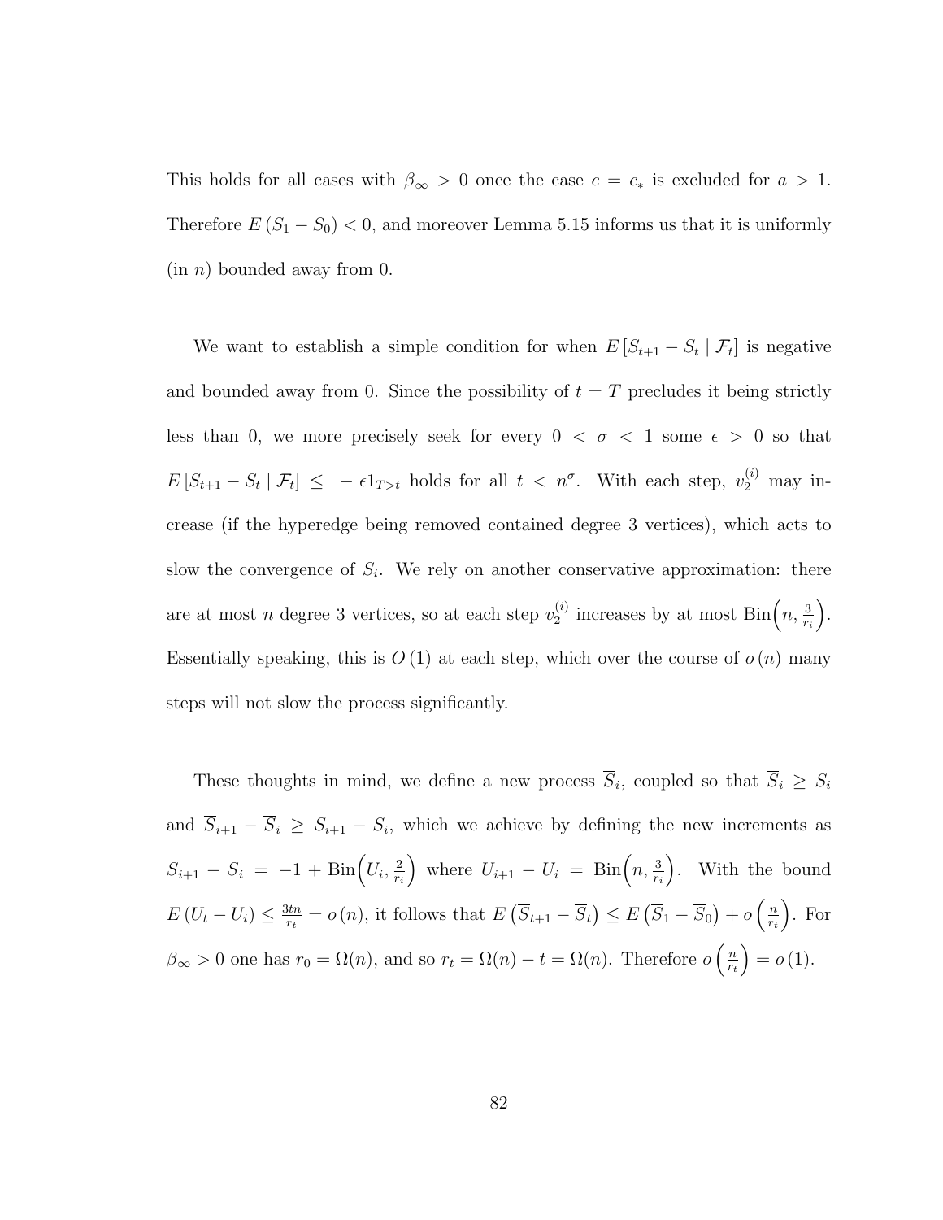This holds for all cases with $\beta_\infty > 0$ once the case $c = c_*$ is excluded for $a > 1$. Therefore $E(S_1 - S_0) < 0$, and moreover Lemma 5.15 informs us that it is uniformly (in $n$) bounded away from 0.

We want to establish a simple condition for when $E[S_{t+1} - S_t \mid \mathcal{F}_t]$ is negative and bounded away from 0. Since the possibility of $t = T$ precludes it being strictly less than 0, we more precisely seek for every $0 < \sigma < 1$ some $\epsilon > 0$ so that $E[S_{t+1} - S_t \mid \mathcal{F}_t] \leq -\epsilon 1_{T>t}$ holds for all $t < n^\sigma$. With each step, $v_2^{(i)}$ may increase (if the hyperedge being removed contained degree 3 vertices), which acts to slow the convergence of $S_i$. We rely on another conservative approximation: there are at most $n$ degree 3 vertices, so at each step $v_2^{(i)}$ increases by at most $\text{Bin}\Big(n, \frac{3}{r_i}\Big)$. Essentially speaking, this is $O(1)$ at each step, which over the course of $o(n)$ many steps will not slow the process significantly.

These thoughts in mind, we define a new process $\overline{S}_i$, coupled so that $\overline{S}_i \geq S_i$ and $\overline{S}_{i+1} - \overline{S}_i \geq S_{i+1} - S_i$, which we achieve by defining the new increments as $\overline{S}_{i+1} - \overline{S}_i = -1 + \text{Bin}\Big(U_i, \frac{2}{r_i}\Big)$ where $U_{i+1} - U_i = \text{Bin}\Big(n, \frac{3}{r_i}\Big)$. With the bound $E(U_t - U_i) \leq \frac{3tn}{r_t} = o(n)$, it follows that $E\left(\overline{S}_{t+1} - \overline{S}_t\right) \leq E\left(\overline{S}_1 - \overline{S}_0\right) + o\left(\frac{n}{r_t}\right)$. For $\beta_\infty > 0$ one has $r_0 = \Omega(n)$, and so $r_t = \Omega(n) - t = \Omega(n)$. Therefore $o\left(\frac{n}{r_t}\right) = o(1)$.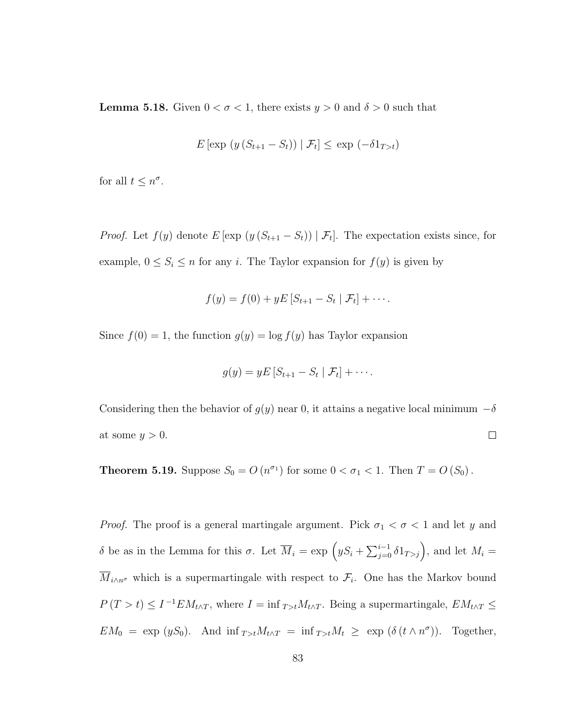**Lemma 5.18.** Given $0 < \sigma < 1$, there exists $y > 0$ and $\delta > 0$ such that

$$E\left[\exp\left(y\left(S_{t+1} - S_t\right)\right) \mid \mathcal{F}_t\right] \leq \exp\left(-\delta 1_{T>t}\right)$$

for all $t \leq n^{\sigma}$.

*Proof.* Let $f(y)$ denote $E\left[\exp\left(y\left(S_{t+1} - S_t\right)\right) \mid \mathcal{F}_t\right]$. The expectation exists since, for example, $0 \leq S_i \leq n$ for any $i$. The Taylor expansion for $f(y)$ is given by

$$f(y) = f(0) + yE\left[S_{t+1} - S_t \mid \mathcal{F}_t\right] + \cdots.$$

Since $f(0) = 1$, the function $g(y) = \log f(y)$ has Taylor expansion

$$g(y) = yE\left[S_{t+1} - S_t \mid \mathcal{F}_t\right] + \cdots.$$

Considering then the behavior of $g(y)$ near 0, it attains a negative local minimum $-\delta$ at some $y > 0$. $\square$

**Theorem 5.19.** Suppose $S_0 = O\left(n^{\sigma_1}\right)$ for some $0 < \sigma_1 < 1$. Then $T = O\left(S_0\right)$.

*Proof.* The proof is a general martingale argument. Pick $\sigma_1 < \sigma < 1$ and let $y$ and $\delta$ be as in the Lemma for this $\sigma$. Let $\overline{M}_i = \exp\left(yS_i + \sum_{j=0}^{i-1} \delta 1_{T>j}\right)$, and let $M_i = \overline{M}_{i \wedge n^{\sigma}}$ which is a supermartingale with respect to $\mathcal{F}_i$. One has the Markov bound $P\left(T > t\right) \leq I^{-1} EM_{t \wedge T}$, where $I = \inf_{T>t} M_{t \wedge T}$. Being a supermartingale, $EM_{t \wedge T} \leq EM_0 = \exp\left(yS_0\right)$. And $\inf_{T>t} M_{t \wedge T} = \inf_{T>t} M_t \geq \exp\left(\delta\left(t \wedge n^{\sigma}\right)\right)$. Together,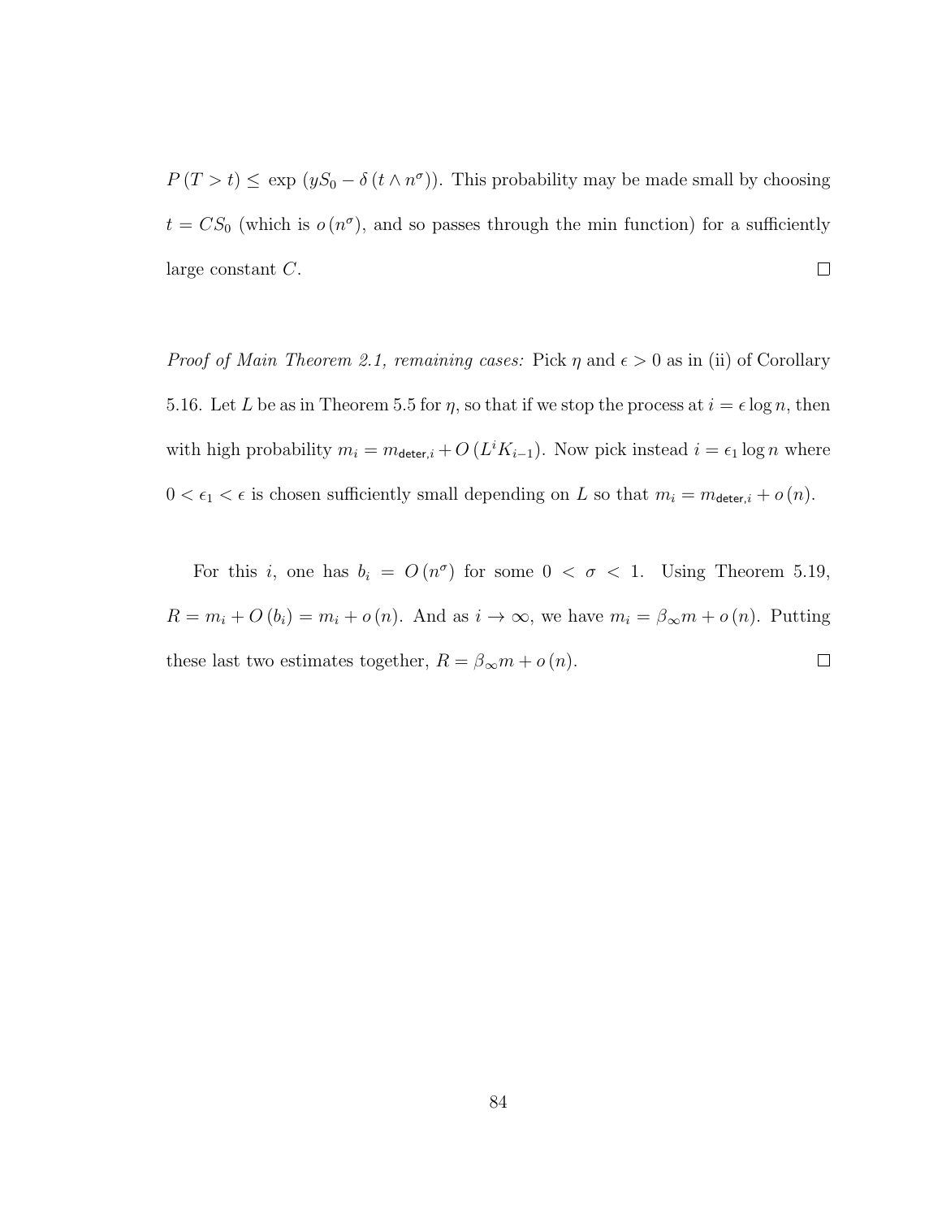$P(T > t) \leq \exp(yS_0 - \delta(t \wedge n^\sigma))$. This probability may be made small by choosing $t = CS_0$ (which is $o(n^\sigma)$, and so passes through the min function) for a sufficiently large constant $C$. □

*Proof of Main Theorem 2.1, remaining cases:* Pick $\eta$ and $\epsilon > 0$ as in (ii) of Corollary 5.16. Let $L$ be as in Theorem 5.5 for $\eta$, so that if we stop the process at $i = \epsilon \log n$, then with high probability $m_i = m_{\mathsf{deter},i} + O(L^i K_{i-1})$. Now pick instead $i = \epsilon_1 \log n$ where $0 < \epsilon_1 < \epsilon$ is chosen sufficiently small depending on $L$ so that $m_i = m_{\mathsf{deter},i} + o(n)$.

For this $i$, one has $b_i = O(n^\sigma)$ for some $0 < \sigma < 1$. Using Theorem 5.19, $R = m_i + O(b_i) = m_i + o(n)$. And as $i \to \infty$, we have $m_i = \beta_\infty m + o(n)$. Putting these last two estimates together, $R = \beta_\infty m + o(n)$. □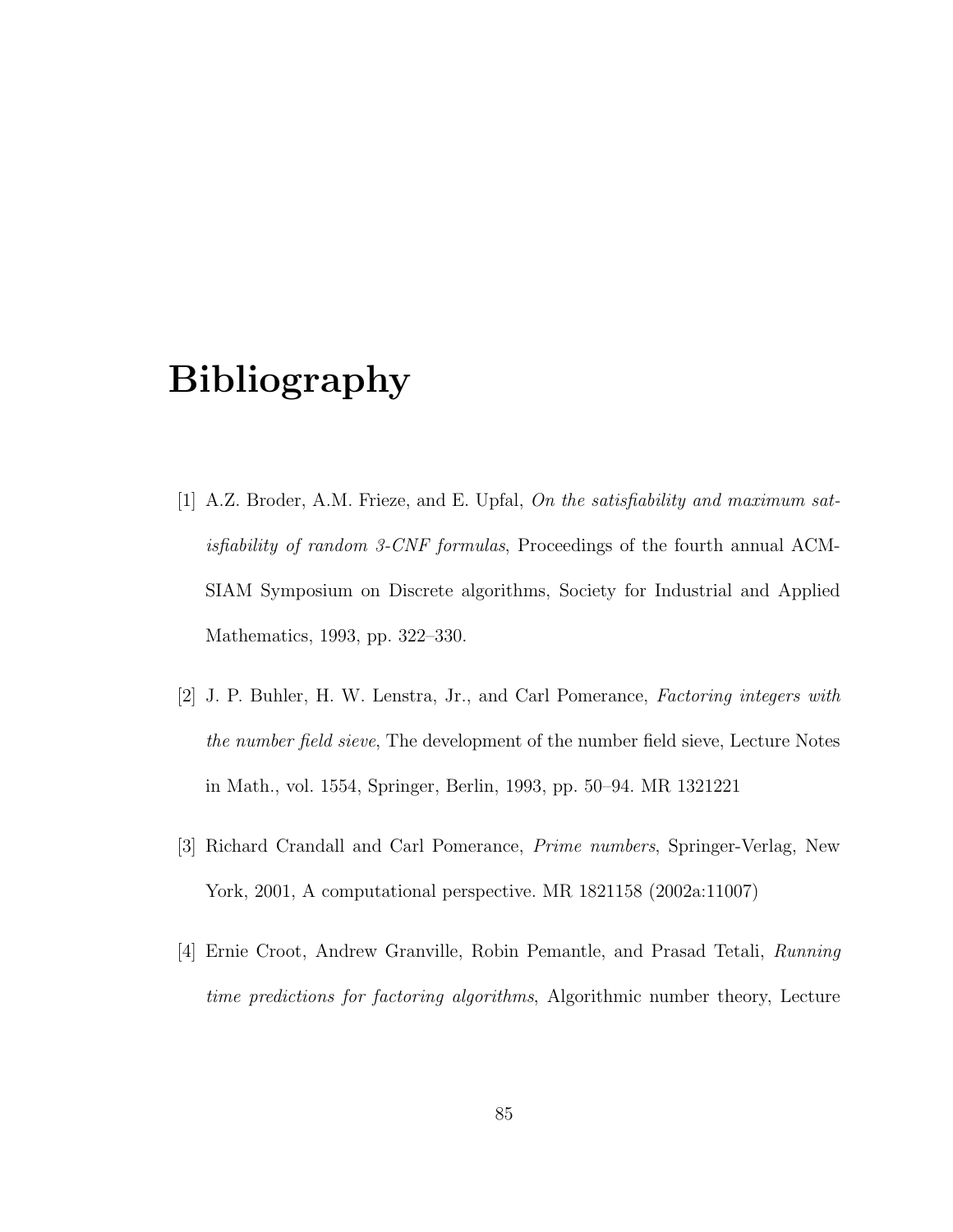# Bibliography

[1] A.Z. Broder, A.M. Frieze, and E. Upfal, *On the satisfiability and maximum satisfiability of random 3-CNF formulas*, Proceedings of the fourth annual ACM-SIAM Symposium on Discrete algorithms, Society for Industrial and Applied Mathematics, 1993, pp. 322–330.

[2] J. P. Buhler, H. W. Lenstra, Jr., and Carl Pomerance, *Factoring integers with the number field sieve*, The development of the number field sieve, Lecture Notes in Math., vol. 1554, Springer, Berlin, 1993, pp. 50–94. MR 1321221

[3] Richard Crandall and Carl Pomerance, *Prime numbers*, Springer-Verlag, New York, 2001, A computational perspective. MR 1821158 (2002a:11007)

[4] Ernie Croot, Andrew Granville, Robin Pemantle, and Prasad Tetali, *Running time predictions for factoring algorithms*, Algorithmic number theory, Lecture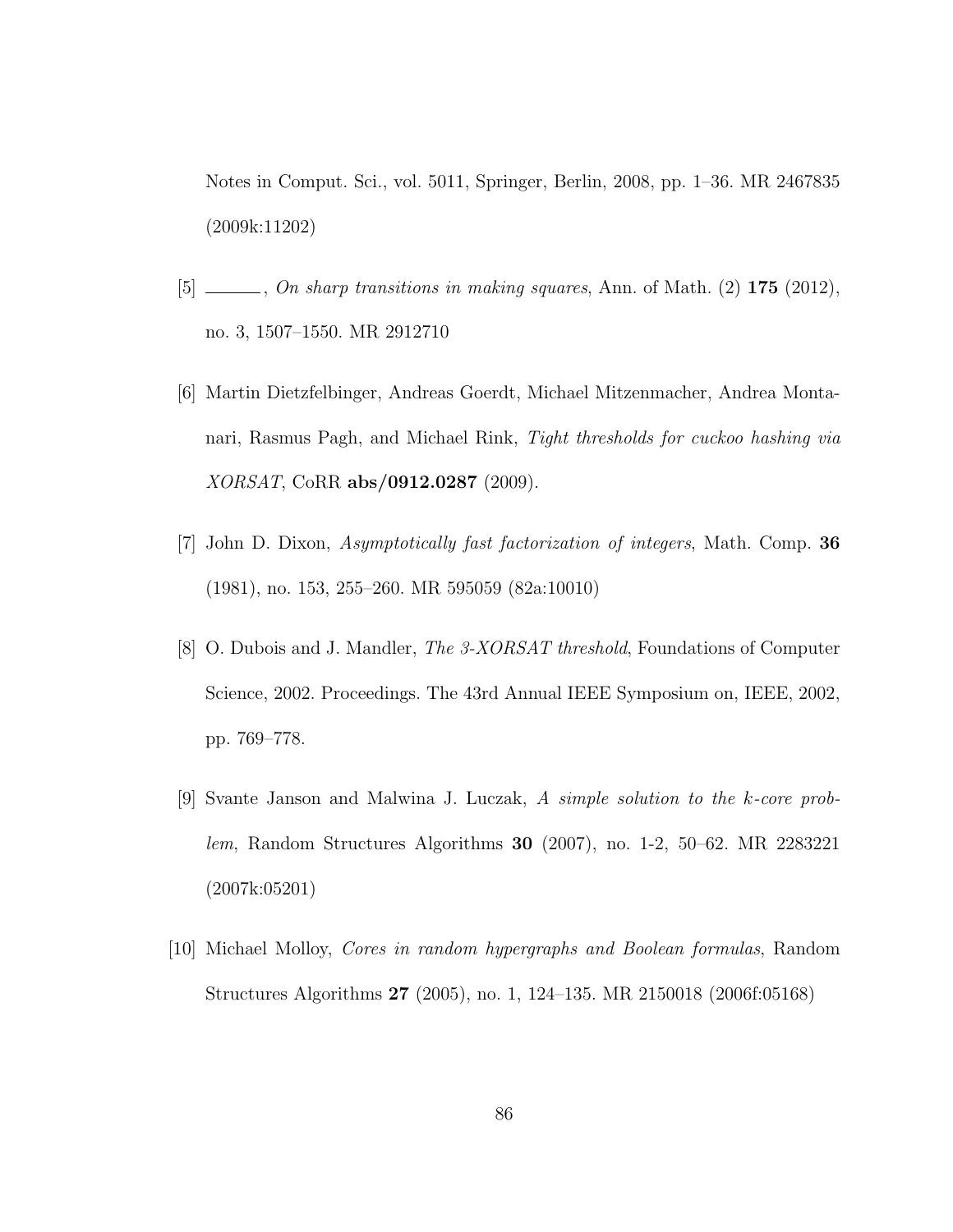Notes in Comput. Sci., vol. 5011, Springer, Berlin, 2008, pp. 1–36. MR 2467835 (2009k:11202)

[5] ———, *On sharp transitions in making squares*, Ann. of Math. (2) **175** (2012), no. 3, 1507–1550. MR 2912710

[6] Martin Dietzfelbinger, Andreas Goerdt, Michael Mitzenmacher, Andrea Montanari, Rasmus Pagh, and Michael Rink, *Tight thresholds for cuckoo hashing via XORSAT*, CoRR **abs/0912.0287** (2009).

[7] John D. Dixon, *Asymptotically fast factorization of integers*, Math. Comp. **36** (1981), no. 153, 255–260. MR 595059 (82a:10010)

[8] O. Dubois and J. Mandler, *The 3-XORSAT threshold*, Foundations of Computer Science, 2002. Proceedings. The 43rd Annual IEEE Symposium on, IEEE, 2002, pp. 769–778.

[9] Svante Janson and Malwina J. Luczak, *A simple solution to the $k$-core problem*, Random Structures Algorithms **30** (2007), no. 1-2, 50–62. MR 2283221 (2007k:05201)

[10] Michael Molloy, *Cores in random hypergraphs and Boolean formulas*, Random Structures Algorithms **27** (2005), no. 1, 124–135. MR 2150018 (2006f:05168)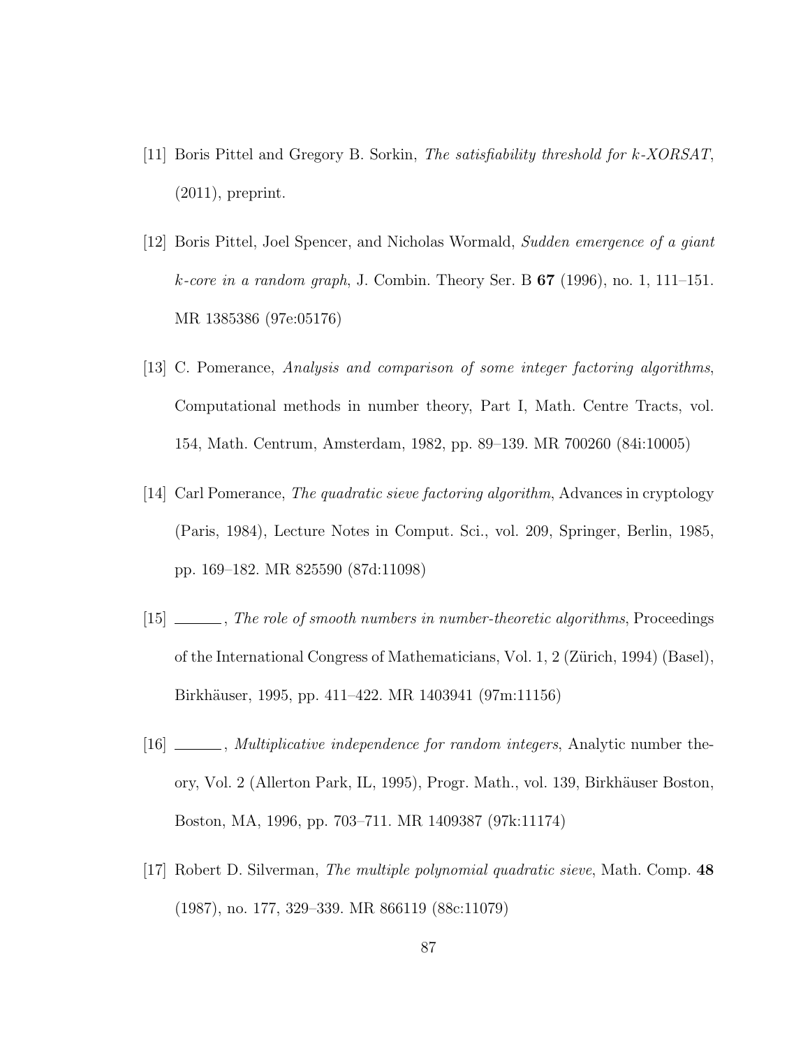[11] Boris Pittel and Gregory B. Sorkin, *The satisfiability threshold for k-XORSAT*, (2011), preprint.

[12] Boris Pittel, Joel Spencer, and Nicholas Wormald, *Sudden emergence of a giant k-core in a random graph*, J. Combin. Theory Ser. B **67** (1996), no. 1, 111–151. MR 1385386 (97e:05176)

[13] C. Pomerance, *Analysis and comparison of some integer factoring algorithms*, Computational methods in number theory, Part I, Math. Centre Tracts, vol. 154, Math. Centrum, Amsterdam, 1982, pp. 89–139. MR 700260 (84i:10005)

[14] Carl Pomerance, *The quadratic sieve factoring algorithm*, Advances in cryptology (Paris, 1984), Lecture Notes in Comput. Sci., vol. 209, Springer, Berlin, 1985, pp. 169–182. MR 825590 (87d:11098)

[15] ______, *The role of smooth numbers in number-theoretic algorithms*, Proceedings of the International Congress of Mathematicians, Vol. 1, 2 (Zürich, 1994) (Basel), Birkhäuser, 1995, pp. 411–422. MR 1403941 (97m:11156)

[16] ______, *Multiplicative independence for random integers*, Analytic number theory, Vol. 2 (Allerton Park, IL, 1995), Progr. Math., vol. 139, Birkhäuser Boston, Boston, MA, 1996, pp. 703–711. MR 1409387 (97k:11174)

[17] Robert D. Silverman, *The multiple polynomial quadratic sieve*, Math. Comp. **48** (1987), no. 177, 329–339. MR 866119 (88c:11079)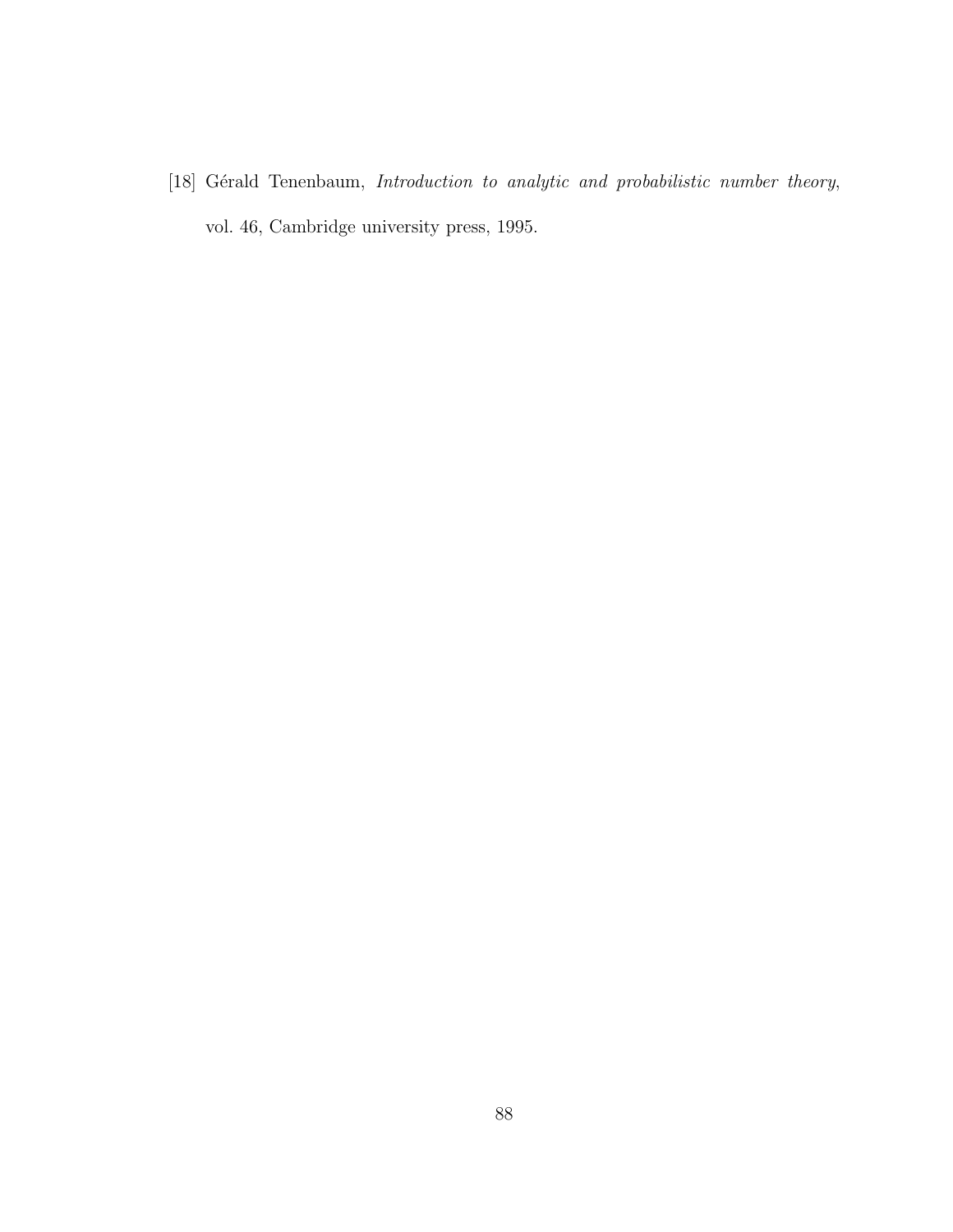[18] Gérald Tenenbaum, *Introduction to analytic and probabilistic number theory*, vol. 46, Cambridge university press, 1995.